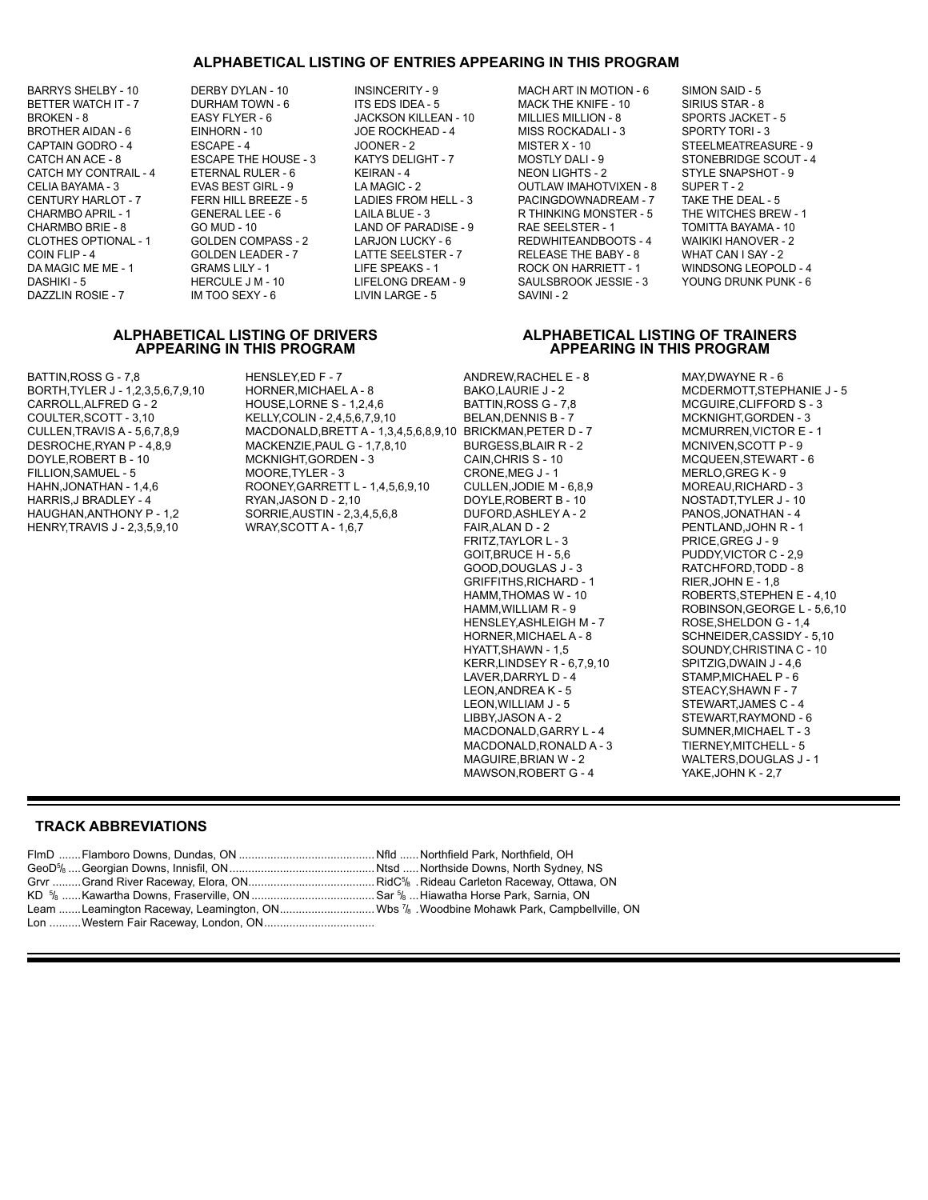## ALPHABETICAL LISTING OF ENTRIES APPEARING IN THIS PROGRAM

BARRYS SHELBY - 10
BETTER WATCH IT - 7
BROKEN - 8
BROTHER AIDAN - 6
CAPTAIN GODRO - 4
CATCH AN ACE - 8
CATCH MY CONTRAIL - 4
CELIA BAYAMA - 3
CENTURY HARLOT - 7
CHARMBO APRIL - 1
CHARMBO BRIE - 8
CLOTHES OPTIONAL - 1
COIN FLIP - 4
DA MAGIC ME ME - 1
DASHIKI - 5
DAZZLIN ROSIE - 7
DERBY DYLAN - 10
DURHAM TOWN - 6
EASY FLYER - 6
EINHORN - 10
ESCAPE - 4
ESCAPE THE HOUSE - 3
ETERNAL RULER - 6
EVAS BEST GIRL - 9
FERN HILL BREEZE - 5
GENERAL LEE - 6
GO MUD - 10
GOLDEN COMPASS - 2
GOLDEN LEADER - 7
GRAMS LILY - 1
HERCULE J M - 10
IM TOO SEXY - 6
INSINCERITY - 9
ITS EDS IDEA - 5
JACKSON KILLEAN - 10
JOE ROCKHEAD - 4
JOONER - 2
KATYS DELIGHT - 7
KEIRAN - 4
LA MAGIC - 2
LADIES FROM HELL - 3
LAILA BLUE - 3
LAND OF PARADISE - 9
LARJON LUCKY - 6
LATTE SEELSTER - 7
LIFE SPEAKS - 1
LIFELONG DREAM - 9
LIVIN LARGE - 5
MACH ART IN MOTION - 6
MACK THE KNIFE - 10
MILLIES MILLION - 8
MISS ROCKADALI - 3
MISTER X - 10
MOSTLY DALI - 9
NEON LIGHTS - 2
OUTLAW IMAHOTVIXEN - 8
PACINGDOWNADREAM - 7
R THINKING MONSTER - 5
RAE SEELSTER - 1
REDWHITEANDBOOTS - 4
RELEASE THE BABY - 8
ROCK ON HARRIETT - 1
SAULSBROOK JESSIE - 3
SAVINI - 2
SIMON SAID - 5
SIRIUS STAR - 8
SPORTS JACKET - 5
SPORTY TORI - 3
STEELMEATREASURE - 9
STONEBRIDGE SCOUT - 4
STYLE SNAPSHOT - 9
SUPER T - 2
TAKE THE DEAL - 5
THE WITCHES BREW - 1
TOMITTA BAYAMA - 10
WAIKIKI HANOVER - 2
WHAT CAN I SAY - 2
WINDSONG LEOPOLD - 4
YOUNG DRUNK PUNK - 6

## ALPHABETICAL LISTING OF DRIVERS APPEARING IN THIS PROGRAM

BATTIN,ROSS G - 7,8
BORTH,TYLER J - 1,2,3,5,6,7,9,10
CARROLL,ALFRED G - 2
COULTER,SCOTT - 3,10
CULLEN,TRAVIS A - 5,6,7,8,9
DESROCHE,RYAN P - 4,8,9
DOYLE,ROBERT B - 10
FILLION,SAMUEL - 5
HAHN,JONATHAN - 1,4,6
HARRIS,J BRADLEY - 4
HAUGHAN,ANTHONY P - 1,2
HENRY,TRAVIS J - 2,3,5,9,10
HENSLEY,ED F - 7
HORNER,MICHAEL A - 8
HOUSE,LORNE S - 1,2,4,6
KELLY,COLIN - 2,4,5,6,7,9,10
MACDONALD,BRETT A - 1,3,4,5,6,8,9,10
MACKENZIE,PAUL G - 1,7,8,10
MCKNIGHT,GORDEN - 3
MOORE,TYLER - 3
ROONEY,GARRETT L - 1,4,5,6,9,10
RYAN,JASON D - 2,10
SORRIE,AUSTIN - 2,3,4,5,6,8
WRAY,SCOTT A - 1,6,7

## ALPHABETICAL LISTING OF TRAINERS APPEARING IN THIS PROGRAM

ANDREW,RACHEL E - 8
BAKO,LAURIE J - 2
BATTIN,ROSS G - 7,8
BELAN,DENNIS B - 7
BRICKMAN,PETER D - 7
BURGESS,BLAIR R - 2
CAIN,CHRIS S - 10
CRONE,MEG J - 1
CULLEN,JODIE M - 6,8,9
DOYLE,ROBERT B - 10
DUFORD,ASHLEY A - 2
FAIR,ALAN D - 2
FRITZ,TAYLOR L - 3
GOIT,BRUCE H - 5,6
GOOD,DOUGLAS J - 3
GRIFFITHS,RICHARD - 1
HAMM,THOMAS W - 10
HAMM,WILLIAM R - 9
HENSLEY,ASHLEIGH M - 7
HORNER,MICHAEL A - 8
HYATT,SHAWN - 1,5
KERR,LINDSEY R - 6,7,9,10
LAVER,DARRYL D - 4
LEON,ANDREA K - 5
LEON,WILLIAM J - 5
LIBBY,JASON A - 2
MACDONALD,GARRY L - 4
MACDONALD,RONALD A - 3
MAGUIRE,BRIAN W - 2
MAWSON,ROBERT G - 4
MAY,DWAYNE R - 6
MCDERMOTT,STEPHANIE J - 5
MCGUIRE,CLIFFORD S - 3
MCKNIGHT,GORDEN - 3
MCMURREN,VICTOR E - 1
MCNIVEN,SCOTT P - 9
MCQUEEN,STEWART - 6
MERLO,GREG K - 9
MOREAU,RICHARD - 3
NOSTADT,TYLER J - 10
PANOS,JONATHAN - 4
PENTLAND,JOHN R - 1
PRICE,GREG J - 9
PUDDY,VICTOR C - 2,9
RATCHFORD,TODD - 8
RIER,JOHN E - 1,8
ROBERTS,STEPHEN E - 4,10
ROBINSON,GEORGE L - 5,6,10
ROSE,SHELDON G - 1,4
SCHNEIDER,CASSIDY - 5,10
SOUNDY,CHRISTINA C - 10
SPITZIG,DWAIN J - 4,6
STAMP,MICHAEL P - 6
STEACY,SHAWN F - 7
STEWART,JAMES C - 4
STEWART,RAYMOND - 6
SUMNER,MICHAEL T - 3
TIERNEY,MITCHELL - 5
WALTERS,DOUGLAS J - 1
YAKE,JOHN K - 2,7

## TRACK ABBREVIATIONS

FlmD ....... Flamboro Downs, Dundas, ON
GeoD5/8 .... Georgian Downs, Innisfil, ON
Grvr ......... Grand River Raceway, Elora, ON
KD 5/8 ...... Kawartha Downs, Fraserville, ON
Leam ....... Leamington Raceway, Leamington, ON
Lon .......... Western Fair Raceway, London, ON
Nfld ...... Northfield Park, Northfield, OH
Ntsd ..... Northside Downs, North Sydney, NS
RidC5/8 . Rideau Carleton Raceway, Ottawa, ON
Sar 5/8 ... Hiawatha Horse Park, Sarnia, ON
Wbs 7/8 . Woodbine Mohawk Park, Campbellville, ON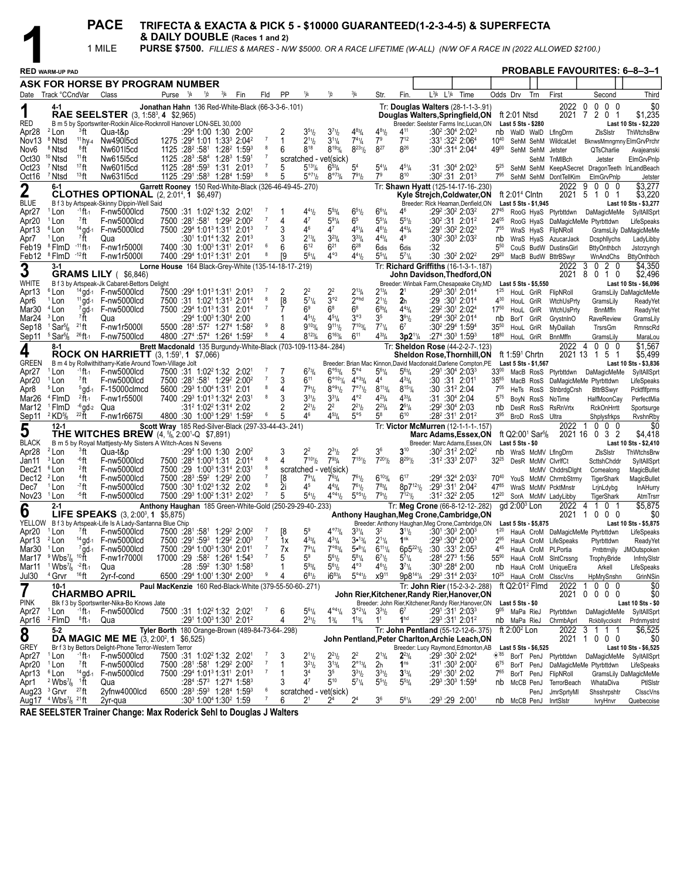# 1

## PACE — TRIFECTA & EXACTA & PICK 5 - $10000 GUARANTEED(1-2-3-4-5) & SUPERFECTA & DAILY DOUBLE (Races 1 and 2)

**1 MILE — PURSE $7500.** *FILLIES & MARES - N/W $5000. OR A RACE LIFETIME (W-ALL) (N/W OF A RACE IN (2022 ALLOWED $2100.)*

**RED WARM-UP PAD** — **PROBABLE FAVOURITES: 6–8–3–1**

**ASK FOR HORSE BY PROGRAM NUMBER**

---

### 1 — RED — 4-1
**RAE SEELSTER** (3, 1:58³, 4 $2,965)
Jonathan Hahn 136 Red-White-Black (66-3-3-6-.101)
B m 5 by Sportswriter-Rockin Alice-Rocknroll Hanover LON-SEL 30,000
Tr: Douglas Walters (28-1-1-3-.91)
Douglas Walters, Springfield, ON — ft 2:01 Ntsd
Breeder: Seelster Farms Inc, Lucan, ON — Last 5 Sts - $280
2022: 0 0 0 0 $0 | 2021: 7 2 0 1 $1,235 | Last 10 Sts - $2,220

| Date | Track °CCndVar | Class | Purse | 1/4 | 1/2 | 3/4 | Fin | Fld | PP | 1/4 | 1/2 | 3/4 | Str. | Fin. | L3/4 L1/4 Time | Odds | Drv | Trn | First | Second | Third |
|---|---|---|---|---|---|---|---|---|---|---|---|---|---|---|---|---|---|---|---|---|---|
| Apr28 | ²Lon ³ft | Qua-t&p | | :29⁴ | 1:00 | 1:30 | 2:00² | | 2 | 3⁵½ | 3⁷½ | 4⁸¾ | 4⁸½ | 4¹¹ | :30² :30⁴ 2:02³ | nb | WalD | WalD | LflngDrm | ZlsSlstr | ThWtchsBrw |
| Nov13 | ⁸Ntsd ¹¹hy-4 | Nw490l5cd | 1275 | :29⁴ | 1:01 | 1:33³ | 2:04² | 7 | 1 | 2¹½ | 3¹¼ | 7⁴¼ | 7⁹ | 7¹² | :33¹ :32² 2:06⁴ | 10⁴⁰ | SehM | SehM | WildcatJet | BknwsMmngrnny | ElmGrvPrchr |
| Nov6 | ⁸Ntsd ⁸ft | Nw601l5cd | 1125 | :28² | :58¹ | 1:28² | 1:59³ | 8 | 6 | 8¹⁸ | 8¹⁹¾ | 8²³½ | 8²⁷ | 8²⁶ | :30⁴ :31⁴ 2:04⁴ | 49⁰⁰ | SehM | SehM | Jetster | QTsCharlie | Avajeanski |
| Oct30 | ¹⁰Ntsd ¹¹ft | Nw615l5cd | 1125 | :28³ | :58⁴ | 1:28³ | 1:59¹ | 7 | scratched - vet(sick) | | | | | | | | | SehM | TnMlBch | Jetster | ElmGrvPnlp |
| Oct23 | ⁷Ntsd ¹⁷ft | Nw601l5cd | 1125 | :28⁴ | :59³ | 1:31 | 2:01³ | 7 | 5 | 5¹³¼ | 6⁵¾ | 5⁴ | 5⁴¼ | 4⁵¼ | :31 :30⁴ 2:02³ | 5²⁵ | SehM | SehM | KeepASecret | DragonTeeth | InLandBeach |
| Oct16 | ⁷Ntsd ¹³ft | Nw631l5cd | 1125 | :29¹ | :58³ | 1:28⁴ | 1:59³ | 8 | 5 | 5°⁷½ | 8°⁷¾ | 7⁹½ | 7⁹ | 8¹⁰ | :30² :31 2:01³ | 7⁹⁵ | SehM | SehM | DontTellKim | ElmGrvPnlp | Jetster |

---

### 2 — BLUE — 6-1
**CLOTHES OPTIONAL** (2, 2:01⁴, 1 $6,497)
Garrett Rooney 150 Red-White-Black (326-46-49-45-.270)
B f 3 by Artspeak-Skinny Dippin-Well Said
Tr: Shawn Hyatt (125-14-17-16-.230)
Kyle Strejch, Coldwater, ON — ft 2:01⁴ Clntn
Breeder: Rick Heaman, Denfield, ON — Last 5 Sts - $1,945
2022: 9 0 0 0 $3,277 | 2021: 5 1 0 1 $3,220 | Last 10 Sts - $3,277

| Date | Track °CCndVar | Class | Purse | 1/4 | 1/2 | 3/4 | Fin | Fld | PP | 1/4 | 1/2 | 3/4 | Str. | Fin. | L3/4 L1/4 Time | Odds | Drv | Trn | First | Second | Third |
|---|---|---|---|---|---|---|---|---|---|---|---|---|---|---|---|---|---|---|---|---|---|
| Apr27 | ¹Lon ⁻¹ft-1 | F-nw5000lcd | 7500 | :31 | 1:02² | 1:32 | 2:02¹ | 7 | 1 | 4⁴½ | 5⁵¾ | 6⁵½ | 6⁶¼ | 4⁶ | :29² :30² 2:03² | 27⁴⁵ | RooG | HyaS | Ptyrbttdwn | DaMagicMeMe | SyltAllSprt |
| Apr20 | ¹Lon ⁷ft | F-nw5000lcd | 7500 | :28¹ | :58¹ | 1:29² | 2:00² | 7 | 4 | 4⁷ | 5⁹¼ | 6⁵ | 5⁵¼ | 5⁵½ | :30² :31 2:01² | 24⁰⁵ | RooG | HyaS | DaMagicMeMe | Ptyrbttdwn | LifeSpeaks |
| Apr13 | ⁶Lon ¹⁴gd-1 | F-nw5000lcd | 7500 | :29⁴ | 1:01³ | 1:31¹ | 2:01³ | 7 | 3 | 4⁶ | 4⁷ | 4⁵¼ | 4⁶½ | 4⁴¾ | :29¹ :30² 2:02³ | 7⁵⁵ | WraS | HyaS | FlipNRoll | GramsLily | DaMagicMeMe |
| Apr7 | ¹Lon ⁷ft | Qua | | :30¹ | 1:01⁴ | 1:32 | 2:01³ | | 3 | 2¹¾ | 3²¾ | 3³¾ | 4⁴¾ | 4⁹ | :30² :30³ 2:03² | nb | WraS | HyaS | AzucarJack | Dcsphllychs | LadyLibby |
| Feb19 | ⁸FlmD ⁻¹¹ft-1 | F-nw1r5000l | 7400 | :30 | 1:00³ | 1:31¹ | 2:01² | 6 | 6 | 6¹² | 6²¹ | 6²⁸ | 6dis | 6dis | :32 | 5⁵⁰ | CouS | BudW | DustinsGirl | BttyOnthbch | Jstcrzyngh |
| Feb12 | ⁸FlmD ⁻¹²ft | F-nw1r5000l | 7400 | :29⁴ | 1:01² | 1:31¹ | 2:01 | 8 | [9 | 5⁶¼ | 4°³ | 4⁴½ | 5⁵¼ | 5⁷¼ | :30 :30² 2:02² | 29²⁰ | MacB | BudW | BttrBSwyr | WnAndChs | BttyOnthbch |

---

### 3 — WHITE — 3-1
**GRAMS LILY** ( $6,846)
Lorne House 164 Black-Grey-White (135-14-18-17-.219)
B f 3 by Artspeak-Jk Cabaret-Bettors Delight
Tr: Richard Griffiths (16-1-3-1-.187)
John Davidson, Thedford, ON
Breeder: Winbak Farm, Chesapeake City, MD — Last 5 Sts - $5,550
2022: 3 0 2 0 $4,350 | 2021: 8 0 1 0 $2,496 | Last 10 Sts - $6,096

| Date | Track °CCndVar | Class | Purse | 1/4 | 1/2 | 3/4 | Fin | Fld | PP | 1/4 | 1/2 | 3/4 | Str. | Fin. | L3/4 L1/4 Time | Odds | Drv | Trn | First | Second | Third |
|---|---|---|---|---|---|---|---|---|---|---|---|---|---|---|---|---|---|---|---|---|---|
| Apr13 | ⁶Lon ¹⁴gd-1 | F-nw5000lcd | 7500 | :29⁴ | 1:01³ | 1:31¹ | 2:01³ | 7 | 2 | 2² | 2² | 2¹¾ | 2¹¾ | 2¹ | :29³ :30¹ 2:01⁴ | 1²⁵ | HouL | GriR | FlipNRoll | GramsLily | DaMagicMeMe |
| Apr6 | ¹Lon ¹¹gd-1 | F-nw5000lcd | 7500 | :31 | 1:02¹ | 1:31³ | 2:01⁴ | 8 | [8 | 5⁷¼ | 3°² | 2°hd | 2¹½ | 2h | :29 :30¹ 2:01⁴ | 4³⁰ | HouL | GriR | WtchUsPrty | GramsLily | ReadyYet |
| Mar30 | ⁴Lon ⁷gd-1 | F-nw5000lcd | 7500 | :29⁴ | 1:01³ | 1:31³ | 2:01⁴ | 7 | 7 | 6⁹ | 6⁸ | 6⁸ | 6⁹¾ | 4⁴¾ | :29² :30¹ 2:02⁴ | 17⁵⁰ | HouL | GriR | WtchUsPrty | BnnMffn | ReadyYet |
| Mar24 | ³Lon ⁷ft | Qua | | :29⁴ | 1:00³ | 1:30⁴ | 2:00 | | 1 | 4⁵½ | 4⁵¼ | 3°³ | 3⁵ | 3⁹½ | :29⁴ :30² 2:01⁴ | nb | BorT | GriR | GrystnInO | RaveReview | GramsLily |
| Sep18 | ¹Sar⁵⁄₈ ²¹ft | F-nw1r5000l | 5500 | :28³ | :57² | 1:27⁴ | 1:58² | 9 | 8 | 9¹⁰¾ | 9¹¹½ | 7¹⁰¾ | 7⁷¼ | 6⁷ | :30² :29⁴ 1:59⁴ | 35⁵⁰ | HouL | GriR | MyDalilah | TrsrsGm | RmnscRd |
| Sep11 | ⁵Sar⁵⁄₈ ²⁶ft-1 | F-nw7500lcd | 4800 | :27⁴ | :57⁴ | 1:26⁴ | 1:59² | 8 | 4 | 8¹²¾ | 6¹⁶¾ | 6¹¹ | 4³¾ | 3p2¹¹¼ | :27⁴ :30³ 1:59³ | 18⁸⁰ | HouL | GriR | BnnMffn | GramsLily | MaraLou |

---

### 4 — GREEN — 8-1
**ROCK ON HARRIETT** (3, 1:59¹, 1 $7,066)
Brett Macdonald 135 Burgundy-White-Black (703-109-113-84-.284)
B m 4 by Rollwithitharry-Katie Around Town-Village Jolt
Tr: Sheldon Rose (44-2-2-7-.123)
Sheldon Rose, Thornhill, ON — ft 1:59¹ Chrtn
Breeder: Brian Mac Kinnon, David Macdonald, Darlene Compton, PE — Last 5 Sts - $1,567
2022: 4 0 0 0 $1,567 | 2021: 13 1 5 1 $5,499 | Last 10 Sts - $3,836

| Date | Track °CCndVar | Class | Purse | 1/4 | 1/2 | 3/4 | Fin | Fld | PP | 1/4 | 1/2 | 3/4 | Str. | Fin. | L3/4 L1/4 Time | Odds | Drv | Trn | First | Second | Third |
|---|---|---|---|---|---|---|---|---|---|---|---|---|---|---|---|---|---|---|---|---|---|
| Apr27 | ¹Lon ⁻¹ft-1 | F-nw5000lcd | 7500 | :31 | 1:02² | 1:32 | 2:02¹ | 7 | 7 | 6⁷¾ | 6°⁵¾ | 5°⁴ | 5⁶¼ | 5⁶¾ | :29¹ :30⁴ 2:03³ | 33⁰⁰ | MacB | RosS | Ptyrbttdwn | DaMagicMeMe | SyltAllSprt |
| Apr20 | ¹Lon ⁷ft | F-nw5000lcd | 7500 | :28¹ | :58¹ | 1:29² | 2:00² | 7 | 3 | 6¹¹ | 6°¹⁰¼ | 4°³¾ | 4⁴ | 4³¾ | :30 :31 2:01¹ | 35⁶⁵ | MacB | RosS | DaMagicMeMe | Ptyrbttdwn | LifeSpeaks |
| Apr8 | ⁵Lon ⁵gd-1 | F-15000clmcd | 5600 | :29³ | 1:00⁴ | 1:31¹ | 2:01 | 8 | 4 | 7⁹½ | 8°⁹½ | 7°⁷½ | 8¹¹¾ | 8¹⁵¼ | :30 :31² 2:04 | 7⁰⁵ | HeTs | RosS | StnbrdgCrsh | BttrBSwyr | Pcktflfprms |
| Mar26 | ⁴FlmD ²ft-1 | F-nw1r5500l | 7400 | :29³ | 1:01³ | 1:32⁴ | 2:03¹ | 8 | 3 | 3³½ | 3³¼ | 4°² | 4²¾ | 4³¾ | :31 :30⁴ 2:04 | 5⁷⁵ | BoyN | RosS | NoTime | HalfMoonCay | PerfectMia |
| Mar12 | ¹FlmD ⁻⁶gd-2 | Qua | | :31² | 1:02² | 1:31⁴ | 2:02 | | 2 | 2²½ | 2² | 2²½ | 2²¾ | 2⁵¼ | :29² :30⁴ 2:03 | nb | DesR | RosS | RsRnVrtx | RckOnHrrtt | Sportsurge |
| Sep11 | ²KD⁵⁄₈ ²²ft | F-nw1r6675l | 4800 | :30 | 1:00³ | 1:29¹ | 1:59² | 6 | 5 | 4⁶ | 4⁵¾ | 5°⁵ | 5⁸ | 6¹⁰ | :28² :31¹ 2:01² | 3⁹⁵ | BroD | RosS | Ultra | Shplysfrkps | RvshnRby |

---

### 5 — BLACK — 12-1
**THE WITCHES BREW** (4, ⁵⁄₈, 2:00¹-Q $7,891)
Scott Wray 185 Red-Silver-Black (297-33-44-43-.241)
B m 5 by Royal Mattjesty-My Sisters A Witch-Aces N Sevens
Tr: Victor McMurren (12-1-1-1-.157)
Marc Adams, Essex, ON — ft Q2:00¹ Sar⁵⁄₈
Breeder: Marc Adams, Essex, ON — Last 5 Sts - $0
2022: 1 0 0 0 $0 | 2021: 16 0 3 2 $4,418 | Last 10 Sts - $2,410

| Date | Track °CCndVar | Class | Purse | 1/4 | 1/2 | 3/4 | Fin | Fld | PP | 1/4 | 1/2 | 3/4 | Str. | Fin. | L3/4 L1/4 Time | Odds | Drv | Trn | First | Second | Third |
|---|---|---|---|---|---|---|---|---|---|---|---|---|---|---|---|---|---|---|---|---|---|
| Apr28 | ²Lon ³ft | Qua-t&p | | :29⁴ | 1:00 | 1:30 | 2:00² | | 3 | 2² | 2³½ | 2⁵ | 3⁶ | 3¹⁰ | :30² :31² 2:02² | nb | WraS | McMV | LflngDrm | ZlsSlstr | ThWtchsBrw |
| Jan11 | ³Lon ⁻⁶ft | F-nw5000lcd | 7500 | :28⁴ | 1:00³ | 1:31 | 2:01⁴ | 8 | 4 | 7¹⁰½ | 7⁹¾ | 7¹⁵½ | 7²⁰½ | 8²⁹½ | :31² :33³ 2:07³ | 32²⁵ | DesR | McMV | ClvrlfCt | ScttshChddr | SyltAllSprt |
| Dec21 | ⁶Lon ²ft | F-nw5000lcd | 7500 | :29 | 1:00³ | 1:31⁴ | 2:03¹ | 8 | scratched - vet(sick) | | | | | | | | | McMV | ChddrsDlght | Comealong | MagicBullet |
| Dec12 | ²Lon ⁴ft | F-nw5000lcd | 7500 | :28³ | :59² | 1:29² | 2:00 | 7 | [8 | 7⁹¼ | 7⁶¾ | 7⁶½ | 6¹⁰¾ | 6¹⁷ | :29⁴ :32⁴ 2:03² | 70⁴⁰ | YouS | McMV | ChrmbStrmy | TigerShark | MagicBullet |
| Dec7 | ¹Lon ⁻⁷ft | F-nw5000lcd | 7500 | :30³ | 1:02³ | 1:32 | 2:02 | 8 | 2i | 4⁵ | 4⁴¾ | 7⁶½ | 7⁸¾ | 8p7¹²½ | :29³ :31¹ 2:04² | 47⁸⁵ | WraS | McMV | PcktMnstr | LrjnLdybg | InAHurry |
| Nov23 | ¹Lon ⁻⁵ft | F-nw5000lcd | 7500 | :29³ | 1:00² | 1:31³ | 2:02³ | 7 | 5 | 5⁴½ | 4°⁴½ | 5°⁵½ | 7⁹½ | 7¹²½ | :31² :32² 2:05 | 12²⁰ | SorA | McMV | LadyLibby | TigerShark | AtmTrsrr |

---

### 6 — YELLOW — 2-1
**LIFE SPEAKS** (3, 2:00³, 1 $5,875)
Anthony Haughan 185 Green-White-Gold (250-29-29-40-.233)
B f 3 by Artspeak-Life Is A Lady-Santanna Blue Chip
Tr: Meg Crone (66-8-12-12-.282)
Anthony Haughan, Meg Crone, Cambridge, ON — gd 2:00³ Lon
Breeder: Anthony Haughan, Meg Crone, Cambridge, ON — Last 5 Sts - $5,875
2022: 4 1 0 1 $5,875 | 2021: 1 0 0 0 $0 | Last 10 Sts - $5,875

| Date | Track °CCndVar | Class | Purse | 1/4 | 1/2 | 3/4 | Fin | Fld | PP | 1/4 | 1/2 | 3/4 | Str. | Fin. | L3/4 L1/4 Time | Odds | Drv | Trn | First | Second | Third |
|---|---|---|---|---|---|---|---|---|---|---|---|---|---|---|---|---|---|---|---|---|---|
| Apr20 | ¹Lon ⁷ft | F-nw5000lcd | 7500 | :28¹ | :58¹ | 1:29² | 2:00² | 7 | [8 | 5⁹ | 4°⁷¾ | 3³¼ | 3² | 3¹½ | :30¹ :30³ 2:00³ | 1²⁰ | HauA | CroM | DaMagicMeMe | Ptyrbttdwn | LifeSpeaks |
| Apr13 | ²Lon ¹⁴gd-1 | F-nw5000lcd | 7500 | :29¹ | :59³ | 1:29² | 2:00³ | 7 | 1x | 4³¾ | 4³¼ | 3•¹¾ | 2¹¼ | 1nk | :29³ :30⁴ 2:00³ | 2⁸⁵ | HauA | CroM | LifeSpeaks | Ptyrbttdwn | ReadyYet |
| Mar30 | ¹Lon ⁷gd-1 | F-nw5000lcd | 7500 | :29⁴ | 1:00³ | 1:30⁴ | 2:01¹ | 7 | 7x | 7⁹¼ | 7°⁸¾ | 5•⁸¼ | 6¹¹¼ | 6p5²²½ | :30 :33¹ 2:05³ | 4⁴⁵ | HauA | CroM | PLPortia | Pntbttrnjlly | JMOutspoken |
| Mar17 | ⁹Wbs⁷⁄₈ ¹⁰ft | F-nw1r7000l | 17000 | :29 | :58² | 1:26⁴ | 1:54³ | 7 | 5 | 5⁹ | 5⁶½ | 5⁶¼ | 6⁷½ | 5⁷¼ | :28⁴ :27³ 1:56 | 55⁹⁰ | HauA | CroM | SlntCrssng | TrophyBride | InfntySlstr |
| Mar11 | ¹Wbs⁷⁄₈ ⁻²ft-1 | Qua | | :28 | :59² | 1:30³ | 1:58³ | | 1 | 5⁸¾ | 5⁶½ | 4°³ | 4⁶½ | 3⁷¼ | :30³ :28⁴ 2:00 | nb | HauA | CroM | UniqueEra | Arkell | LifeSpeaks |
| Jul30 | ⁴Grvr ¹⁶ft | 2yr-f-cond | 6500 | :29⁴ | 1:00¹ | 1:30⁴ | 2:00³ | 9 | 4 | 6⁸½ | i6⁸¾ | 5°⁴¼ | x9¹¹ | 9p8¹⁴¼ | :29³ :31⁴ 2:03² | 10²⁵ | HauA | CroM | ClsscVns | HpMrySnshn | GrinNSin |

---

### 7 — PINK — 10-1
**CHARMBO APRIL**
Paul MacKenzie 160 Red-Black-White (379-55-50-60-.271)
Blk f 3 by Sportswriter-Nika-Bo Knows Jate
Tr: John Rier (15-2-3-2-.288)
John Rier, Kitchener, Randy Rier, Hanover, ON — ft Q2:01² Flmd
Breeder: John Rier, Kitchener, Randy Rier, Hanover, ON — Last 5 Sts - $0
2022: 1 0 0 0 $0 | 2021: 0 0 0 0 $0 | Last 10 Sts - $0

| Date | Track °CCndVar | Class | Purse | 1/4 | 1/2 | 3/4 | Fin | Fld | PP | 1/4 | 1/2 | 3/4 | Str. | Fin. | L3/4 L1/4 Time | Odds | Drv | Trn | First | Second | Third |
|---|---|---|---|---|---|---|---|---|---|---|---|---|---|---|---|---|---|---|---|---|---|
| Apr27 | ¹Lon ⁻¹ft-1 | F-nw5000lcd | 7500 | :31 | 1:02² | 1:32 | 2:02¹ | 7 | 6 | 5⁶¼ | 4°⁴¼ | 3°²¼ | 3³½ | 6⁷ | :29¹ :31¹ 2:03³ | 9⁰⁵ | MaPa | RieJ | Ptyrbttdwn | DaMagicMeMe | SyltAllSprt |
| Apr16 | ²FlmD ⁸ft-1 | Qua | | :29¹ | 1:00³ | 1:30¹ | 2:01² | | 4 | 2³½ | 1¾ | 1¹¾ | 1¹ | 1hd | :29³ :31¹ 2:01² | nb | MaPa | RieJ | ChrmbAprl | Rckbllyckcsht | Prdnmystrd |

---

### 8 — GREY — 5-2
**DA MAGIC ME ME** (3, 2:00², 1 $6,525)
Tyler Borth 180 Orange-Brown (489-84-73-64-.298)
Br f 3 by Bettors Delight-Phone Terror-Western Terror
Tr: John Pentland (55-12-12-6-.375)
John Pentland, Peter Charlton, Archie Leach, ON — ft 2:00² Lon
Breeder: Lucy Raymond, Edmonton, AB — Last 5 Sts - $6,525
2022: 3 1 1 1 $6,525 | 2021: 1 0 0 0 $0 | Last 10 Sts - $6,525

| Date | Track °CCndVar | Class | Purse | 1/4 | 1/2 | 3/4 | Fin | Fld | PP | 1/4 | 1/2 | 3/4 | Str. | Fin. | L3/4 L1/4 Time | Odds | Drv | Trn | First | Second | Third |
|---|---|---|---|---|---|---|---|---|---|---|---|---|---|---|---|---|---|---|---|---|---|
| Apr27 | ¹Lon ⁻¹ft-1 | F-nw5000lcd | 7500 | :31 | 1:02² | 1:32 | 2:02¹ | 7 | 3 | 2¹½ | 2²½ | 2² | 2¹¾ | 2²¾ | :29³ :30² 2:02⁴ | ◉⁸⁵ | BorT | PenJ | Ptyrbttdwn | DaMagicMeMe | SyltAllSprt |
| Apr20 | ¹Lon ⁷ft | F-nw5000lcd | 7500 | :28¹ | :58¹ | 1:29² | 2:00² | 7 | 1 | 3²½ | 3¹¾ | 2°¹¾ | 2h | 1ns | :31¹ :30³ 2:00² | 6⁷⁵ | BorT | PenJ | DaMagicMeMe | Ptyrbttdwn | LifeSpeaks |
| Apr13 | ⁶Lon ¹⁴gd-1 | F-nw5000lcd | 7500 | :29⁴ | 1:01³ | 1:31¹ | 2:01³ | 7 | 1 | 3⁴ | 3⁵ | 3³½ | 3³½ | 3¹¾ | :29¹ :30¹ 2:02 | 7⁶⁵ | BorT | PenJ | FlipNRoll | GramsLily | DaMagicMeMe |
| Apr1 | ²Wbs⁷⁄₈ ¹ft | Qua | | :28⁴ | :57³ | 1:27⁴ | 1:58³ | | 3 | 4⁷ | 5¹⁰ | 5⁷¼ | 5⁵½ | 5⁵¾ | :29³ :30³ 1:59⁴ | nb | McCB | PenJ | TerrorBeach | WhataDiva | PtlSlstr |
| Aug23 | ³Grvr ²⁷ft | 2yfnw4000lcd | 6500 | :28³ | :59³ | 1:28⁴ | 1:59³ | 6 | scratched - vet(sick) | | | | | | | | | PenJ | JmrSprtyMl | Shsshrpshtr | ClsscVns |
| Aug17 | ⁴Wbs⁷⁄₈ ²¹ft | 2yr-qua | | :30³ | 1:00⁴ | 1:30² | 1:59 | 7 | 6 | 2¹ | 2⁴ | 2⁴ | 3⁶ | 5⁶¼ | :29³ :29 2:00¹ | nb | McCB | PenJ | InrtSlstr | IvryHnvr | Quebecoise |

**RAE SEELSTER Trainer Change: Max Roderick Sehl to Douglas J Walters**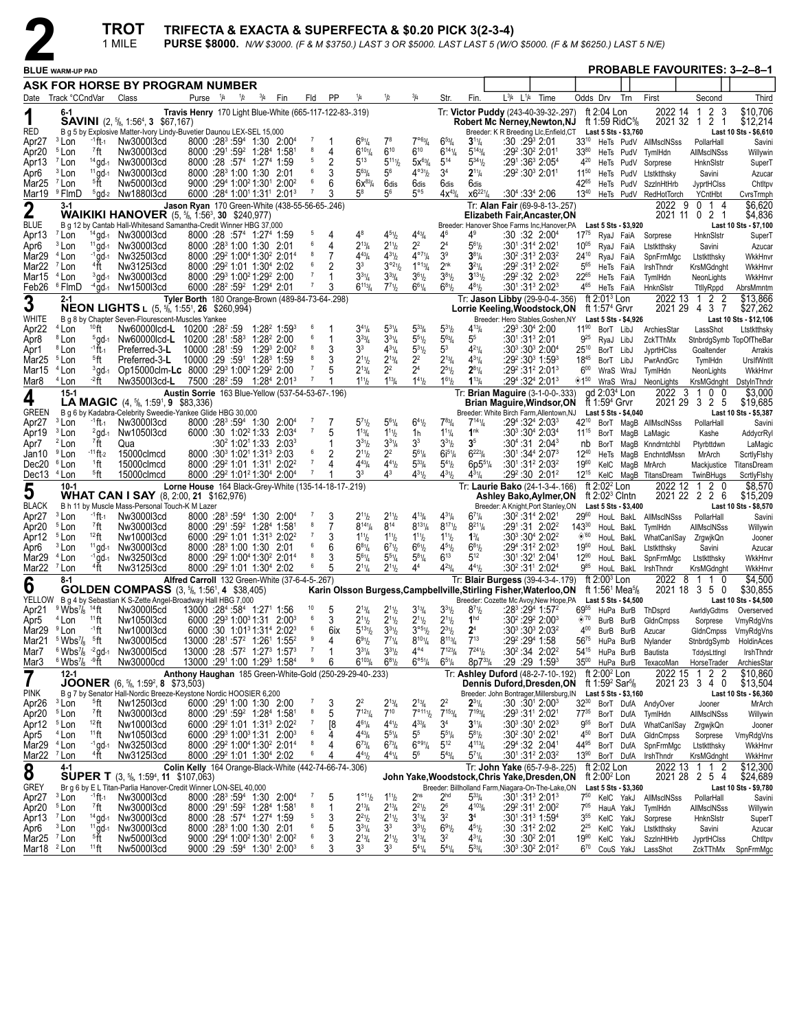# 2 TROT — 1 MILE

**TRIFECTA & EXACTA & SUPERFECTA & $0.20 PICK 3(2-3-4)**

**PURSE $8000.** N/W $3000. (F & M $3750.) LAST 3 OR $5000. LAST LAST 5 (W/O $5000. (F & M $6250.) LAST 5 N/E)

**BLUE WARM-UP PAD** — **PROBABLE FAVOURITES: 3–2–8–1**

**ASK FOR HORSE BY PROGRAM NUMBER**

---

## 1 — RED — 6-1

**SAVINI** (2, 5/8, 1:56⁴, 3 $67,167) — **Travis Henry** 170 Light Blue-White (665-117-122-83-.319) — Tr: **Victor Puddy** (243-40-39-32-.297) — Robert Mc Nerney,Newton,NJ

B g 5 by Explosive Matter-Ivory Lindy-Buvetier Daunou LEX-SEL 15,000 — Breeder: K R Breeding Llc,Enfield,CT

ft 2:04 Lon; ft 1:59 RidC5/8 — 2022: 14 1 2 3 $10,706; 2021: 32 1 2 1 $12,214 — Last 5 Sts - $3,760; Last 10 Sts - $6,610

| Date | Track | Cond | Class | Purse | 1/4 | 1/2 | 3/4 | Fin | Fld | PP | 1/4 | 1/2 | 3/4 | Str | Fin | L3/4 L1/4 Time | Odds | Drv | Trn | First | Second | Third |
|---|---|---|---|---|---|---|---|---|---|---|---|---|---|---|---|---|---|---|---|---|---|---|
| Apr27 | 3 Lon | -1ft-1 | Nw3000l3cd | 8000 | :28³ | :59⁴ | 1:30 | 2:00⁴ | 7 | 1 | 6⁹¹/₄ | 7⁸ | 7°⁶³/₄ | 6⁵³/₄ | 3¹¹/₄ | :30 :29³ 2:01 | 33¹⁰ | HeTs | PudV | AllMsclNSss | PollarHall | Savini |
| Apr20 | 5 Lon | 7ft | Nw3000l3cd | 8000 | :29¹ | :59² | 1:28⁴ | 1:58¹ | 8 | 4 | 6¹⁰¹/₄ | 6¹⁰ | 6¹⁰ | 6¹⁴¹/₄ | 5¹⁴³/₄ | :29² :30² 2:01¹ | 33⁸⁰ | HeTs | PudV | TymlHdn | AllMsclNSss | Willywin |
| Apr13 | 7 Lon | 14gd-1 | Nw3000l3cd | 8000 | :28 | :57⁴ | 1:27⁴ | 1:59 | 5 | 2 | 5¹³ | 5¹¹¹/₂ | 5x⁸³/₄ | 5¹⁴ | 5³⁴¹/₂ | :29¹ :36³ 2:05⁴ | 4²⁰ | HeTs | PudV | Sorprese | HnknSlstr | SuperT |
| Apr6 | 3 Lon | 11gd-1 | Nw3000l3cd | 8000 | :28³ | 1:00 | 1:30 | 2:01 | 6 | 3 | 5⁶³/₄ | 5⁶ | 4°³¹/₂ | 3⁴ | 2¹¹/₄ | :29² :30³ 2:01¹ | 11⁵⁰ | HeTs | PudV | Ltstktthsky | Savini | Azucar |
| Mar25 | 7 Lon | 5ft | Nw5000l3cd | 9000 | :29⁴ | 1:00² | 1:30¹ | 2:00² | 6 | 6 | 6x⁸³/₄ | 6dis | 6dis | 6dis | 6dis | | 42⁶⁵ | HeTs | PudV | SzzlnHtHrb | JyprtHClss | Chtltpv |
| Mar19 | 9 FlmD | 5gd-2 | Nw1880l3cd | 6000 | :28⁴ | 1:00¹ | 1:31¹ | 2:01³ | 7 | 3 | 5⁸ | 5⁶ | 5°⁶ | 4x⁴³/₄ | x6²²¹/₄ | :30⁴ :33⁴ 2:06 | 13⁴⁰ | HeTs | PudV | RedHotTorch | YCntHbt | CvrsTrmph |

## 2 — BLUE — 3-1

**WAIKIKI HANOVER** (5, 5/8, 1:56³, 30 $240,977) — **Jason Ryan** 170 Green-White (438-55-56-65-.246) — Tr: **Alan Fair** (69-9-8-13-.257) — Elizabeth Fair,Ancaster,ON

B g 12 by Cantab Hall-Whitesand Samantha-Credit Winner HBG 37,000 — Breeder: Hanover Shoe Farms Inc,Hanover,PA

2022: 9 0 1 4 $6,620; 2021: 11 0 2 1 $4,836 — Last 5 Sts - $3,920; Last 10 Sts - $7,100

| Date | Track | Cond | Class | Purse | 1/4 | 1/2 | 3/4 | Fin | Fld | PP | 1/4 | 1/2 | 3/4 | Str | Fin | L3/4 L1/4 Time | Odds | Drv | Trn | First | Second | Third |
|---|---|---|---|---|---|---|---|---|---|---|---|---|---|---|---|---|---|---|---|---|---|---|
| Apr13 | 7 Lon | 14gd-1 | Nw3000l3cd | 8000 | :28 | :57⁴ | 1:27⁴ | 1:59 | 5 | 4 | 4⁸ | 4⁵¹/₂ | 4⁴³/₄ | 4⁶ | 4⁹ | :30 :32 2:00⁴ | 17⁷⁵ | RyaJ | FaiA | Sorprese | HnknSlstr | SuperT |
| Apr6 | 3 Lon | 11gd-1 | Nw3000l3cd | 8000 | :28³ | 1:00 | 1:30 | 2:01 | 6 | 4 | 2¹³/₄ | 2¹¹/₂ | 2² | 2⁴ | 5⁶¹/₂ | :30¹ :31⁴ 2:02¹ | 10⁰⁵ | RyaJ | FaiA | Ltstktthsky | Savini | Azucar |
| Mar29 | 4 Lon | -1gd-1 | Nw3250l3cd | 8000 | :29² | 1:00⁴ | 1:30² | 2:01⁴ | 8 | 7 | 4⁴³/₄ | 4³¹/₂ | 4°¹³/₄ | 3⁹ | 3⁸¹/₄ | :30² :31³ 2:03² | 24¹⁰ | RyaJ | FaiA | SpnFrmMgc | Ltstktthsky | WkkHnvr |
| Mar22 | 7 Lon | 4ft | Nw3125l3cd | 8000 | :29² | 1:01 | 1:30⁴ | 2:02 | 6 | 2 | 3³ | 3°²¹/₂ | 1°¹³/₄ | 2ⁿᵏ | 3²¹/₄ | :29² :31³ 2:02² | 5⁶⁵ | HeTs | FaiA | IrshThndr | KrsMGdnght | WkkHnvr |
| Mar15 | 4 Lon | 3gd-1 | Nw3000l3cd | 8000 | :29³ | 1:00² | 1:29² | 2:00 | 7 | 1 | 3³¹/₄ | 3³³/₄ | 3⁶¹/₂ | 3⁸¹/₂ | 3¹³¹/₂ | :29² :32 2:02⁴ | 22⁶⁵ | HeTs | FaiA | TymlHdn | NeonLights | WkkHnvr |
| Feb26 | 6 FlmD | -4gd-1 | Nw1500l3cd | 6000 | :28² | :59² | 1:29⁴ | 2:01 | 7 | 3 | 6¹¹³/₄ | 7⁷¹/₂ | 6⁶¹/₄ | 6⁸¹/₂ | 4⁸¹/₂ | :30¹ :31³ 2:02³ | 4⁶⁵ | HeTs | FaiA | HnknSlstr | TtllyRppd | AbrsMmntm |

## 3 — WHITE — 2-1

**NEON LIGHTS L** (5, 5/8, 1:55¹, 26 $260,994) — **Tyler Borth** 180 Orange-Brown (489-84-73-64-.298) — Tr: **Jason Libby** (29-9-0-4-.356) — Lorrie Keeling,Woodstock,ON

B g 8 by Chapter Seven-Flourescent-Muscles Yankee — Breeder: Hero Stables,Goshen,NY

ft 2:01³ Lon; ft 1:57⁴ Grvr — 2022: 13 1 2 2 $13,866; 2021: 29 4 3 7 $27,262 — Last 5 Sts - $4,926; Last 10 Sts - $12,106

| Date | Track | Cond | Class | Purse | 1/4 | 1/2 | 3/4 | Fin | Fld | PP | 1/4 | 1/2 | 3/4 | Str | Fin | L3/4 L1/4 Time | Odds | Drv | Trn | First | Second | Third |
|---|---|---|---|---|---|---|---|---|---|---|---|---|---|---|---|---|---|---|---|---|---|---|
| Apr22 | 4 Lon | 10ft | Nw60000lcd-L | 10200 | :28² | :59 | 1:28² | 1:59³ | 6 | 1 | 3⁴¹/₄ | 5³¹/₄ | 5³³/₄ | 5³¹/₂ | 4¹³/₄ | :29³ :30⁴ 2:00 | 11⁹⁰ | BorT | LibJ | ArchiesStar | LassShot | Ltstktthsky |
| Apr8 | 8 Lon | 5gd-1 | Nw60000lcd-L | 10200 | :28¹ | :58³ | 1:28² | 2:00 | 6 | 1 | 3³³/₄ | 3³¹/₄ | 5⁵¹/₂ | 5⁶³/₄ | 5⁵ | :30¹ :31³ 2:01 | 9²⁵ | RyaJ | LibJ | ZckTThMx | StnbrdgSymb | TopOfTheBar |
| Apr1 | 8 Lon | -1ft-1 | Preferred-3-L | 10000 | :28¹ | :59 | 1:29³ | 2:00² | 8 | 3 | 3³ | 4³¹/₄ | 5³¹/₂ | 5³ | 4²¹/₄ | :30³ :30³ 2:00⁴ | 25¹⁰ | BorT | LibJ | JyprtHClss | Goaltender | Arrakis |
| Mar25 | 5 Lon | 5ft | Preferred-3-L | 10000 | :29 | :59¹ | 1:28³ | 1:59 | 8 | 3 | 2¹¹/₂ | 2¹³/₄ | 2² | 2¹³/₄ | 4³¹/₄ | :29² :30³ 1:59³ | 18⁴⁵ | BorT | LibJ | PwrAndGrc | TymlHdn | UrslfWntlt |
| Mar15 | 4 Lon | 3gd-1 | Op15000clm-Lc | 8000 | :29³ | 1:00² | 1:29² | 2:00 | 7 | 5 | 2¹³/₄ | 2² | 2⁴ | 2⁵¹/₂ | 2⁸¹/₄ | :29² :31² 2:01³ | 6⁰⁰ | WraS | WraJ | TymlHdn | NeonLights | WkkHnvr |
| Mar8 | 4 Lon | -2ft | Nw3500l3cd-L | 7500 | :28² | :59 | 1:28⁴ | 2:01³ | 7 | 1 | 1¹¹/₂ | 1¹³/₄ | 1⁴¹/₂ | 1⁶¹/₂ | 1¹³/₄ | :29⁴ :32⁴ 2:01³ | ◈1⁵⁰ | WraS | WraJ | NeonLights | KrsMGdnght | DstylnThndr |

## 4 — GREEN — 15-1

**LA MAGIC** (4, 5/8, 1:59¹, 9 $83,336) — **Austin Sorrie** 163 Blue-Yellow (537-54-53-67-.196) — Tr: **Brian Maguire** (3-1-0-0-.333) — Brian Maguire,Windsor,ON

B g 6 by Kadabra-Celebrity Sweedie-Yankee Glide HBG 30,000 — Breeder: White Birch Farm,Allentown,NJ

gd 2:03⁴ Lon; ft 1:59⁴ Grvr — 2022: 3 1 0 0 $3,000; 2021: 29 3 2 5 $19,685 — Last 5 Sts - $4,040; Last 10 Sts - $5,387

| Date | Track | Cond | Class | Purse | 1/4 | 1/2 | 3/4 | Fin | Fld | PP | 1/4 | 1/2 | 3/4 | Str | Fin | L3/4 L1/4 Time | Odds | Drv | Trn | First | Second | Third |
|---|---|---|---|---|---|---|---|---|---|---|---|---|---|---|---|---|---|---|---|---|---|---|
| Apr27 | 3 Lon | -1ft-1 | Nw3000l3cd | 8000 | :28³ | :59⁴ | 1:30 | 2:00⁴ | 7 | 7 | 5⁷¹/₂ | 5⁶¹/₄ | 6⁴¹/₂ | 7⁸³/₄ | 7¹⁴¹/₄ | :29⁴ :32⁴ 2:03³ | 42¹⁰ | BorT | MagB | AllMsclNSss | PollarHall | Savini |
| Apr19 | 3 Lon | 2gd-1 | Nw1050l3cd | 6000 | :30 | 1:02² | 1:33 | 2:03⁴ | 7 | 5 | 1¹³/₄ | 1¹¹/₂ | 1h | 1¹¹/₄ | 1ⁿᵏ | :30³ :30⁴ 2:03⁴ | 11¹⁵ | BorT | MagB | LaMagic | Kashe | AddycrRyl |
| Apr7 | 2 Lon | 7ft | Qua | | :30² | 1:02¹ | 1:33 | 2:03³ | | 1 | 3²¹/₂ | 3³¹/₄ | 3³ | 3³¹/₂ | 3⁵ | :30⁴ :31 2:04³ | nb | BorT | MagB | Knndrntchbl | Ptyrbttdwn | LaMagic |
| Jan10 | 9 Lon | -11ft-2 | 15000clmcd | 8000 | :30³ | 1:02¹ | 1:31³ | 2:03 | 6 | 2 | 2¹¹/₂ | 2² | 5⁶¹/₄ | 6i⁵¹/₄ | 6²²³/₄ | :30¹ :34⁴ 2:07³ | 12⁴⁰ | HeTs | MagB | EnchntdMssn | MrArch | ScrtlyFlshy |
| Dec20 | 6 Lon | 1ft | 15000clmcd | 8000 | :29² | 1:01 | 1:31¹ | 2:02² | 7 | 4 | 4³³/₄ | 4⁴¹/₂ | 5³³/₄ | 5⁴¹/₂ | 6p5⁵¹/₄ | :30¹ :31² 2:03² | 19⁶⁰ | KelC | MagB | MrArch | Mackjustice | TitansDream |
| Dec13 | 4 Lon | 5ft | 15000clmcd | 8000 | :29² | 1:01² | 1:30⁴ | 2:00⁴ | 7 | 1 | 3³ | 4³ | 4³¹/₂ | 4³¹/₂ | 4³¹/₄ | :29² :30 2:01² | 12¹⁵ | KelC | MagB | TitansDream | TwinBHugs | ScrtlyFlshy |

## 5 — BLACK — 10-1

**WHAT CAN I SAY** (8, 2:00, 21 $162,976) — **Lorne House** 164 Black-Grey-White (135-14-18-17-.219) — Tr: **Laurie Bako** (24-1-3-4-.166) — Ashley Bako,Aylmer,ON

B h 11 by Muscle Mass-Personal Touch-K M Lazer — Breeder: A Knight,Port Stanley,ON

ft 2:02² Lon; ft 2:02³ Clntn — 2022: 12 1 2 0 $8,570; 2021: 22 2 2 6 $15,209 — Last 5 Sts - $3,400; Last 10 Sts - $8,570

| Date | Track | Cond | Class | Purse | 1/4 | 1/2 | 3/4 | Fin | Fld | PP | 1/4 | 1/2 | 3/4 | Str | Fin | L3/4 L1/4 Time | Odds | Drv | Trn | First | Second | Third |
|---|---|---|---|---|---|---|---|---|---|---|---|---|---|---|---|---|---|---|---|---|---|---|
| Apr27 | 3 Lon | -1ft-1 | Nw3000l3cd | 8000 | :28³ | :59⁴ | 1:30 | 2:00⁴ | 7 | 3 | 2¹¹/₂ | 2¹¹/₂ | 4¹³/₄ | 4³¹/₄ | 6⁷¹/₄ | :30² :31⁴ 2:02¹ | 29⁶⁰ | HouL | BakL | AllMsclNSss | PollarHall | Savini |
| Apr20 | 5 Lon | 7ft | Nw3000l3cd | 8000 | :29¹ | :59² | 1:28⁴ | 1:58¹ | 8 | 7 | 8¹⁴¹/₄ | 8¹⁴ | 8¹³¹/₄ | 8¹⁷¹/₂ | 8²¹¹/₄ | :29¹ :31 2:02² | 143³⁰ | HouL | BakL | TymlHdn | AllMsclNSss | Willywin |
| Apr12 | 5 Lon | 12ft | Nw1000l3cd | 6000 | :29² | 1:01 | 1:31³ | 2:02² | 7 | 3 | 1¹¹/₂ | 1¹¹/₂ | 1¹¹/₂ | 1¹¹/₂ | 1³/₄ | :30³ :30⁴ 2:02² | ◈⁶⁰ | HouL | BakL | WhatCanISay | ZrgwjkQn | Jooner |
| Apr6 | 3 Lon | 11gd-1 | Nw3000l3cd | 8000 | :28³ | 1:00 | 1:30 | 2:01 | 6 | 1 | 6⁸¹/₄ | 6⁷¹/₂ | 6⁶¹/₂ | 4⁵¹/₂ | 6⁸¹/₂ | :29⁴ :31² 2:02³ | 19⁵⁰ | HouL | BakL | Ltstktthsky | Savini | Azucar |
| Mar29 | 4 Lon | -1gd-1 | Nw3250l3cd | 8000 | :29² | 1:00⁴ | 1:30² | 2:01⁴ | 8 | 3 | 5⁶¹/₄ | 5⁵¹/₄ | 5⁵¹/₄ | 6¹³ | 5¹² | :30¹ :32¹ 2:04¹ | 12⁸⁰ | HouL | BakL | SpnFrmMgc | Ltstktthsky | WkkHnvr |
| Mar22 | 7 Lon | 4ft | Nw3125l3cd | 8000 | :29² | 1:01 | 1:30⁴ | 2:02 | 6 | 5 | 2¹¹/₄ | 2¹¹/₂ | 4⁴ | 4²³/₄ | 4⁴¹/₂ | :30² :31¹ 2:02⁴ | 9⁸⁵ | HouL | BakL | IrshThndr | KrsMGdnght | WkkHnvr |

## 6 — YELLOW — 8-1

**GOLDEN COMPASS** (3, 5/8, 1:56¹, 4 $38,405) — **Alfred Carroll** 132 Green-White (37-6-4-5-.267) — Tr: **Blair Burgess** (39-4-3-4-.179) — Karin Olsson Burgess,Campbellville,Stirling Fisher,Waterloo,ON

B g 4 by Sebastian K S-Zette Angel-Broadway Hall HBG 7,000 — Breeder: Cozette Mc Avoy,New Hope,PA

ft 2:00³ Lon; ft 1:56¹ Mea5/8 — 2022: 8 1 1 0 $4,500; 2021: 18 3 5 0 $30,855 — Last 5 Sts - $4,500; Last 10 Sts - $4,500

| Date | Track | Cond | Class | Purse | 1/4 | 1/2 | 3/4 | Fin | Fld | PP | 1/4 | 1/2 | 3/4 | Str | Fin | L3/4 L1/4 Time | Odds | Drv | Trn | First | Second | Third |
|---|---|---|---|---|---|---|---|---|---|---|---|---|---|---|---|---|---|---|---|---|---|---|
| Apr21 | 9 Wbs7/8 | 14ft | Nw3000l5cd | 13000 | :28⁴ | :58⁴ | 1:27¹ | 1:56 | 10 | 5 | 2¹³/₄ | 2¹¹/₂ | 3¹³/₄ | 3³¹/₂ | 8⁷¹/₂ | :28³ :29⁴ 1:57² | 69⁵⁵ | HuPa | BurB | ThDsprd | AwrldlyGdtms | Overserved |
| Apr5 | 4 Lon | 11ft | Nw1050l3cd | 6000 | :29³ | 1:00³ | 1:31 | 2:00³ | 6 | 3 | 2¹¹/₂ | 2¹¹/₂ | 2¹¹/₂ | 2¹¹/₂ | 1ʰᵈ | :30² :29² 2:00³ | ◈⁷⁰ | BurB | BurB | GldnCmpss | Sorprese | VmyRdgVns |
| Mar29 | 9 Lon | -1ft | Nw1000l3cd | 6000 | :30 | 1:01³ | 1:31⁴ | 2:02³ | 6 | 6ix | 5¹³¹/₂ | 3³¹/₂ | 3°⁵¹/₂ | 2³¹/₂ | 2⁴ | :30³ :30³ 2:03² | 4⁰⁰ | BurB | BurB | Azucar | GldnCmpss | VmyRdgVns |
| Mar21 | 5 Wbs7/8 | 5ft | Nw3000l5cd | 13000 | :28¹ | :57² | 1:26¹ | 1:55² | 9 | 4 | 6⁹¹/₂ | 7⁷¹/₄ | 8¹⁰¹/₄ | 8¹¹³/₄ | 7¹³ | :29² :29⁴ 1:58 | 56⁷⁵ | HuPa | BurB | Nylander | StnbrdgSymb | HoldinAces |
| Mar7 | 6 Wbs7/8 | -2gd-1 | Nw3000l5cd | 13000 | :28 | :57² | 1:27³ | 1:57³ | 7 | 1 | 3³¹/₄ | 3³¹/₂ | 4°⁴ | 7¹²³/₄ | 7²⁴¹/₂ | :30² :34 2:02² | 54¹⁵ | HuPa | BurB | Bautista | TddysLttlngl | IrshThndr |
| Mar3 | 6 Wbs7/8 | -9ft | Nw30000cd | 13000 | :29¹ | 1:00 | 1:29³ | 1:58⁴ | 9 | 6 | 6¹⁰³/₄ | 6⁸¹/₂ | 6°⁵¹/₄ | 6⁵¹/₄ | 8p7³³/₄ | :29 :29 1:59³ | 35⁰⁰ | HuPa | BurB | TexacoMan | HorseTrader | ArchiesStar |

## 7 — PINK — 12-1

**JOONER** (6, 5/8, 1:59², 8 $73,503) — **Anthony Haughan** 185 Green-White-Gold (250-29-29-40-.233) — Tr: **Ashley Duford** (48-2-7-10-.192) — Dennis Duford,Dresden,ON

B g 7 by Senator Hall-Nordic Breeze-Keystone Nordic HOOSIER 6,200 — Breeder: John Bontrager,Millersburg,IN

ft 2:00² Lon; ft 1:59² Sar5/8 — 2022: 15 1 2 2 $10,860; 2021: 23 3 4 0 $13,504 — Last 5 Sts - $3,160; Last 10 Sts - $6,360

| Date | Track | Cond | Class | Purse | 1/4 | 1/2 | 3/4 | Fin | Fld | PP | 1/4 | 1/2 | 3/4 | Str | Fin | L3/4 L1/4 Time | Odds | Drv | Trn | First | Second | Third |
|---|---|---|---|---|---|---|---|---|---|---|---|---|---|---|---|---|---|---|---|---|---|---|
| Apr26 | 3 Lon | 5ft | Nw1250l3cd | 6000 | :29¹ | 1:00 | 1:30 | 2:00 | 7 | 3 | 2² | 2¹³/₄ | 2¹³/₄ | 2² | 2³¹/₄ | :30 :30¹ 2:00³ | 32⁸⁰ | BorT | DufA | AndyOver | Jooner | MrArch |
| Apr20 | 5 Lon | 7ft | Nw3000l3cd | 8000 | :29¹ | :59² | 1:28⁴ | 1:58¹ | 8 | 5 | 7¹²¹/₄ | 7¹⁰ | 7°¹¹¹/₂ | 7¹⁵³/₄ | 7¹⁹³/₄ | :29³ :31¹ 2:02 | 77³⁵ | BorT | DufA | TymlHdn | AllMsclNSss | Willywin |
| Apr12 | 5 Lon | 12ft | Nw1000l3cd | 6000 | :29² | 1:01 | 1:31³ | 2:02² | 7 | [8 | 4⁶¹/₄ | 4⁴¹/₂ | 4³³/₄ | 3⁴ | 3¹¹/₄ | :30³ :30¹ 2:02³ | 9⁶⁵ | BorT | DufA | WhatCanISay | ZrgwjkQn | Jooner |
| Apr5 | 4 Lon | 11ft | Nw1050l3cd | 6000 | :29³ | 1:00³ | 1:31 | 2:00³ | 6 | 4 | 4³³/₄ | 5⁵¹/₄ | 5⁵ | 5⁵¹/₄ | 5⁸¹/₂ | :30² :30¹ 2:02² | 4⁵⁰ | BorT | DufA | GldnCmpss | Sorprese | VmyRdgVns |
| Mar29 | 4 Lon | -1gd-1 | Nw3250l3cd | 8000 | :29² | 1:00⁴ | 1:30² | 2:01⁴ | 8 | 4 | 6⁷³/₄ | 6⁷³/₄ | 6°⁹¹/₄ | 5¹² | 4¹¹³/₄ | :29⁴ :32 2:04¹ | 44⁹⁵ | BorT | DufA | SpnFrmMgc | Ltstktthsky | WkkHnvr |
| Mar22 | 7 Lon | 4ft | Nw3125l3cd | 8000 | :29² | 1:01 | 1:30⁴ | 2:02 | 6 | 4 | 4⁴¹/₂ | 4⁴¹/₄ | 5⁶ | 5⁴³/₄ | 5⁷¹/₄ | :30¹ :31² 2:03² | 13⁸⁰ | BorT | DufA | IrshThndr | KrsMGdnght | WkkHnvr |

## 8 — GREY — 4-1

**SUPER T** (3, 5/8, 1:59⁴, 11 $107,063) — **Colin Kelly** 164 Orange-Black-White (442-74-66-74-.306) — Tr: **John Yake** (65-7-9-8-.225) — John Yake,Woodstock,Chris Yake,Dresden,ON

Br g 7 by E L Titan-Parlia Hanover-Credit Winner LON-SEL 40,000 — Breeder: Billholland Farm,Niagara-On-The-Lake,ON

ft 2:02 Lon; ft 2:00² Lon — 2022: 13 1 1 2 $12,300; 2021: 28 2 5 4 $24,689 — Last 5 Sts - $3,360; Last 10 Sts - $9,780

| Date | Track | Cond | Class | Purse | 1/4 | 1/2 | 3/4 | Fin | Fld | PP | 1/4 | 1/2 | 3/4 | Str | Fin | L3/4 L1/4 Time | Odds | Drv | Trn | First | Second | Third |
|---|---|---|---|---|---|---|---|---|---|---|---|---|---|---|---|---|---|---|---|---|---|---|
| Apr27 | 3 Lon | -1ft-1 | Nw3000l3cd | 8000 | :28³ | :59⁴ | 1:30 | 2:00⁴ | 7 | 5 | 1°¹¹/₂ | 1¹¹/₂ | 2ⁿˢ | 2ʰᵈ | 5³³/₄ | :30¹ :31³ 2:01³ | 7⁵⁰ | KelC | YakJ | AllMsclNSss | PollarHall | Savini |
| Apr20 | 5 Lon | 7ft | Nw3000l3cd | 8000 | :29¹ | :59² | 1:28⁴ | 1:58¹ | 8 | 1 | 2¹³/₄ | 2¹³/₄ | 2²¹/₂ | 2⁶ | 4¹⁰³/₄ | :29² :31¹ 2:00² | 7⁰⁵ | HauA | YakJ | TymlHdn | AllMsclNSss | Willywin |
| Apr13 | 7 Lon | 14gd-1 | Nw3000l3cd | 8000 | :28 | :57⁴ | 1:27⁴ | 1:59 | 5 | 3 | 2²¹/₂ | 2¹¹/₂ | 3¹³/₄ | 3² | 3⁴ | :30¹ :31³ 1:59⁴ | 3⁵⁵ | KelC | YakJ | Sorprese | HnknSlstr | SuperT |
| Apr6 | 3 Lon | 11gd-1 | Nw3000l3cd | 8000 | :28³ | 1:00 | 1:30 | 2:01 | 6 | 5 | 3³¹/₄ | 3³ | 3³ | 6⁹¹/₂ | 4⁵¹/₂ | :30 :31² 2:02 | 2²⁵ | KelC | YakJ | Ltstktthsky | Savini | Azucar |
| Mar25 | 7 Lon | 5ft | Nw5000l3cd | 9000 | :29⁴ | 1:00² | 1:30¹ | 2:00² | 6 | 3 | 2¹³/₄ | 2¹¹/₂ | 3¹³/₄ | 3² | 4³¹/₄ | :30 :30² 2:01 | 19⁸⁰ | KelC | YakJ | SzzlnHtHrb | JyprtHClss | Chtltpv |
| Mar18 | 2 Lon | 11ft | Nw5000l3cd | 9000 | :29 | :59⁴ | 1:30¹ | 2:00³ | 6 | 3 | 3³ | 3³ | 5⁴¹/₄ | 5⁴¹/₄ | 5³³/₄ | :30³ :30² 2:01² | 6⁷⁰ | CouS | YakJ | LassShot | ZckTThMx | SpnFrmMgc |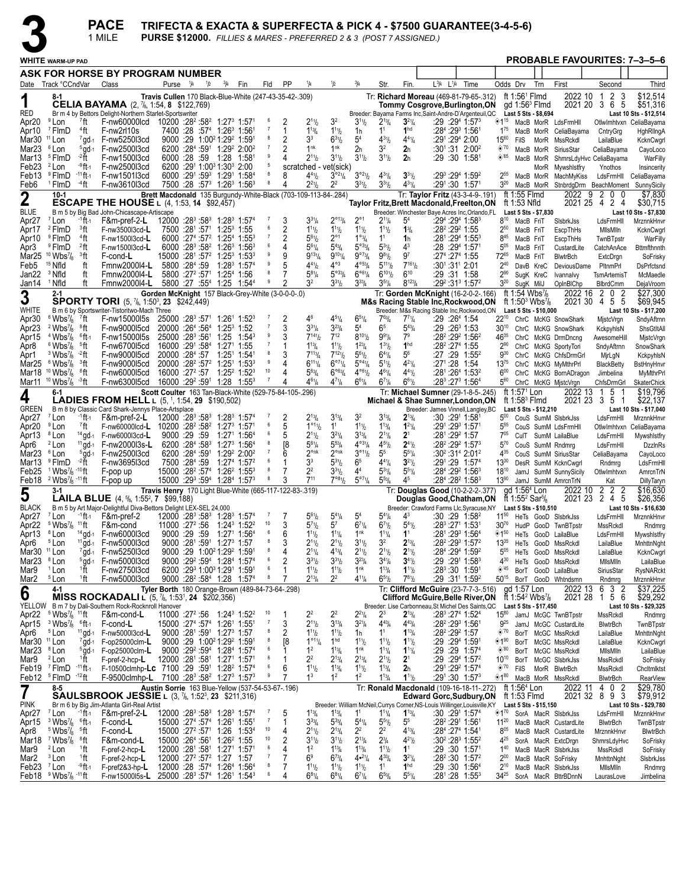# 3 PACE — 1 MILE

**TRIFECTA & EXACTA & SUPERFECTA & PICK 4 - $7500 GUARANTEE(3-4-5-6)**

**PURSE $12000.** *FILLIES & MARES - PREFERRED 2 & 3 (POST 7 ASSIGNED.)*

**WHITE WARM-UP PAD** — **PROBABLE FAVOURITES: 7–3–5–6**

**ASK FOR HORSE BY PROGRAM NUMBER**

---

## 1 — RED — 8-1 — CELIA BAYAMA (2, 7/8, 1:54, 8 $122,769)

Travis Cullen 170 Black-Blue-White (247-43-35-42-.309)
Br m 4 by Bettors Delight-Northern Starlet-Sportswriter
Tr: Richard Moreau (469-81-79-65-.312) — Tommy Cosgrove, Burlington, ON
Breeder: Bayama Farms Inc, Saint-Andre-D'Argenteuil, QC
ft 1:56¹ Flmd / gd 1:56³ Flmd — 2022: 10 1 2 3 $12,514 — 2021: 20 3 6 5 $51,316
Last 5 Sts - $8,694 — Last 10 Sts - $12,514

| Date | Track | Cond | Class | Purse | 1/4 | 1/2 | 3/4 | Fin | Fld | PP | 1/4 | 1/2 | 3/4 | Str | Fin | L3/4 L1/4 Time | Odds | Drv | Trn | First | Second | Third |
|---|---|---|---|---|---|---|---|---|---|---|---|---|---|---|---|---|---|---|---|---|---|---|
| Apr20 | 9 Lon | 7ft | F-nw60000lcd | 10200 | :28² | :58² | 1:27³ | 1:57¹ | 6 | 2 | 2 1½ | 3² | 3 1½ | 2 1¾ | 3² ¼ | :29 :29⁴ 1:57³ | *1¹⁵ | MacB | MorR | LdsFrmHll | Otlwlmhtvxn | CeliaBayama |
| Apr10 | 7 FlmD | 4ft | F-nw2rl10s | 7400 | :28 | :57⁴ | 1:26³ | 1:56¹ | 7 | 1 | 1 1¾ | 1 1½ | 1h | 1¹ | 1hd | :28⁴ :29³ 1:56¹ | 1⁷⁵ | MacB | MorR | CeliaBayama | CntryGrg | HghRllngA |
| Mar30 | 11 Lon | 7gd-1 | F-nw5250l3cd | 9000 | :29 | 1:00² | 1:29² | 1:59¹ | 8 | 2 | 3³ | 6 3½ | 5⁴ | 4 3½ | 4 4¼ | :29¹ :29⁴ 2:00 | 15⁶⁰ | FilS | MorR | MssRckdl | LailaBlue | KcknCwgrl |
| Mar23 | 6 Lon | 5gd-1 | F-nw2500l3cd | 6200 | :28⁴ | :59¹ | 1:29² | 2:00² | 7 | 2 | 1nk | 1nk | 2h | 3² | 2h | :30¹ :31 2:00² | *⁷⁰ | MacB | MorR | SiriusStar | CeliaBayama | CayoLoco |
| Mar13 | 5 FlmD | -2ft | F-nw1500l3cd | 6000 | :28 | :59 | 1:28 | 1:58¹ | 9 | 4 | 2 1½ | 3 1½ | 3 1½ | 3 1½ | 2h | :29 :30 1:58¹ | *⁶⁵ | MacB | MorR | ShmrsLdyHvc | CeliaBayama | WarFilly |
| Feb23 | 2 Lon | -9ft-1 | F-nw2500l3cd | 6200 | :29¹ | 1:00³ | 1:30³ | 2:00 | 5 | | scratched - vet(sick) | | | | | | | | MorR | Mywshlstfry | Ynothos | Insincerity |
| Feb13 | 9 FlmD | -11ft-1 | F-nw1501l3cd | 6000 | :29¹ | :59³ | 1:29¹ | 1:58⁴ | 8 | 8 | 4 4½ | 3° 2¼ | 3° 2½ | 4 3¼ | 3 3½ | :29³ :29⁴ 1:59² | 2⁵⁵ | MacB | MorR | MachMyKiss | LdsFrmHll | CeliaBayama |
| Feb6 | 1 FlmD | -4ft | F-nw3610l3cd | 7500 | :28 | :57³ | 1:26³ | 1:56³ | 8 | 4 | 2 2½ | 2² | 3 3½ | 3 3½ | 4 3¼ | :29¹ :30 1:57¹ | 3²⁰ | MacB | MorR | StnbrdgDrm | BeachMoment | SunnySicily |

## 2 — BLUE — 10-1 — ESCAPE THE HOUSE L (4, 1:53, 14 $92,457)

Brett Macdonald 135 Burgundy-White-Black (703-109-113-84-.284)
B m 5 by Big Bad John-Chicascape-Artiscape
Tr: Taylor Fritz (43-3-4-9-.191) — Taylor Fritz, Brett Macdonald, Freelton, ON
Breeder: Winchester Baye Acres Inc, Orlando, FL
ft 1:55 Flmd / ft 1:53 Nfld — 2022: 9 2 0 0 $7,830 — 2021: 25 4 2 4 $30,715
Last 5 Sts - $7,830 — Last 10 Sts - $7,830

| Date | Track | Cond | Class | Purse | 1/4 | 1/2 | 3/4 | Fin | Fld | PP | 1/4 | 1/2 | 3/4 | Str | Fin | L3/4 L1/4 Time | Odds | Drv | Trn | First | Second | Third |
|---|---|---|---|---|---|---|---|---|---|---|---|---|---|---|---|---|---|---|---|---|---|---|
| Apr27 | 7 Lon | -1ft-1 | F&m-pref-2-L | 12000 | :28³ | :58³ | 1:28³ | 1:57⁴ | 7 | 3 | 3 3¼ | 2° 1¾ | 2°¹ | 2 1¼ | 5⁴ | :29⁴ :29⁴ 1:58³ | 8¹⁰ | MacB | FriT | SlsbrkJss | LdsFrmHll | MrznnkHnvr |
| Apr17 | 2 FlmD | 3ft | F-nw3500l3cd-L | 7500 | :28¹ | :57¹ | 1:25³ | 1:55 | 6 | 2 | 1 1½ | 1 1½ | 1 1½ | 1 1½ | 1¾ | :28² :29² 1:55 | 2⁵⁰ | MacB | FriT | EscpThHs | MllsMlln | KcknCwgrl |
| Apr10 | 9 FlmD | 4ft | F-nw1500l3cd-L | 6000 | :27⁴ | :57² | 1:25⁴ | 1:55³ | 7 | 2 | 5 6½ | 2°¹ | 1° ¾ | 1¹ | 1h | :28¹ :29⁴ 1:55³ | 8⁴⁵ | MacB | FriT | EscpThHs | TwnBTpstr | WarFilly |
| Apr3 | 9 FlmD | 2ft | F-nw1500l3cd-L | 6000 | :28³ | :58² | 1:26³ | 1:56³ | 6 | 4 | 5 6¼ | 5 4¾ | 5° 3¾ | 5 3½ | 4³ | :28 :29⁴ 1:57¹ | 5⁰⁵ | MacB | FriT | CustardLite | CatchAnAce | Bttmfthnnth |
| Mar25 | 10 Wbs7/8 | 3ft | F-cond-L | 15000 | :28¹ | :57² | 1:25³ | 1:53³ | 9 | 9 | 9 13¼ | 9 10¼ | 9° 7¾ | 9 8½ | 9⁷ | :27⁴ :27⁴ 1:55 | 72⁶⁵ | MacB | FriT | BlwtrBch | ExtcDrgn | SoFrisky |
| Feb5 | 15 Nfld | ft | Fmnw2000l4-L | 5800 | :28⁴ | :59 | 1:28³ | 1:57⁴ | 9 | 5 | 4 4½ | 4°³ | 4° 5¾ | 5 11½ | 7 16½ | :30¹ :31¹ 2:01 | 2⁴⁰ | DavB | KreC | DeviousDame | PltnmPrl | DsPrfctsnd |
| Jan22 | 3 Nfld | ft | Fmnw2000l4-L | 5800 | :27² | :57¹ | 1:25⁴ | 1:56 | 8 | 7 | 5 8¼ | 5° 33¼ | 6° 6¼ | 6 10½ | 6¹⁰ | :29 :31 1:58 | 2⁸⁰ | SugK | KreC | Ivannalvy | TsmArtemisT | McMaedle |
| Jan14 | 1 Nfld | ft | Fmnw2000l4-L | 5800 | :27 | :55⁴ | 1:25 | 1:54⁴ | 9 | 2 | 3² | 3 3½ | 3 3¾ | 3 5¼ | 8 12¾ | :29² :31³ 1:57² | 3²⁰ | SugK | MilJ | OplnBlChp | BlbrdCmm | DejaVroom |

## 3 — WHITE — 2-1 — SPORTY TORI (5, 7/8, 1:50³, 23 $242,449)

Gorden McKnight 157 Black-Grey-White (3-0-0-0-.0)
B m 6 by Sportswriter-Tistoritwo-Mach Three
Tr: Gorden McKnight (16-2-0-2-.166) — M&s Racing Stable Inc, Rockwood, ON
Breeder: M&s Racing Stable Inc, Rockwood, ON
ft 1:54 Wbs7/8 / ft 1:50³ Wbs7/8 — 2022: 16 2 0 2 $27,300 — 2021: 30 4 5 5 $69,945
Last 5 Sts - $10,000 — Last 10 Sts - $17,200

| Date | Track | Cond | Class | Purse | 1/4 | 1/2 | 3/4 | Fin | Fld | PP | 1/4 | 1/2 | 3/4 | Str | Fin | L3/4 L1/4 Time | Odds | Drv | Trn | First | Second | Third |
|---|---|---|---|---|---|---|---|---|---|---|---|---|---|---|---|---|---|---|---|---|---|---|
| Apr30 | 6 Wbs7/8 | 7ft | F-nw15000l5s | 25000 | :28³ | :57¹ | 1:26¹ | 1:52³ | 7 | 2 | 4⁶ | 4 5¼ | 6 5¼ | 7 6¾ | 7 7¼ | :29 :26⁴ 1:54 | 22¹⁰ | ChrC | McKG | SnowShark | MjstcVrgn | SndyAftrnn |
| Apr23 | 2 Wbs7/8 | 8ft | F-nw9000l5cd | 20000 | :26⁴ | :56⁴ | 1:25³ | 1:52 | 7 | 3 | 3 3¼ | 3 2¾ | 5⁴ | 6⁵ | 5 4¾ | :29 :26³ 1:53 | 30¹⁰ | ChrC | McKG | SnowShark | KckpyhlsN | ShsGtltAll |
| Apr15 | 4 Wbs7/8 | 6ft-1 | F-nw15000l5s | 25000 | :28³ | :56¹ | 1:25 | 1:54³ | 9 | 3 | 7 14½ | 7¹² | 8 10½ | 9 9¼ | 7⁹ | :28² :29² 1:56² | 46³⁵ | ChrC | McKG | DrmDncng | AwesomeHill | MjstcVrgn |
| Apr8 | 6 Wbs7/8 | 5ft | F-nw6700l5cd | 16000 | :29¹ | :58⁴ | 1:27¹ | 1:55 | 7 | 1 | 1 1¾ | 1 1½ | 1 2¾ | 1 3½ | 1hd | :28² :27⁴ 1:55 | 2⁸⁰ | ChrC | McKG | SportyTori | SndyAftrnn | SnowShark |
| Apr1 | 3 Wbs7/8 | -2ft | F-nw9000l5cd | 20000 | :28⁴ | :57 | 1:25¹ | 1:54¹ | 8 | 3 | 7 13¾ | 7 12½ | 5 6½ | 6 4¼ | 5⁶ | :27 :29 1:55² | 9³⁰ | ChrC | McKG | ChfsDrmGrl | MjrLgN | KckpyhlsN |
| Mar25 | 6 Wbs7/8 | 3ft | F-nw9000l5cd | 20000 | :28² | :57² | 1:25¹ | 1:53³ | 9 | 4 | 6 11¼ | 6° 7¼ | 5° 4¼ | 5 1½ | 4 2¼ | :27¹ :28 1:54 | 13⁷⁵ | ChrC | McKG | MyMthrPrl | BlackBetty | BstHnyHnvr |
| Mar18 | 10 Wbs7/8 | 8ft | F-nw6000l5cd | 16000 | :27² | :57 | 1:25² | 1:52³ | 10 | 4 | 5 8¾ | 6° 6¾ | 4° 6½ | 4 6¼ | 4 4½ | :28¹ :26⁴ 1:53² | 6⁰⁰ | ChrC | McKG | BornADragon | Jimbelina | MyMthrPrl |
| Mar11 | 10 Wbs7/8 | -3ft | F-nw6300l5cd | 16000 | :29² | :59¹ | 1:28 | 1:55³ | 7 | 4 | 4 6¼ | 4 7¼ | 6 6¼ | 6 7¼ | 6 6½ | :28³ :27³ 1:56⁴ | 5⁶⁰ | ChrC | McKG | MjstcVrgn | ChfsDrmGrl | SkaterChick |

## 4 — GREEN — 6-1 — LADIES FROM HELL L (5, 1, 1:54, 29 $190,502)

Scott Coulter 163 Tan-Black-White (529-75-84-105-.296)
B m 8 by Classic Card Shark-Jennys Place-Artsplace
Tr: Michael Sumner (29-1-8-5-.245) — Michael & Shae Sumner, London, ON
Breeder: James Vinnell, Langley, BC
ft 1:57¹ Lon / ft 1:58³ Flmd — 2022: 13 1 5 1 $19,796 — 2021: 23 3 5 1 $22,137
Last 5 Sts - $12,210 — Last 10 Sts - $17,040

| Date | Track | Cond | Class | Purse | 1/4 | 1/2 | 3/4 | Fin | Fld | PP | 1/4 | 1/2 | 3/4 | Str | Fin | L3/4 L1/4 Time | Odds | Drv | Trn | First | Second | Third |
|---|---|---|---|---|---|---|---|---|---|---|---|---|---|---|---|---|---|---|---|---|---|---|
| Apr27 | 7 Lon | -1ft-1 | F&m-pref-2-L | 12000 | :28³ | :58³ | 1:28³ | 1:57⁴ | 7 | 2 | 2 1¾ | 3 1¾ | 3² | 3 1¾ | 2 1¾ | :30 :29¹ 1:58¹ | 5⁰⁰ | CouS | SumM | SlsbrkJss | LdsFrmHll | MrznnkHnvr |
| Apr20 | 9 Lon | 7ft | F-nw60000lcd-L | 10200 | :28² | :58² | 1:27³ | 1:57¹ | 6 | 5 | 1° 1½ | 1¹ | 1 1½ | 1 1¾ | 1 2¼ | :29¹ :29³ 1:57¹ | 5⁵⁵ | CouS | SumM | LdsFrmHll | Otlwlmhtvxn | CeliaBayama |
| Apr13 | 8 Lon | 14gd-1 | F-nw6000l3cd-L | 9000 | :29 | :59 | 1:27¹ | 1:56⁴ | 6 | 5 | 2 1½ | 3 2¼ | 3 1¾ | 2 1¼ | 2¹ | :28¹ :29² 1:57 | 7⁰⁵ | CulT | SumM | LailaBlue | LdsFrmHll | Mywshlstfry |
| Apr6 | 2 Lon | 11gd-1 | F-nw2000l3s-L | 6200 | :28⁴ | :58³ | 1:27³ | 1:56⁴ | 8 | [8 | 5 6¼ | 5 5¾ | 4° 3¼ | 4 5½ | 2 4½ | :28² :29² 1:57³ | 5⁷⁰ | CouS | SumM | Rndmrg | LdsFrmHll | DzzlnRs |
| Mar23 | 6 Lon | 5gd-1 | F-nw2500l3cd | 6200 | :28⁴ | :59¹ | 1:29² | 2:00² | 7 | 6 | 2°nk | 2°nk | 3° 1½ | 5⁵ | 5 5¼ | :30² :31⁴ 2:01² | 4³⁵ | CouS | SumM | SiriusStar | CeliaBayama | CayoLoco |
| Mar13 | 9 FlmD | -2ft | F-nw3695l3cd | 7500 | :28⁴ | :59 | 1:27⁴ | 1:57² | 6 | 1 | 3³ | 5 3½ | 6⁵ | 4 4¼ | 3 2½ | :29¹ :29 1:57⁴ | 13³⁰ | DesR | SumM | KcknCwgrl | Rndmrg | LdsFrmHll |
| Feb25 | 1 Wbs7/8 | -10ft | F-pop up | 15000 | :28² | :57⁴ | 1:26² | 1:55³ | 8 | 7 | 2² | 3 3½ | 4⁴ | 5 3¼ | 5 5¼ | :28⁴ :29² 1:56³ | 18¹⁰ | JamJ | SumM | SunnySicily | Otlwlmhtvxn | AmrcnTrN |
| Feb18 | 2 Wbs7/8 | -11ft | F-pop up | 15000 | :29³ | :59⁴ | 1:28⁴ | 1:58³ | 8 | 3 | 7¹¹ | 7° 8½ | 5° 7¼ | 5 5¾ | 4⁵ | :28⁴ :28² 1:58³ | 13⁹⁰ | JamJ | SumM | AmrcnTrN | Kat | DillyTaryn |

## 5 — BLACK — 3-1 — LAILA BLUE L (4, 5/8, 1:55², 7 $99,188)

Travis Henry 170 Light Blue-White (665-117-122-83-.319)
B m 5 by Art Major-Delightful Diva-Bettors Delight LEX-SEL 24,000
Tr: Douglas Good (10-2-2-2-.377) — Douglas Good, Chatham, ON
Breeder: Crawford Farms Llc, Syracuse, NY
gd 1:56⁴ Lon / ft 1:55² Sar5/8 — 2022: 10 2 2 2 $16,630 — 2021: 23 2 4 5 $26,356
Last 5 Sts - $10,510 — Last 10 Sts - $16,630

| Date | Track | Cond | Class | Purse | 1/4 | 1/2 | 3/4 | Fin | Fld | PP | 1/4 | 1/2 | 3/4 | Str | Fin | L3/4 L1/4 Time | Odds | Drv | Trn | First | Second | Third |
|---|---|---|---|---|---|---|---|---|---|---|---|---|---|---|---|---|---|---|---|---|---|---|
| Apr27 | 7 Lon | -1ft-1 | F&m-pref-2 | 12000 | :28³ | :58³ | 1:28³ | 1:57⁴ | 7 | 7 | 5 6½ | 5 4¼ | 5⁴ | 5 4¼ | 4³ | :30 :29 1:58¹ | 11⁵⁰ | HeTs | GooD | SlsbrkJss | LdsFrmHll | MrznnkHnvr |
| Apr22 | 5 Wbs7/8 | 11ft | F&m-cond | 11000 | :27² | :56 | 1:24³ | 1:52² | 10 | 3 | 5 7½ | 5⁷ | 6 7¼ | 6 7½ | 5 4¼ | :28³ :27¹ 1:53¹ | 30⁷⁰ | HudP | GooD | TwnBTpstr | MssRckdl | Rndmrg |
| Apr13 | 8 Lon | 14gd-1 | F-nw6000l3cd | 9000 | :29 | :59 | 1:27¹ | 1:56⁴ | 6 | 6 | 1 1½ | 1 1¼ | 1nk | 1 1¼ | 1¹ | :28¹ :29³ 1:56⁴ | *1⁵⁰ | HeTs | GooD | LailaBlue | LdsFrmHll | Mywshlstfry |
| Apr6 | 5 Lon | 11gd-1 | F-nw5000l3cd | 9000 | :28¹ | :59¹ | 1:27³ | 1:57 | 8 | 3 | 2 1½ | 2 1½ | 3 1½ | 3² | 2 1¾ | :28² :29³ 1:57² | 13³⁵ | HeTs | GooD | MssRckdl | LailaBlue | MnhttnNght |
| Mar30 | 11 Lon | 7gd-1 | F-nw5250l3cd | 9000 | :29 | 1:00² | 1:29² | 1:59¹ | 8 | 3 | 2 1¼ | 4 1¾ | 2 1½ | 2 1½ | 2 1½ | :28⁴ :29⁴ 1:59² | 5⁰⁵ | HeTs | GooD | MssRckdl | LailaBlue | KcknCwgrl |
| Mar23 | 8 Lon | 5gd-1 | F-nw5000l3cd | 9000 | :29² | :59⁴ | 1:28⁴ | 1:57⁴ | 6 | 2 | 3 3½ | 3 3½ | 3 2¾ | 3 4¼ | 3 4½ | :29 :29¹ 1:58³ | 4³⁰ | HeTs | GooD | MssRckdl | MllsMlln | LailaBlue |
| Mar9 | 1 Lon | 1ft | F-nw2750l3cd | 6200 | :29³ | 1:00³ | 1:29¹ | 1:59¹ | 6 | 1 | 1 1½ | 1 1½ | 1nk | 1 1¾ | 1 1¼ | :28³ :30 1:59¹ | *⁴⁵ | BorT | GooD | LailaBlue | SiriusStar | RysNARckt |
| Mar2 | 5 Lon | 1ft | F-nw5000l3cd | 9000 | :28² | :58⁴ | 1:28 | 1:57⁴ | 8 | 7 | 2 1¾ | 2² | 4 1¼ | 6 5½ | 7 8½ | :29 :31¹ 1:59² | 50¹⁵ | BorT | GooD | Whtndsmn | Rndmrg | MrznnkHnvr |

## 6 — YELLOW — 4-1 — MISS ROCKADALI L (5, 7/8, 1:53¹, 24 $202,356)

Tyler Borth 180 Orange-Brown (489-84-73-64-.298)
B m 7 by Dali-Southern Rock-Rocknroll Hanover
Tr: Clifford McGuire (23-7-7-3-.516) — Clifford McGuire, Belle River, ON
Breeder: Lise Carbonneau, St Michel Des Saints, QC
gd 1:57 Lon / ft 1:54² Wbs7/8 — 2022: 13 6 3 2 $37,225 — 2021: 28 1 5 6 $29,292
Last 5 Sts - $17,450 — Last 10 Sts - $29,325

| Date | Track | Cond | Class | Purse | 1/4 | 1/2 | 3/4 | Fin | Fld | PP | 1/4 | 1/2 | 3/4 | Str | Fin | L3/4 L1/4 Time | Odds | Drv | Trn | First | Second | Third |
|---|---|---|---|---|---|---|---|---|---|---|---|---|---|---|---|---|---|---|---|---|---|---|
| Apr22 | 5 Wbs7/8 | 11ft | F&m-cond-L | 11000 | :27² | :56 | 1:24³ | 1:52² | 10 | 1 | 2² | 2² | 2 2¼ | 2³ | 2 1¾ | :28³ :27⁴ 1:52⁴ | 15⁸⁰ | JamJ | McGC | TwnBTpstr | MssRckdl | Rndmrg |
| Apr15 | 3 Wbs7/8 | 6ft-1 | F-cond-L | 15000 | :27⁴ | :57⁴ | 1:26¹ | 1:55¹ | 7 | 3 | 2 1½ | 3 1¾ | 3 2¼ | 4 4¾ | 4 4¾ | :28² :29³ 1:56¹ | 9²⁵ | JamJ | McGC | CustardLite | BlwtrBch | TwnBTpstr |
| Apr6 | 5 Lon | 11gd-1 | F-nw5000l3cd-L | 9000 | :28¹ | :59¹ | 1:27³ | 1:57 | 8 | 2 | 1 1½ | 1 1½ | 1h | 1¹ | 1 1¾ | :28² :29² 1:57 | *⁷⁰ | BorT | McGC | MssRckdl | LailaBlue | MnhttnNght |
| Mar30 | 11 Lon | 7gd-1 | F-op25000clm-L | 9000 | :29 | 1:00² | 1:29² | 1:59¹ | 8 | [8 | 1° 1½ | 1hd | 1 1½ | 1 1½ | 1 1½ | :29 :29⁴ 1:59¹ | *1⁹⁰ | BorT | McGC | MssRckdl | LailaBlue | KcknCwgrl |
| Mar23 | 8 Lon | 5gd-1 | F-op25000clm-L | 9000 | :29² | :59⁴ | 1:28⁴ | 1:57⁴ | 6 | 1 | 1² | 1 1¾ | 1nk | 1 1¼ | 1 1¼ | :29 :29 1:57⁴ | *⁸⁰ | BorT | McGC | MssRckdl | MllsMlln | LailaBlue |
| Mar9 | 2 Lon | 1ft | F-pref-2-hcp-L | 12000 | :28¹ | :58¹ | 1:27¹ | 1:57¹ | 6 | 1 | 2² | 2 1¾ | 2 1¾ | 2 1½ | 2¹ | :29 :29⁴ 1:57² | 10¹⁰ | BorT | McGC | SlsbrkJss | MssRckdl | SoFrisky |
| Feb19 | 7 FlmD | -11ft-1 | F-10500clmhp-Lc | 7100 | :29 | :59¹ | 1:28² | 1:57⁴ | 6 | 6 | 1 1½ | 1 1¾ | 1 1½ | 1 1¾ | 2h | :29¹ :29² 1:57⁴ | *⁷⁰ | FilS | MorR | BlwtrBch | MssRckdl | Chcltmlktst |
| Feb12 | 5 FlmD | -12ft | F-9500clmhp-L | 7100 | :28³ | :58² | 1:27³ | 1:57³ | 9 | 7 | 1³ | 1² | 1² | 1 1¾ | 1 1½ | :29¹ :30 1:57³ | *1⁸⁰ | MacB | MorR | MssRckdl | BlwtrBch | RearView |

## 7 — PINK — 8-5 — SAULSBROOK JESSIE L (3, 7/8, 1:52³, 23 $211,316)

Austin Sorrie 163 Blue-Yellow (537-54-53-67-.196)
Br m 6 by Big Jim-Atlanta Girl-Real Artist
Tr: Ronald Macdonald (109-16-18-11-.272) — Edward Gorc, Sudbury, ON
Breeder: William McNeil, Currys Corner, NS-Louis Willinger, Louisville, KY
ft 1:56⁴ Lon / ft 1:53 Flmd — 2022: 11 4 0 2 $29,780 — 2021: 32 8 9 3 $79,912
Last 5 Sts - $15,150 — Last 10 Sts - $29,780

| Date | Track | Cond | Class | Purse | 1/4 | 1/2 | 3/4 | Fin | Fld | PP | 1/4 | 1/2 | 3/4 | Str | Fin | L3/4 L1/4 Time | Odds | Drv | Trn | First | Second | Third |
|---|---|---|---|---|---|---|---|---|---|---|---|---|---|---|---|---|---|---|---|---|---|---|
| Apr27 | 7 Lon | -1ft-1 | F&m-pref-2-L | 12000 | :28³ | :58³ | 1:28³ | 1:57⁴ | 7 | 5 | 1 1¾ | 1 1¾ | 1¹ | 1 1¼ | 1 1¾ | :30 :29¹ 1:57⁴ | *1⁷⁰ | SorA | MacR | SlsbrkJss | LdsFrmHll | MrznnkHnvr |
| Apr15 | 3 Wbs7/8 | 6ft-1 | F-cond-L | 15000 | :27⁴ | :57⁴ | 1:26¹ | 1:55¹ | 7 | 1 | 3 3¾ | 5 3¾ | 5 4¼ | 5 5½ | 5⁵ | :28² :29¹ 1:56¹ | 11²⁰ | MacB | MacR | CustardLite | BlwtrBch | TwnBTpstr |
| Apr8 | 5 Wbs7/8 | 5ft | F-cond-L | 15000 | :27² | :57¹ | 1:26 | 1:53⁴ | 10 | 4 | 2 1½ | 2 1¾ | 2² | 2² | 4 3¾ | :28⁴ :27⁴ 1:54¹ | 8⁰⁵ | MacB | MacR | CustardLite | MrznnkHnvr | BlwtrBch |
| Mar18 | 7 Wbs7/8 | 8ft | F&m-cond-L | 15000 | :26⁴ | :56¹ | 1:26² | 1:55 | 10 | 2 | 3 1½ | 3 1½ | 2 1¾ | 2¾ | 4 2½ | :30² :28³ 1:55² | 4²⁵ | SorA | MacR | ExtcDrgn | ShmrsLdyHvc | SoFrisky |
| Mar9 | 2 Lon | 1ft | F-pref-2-hcp-L | 12000 | :28¹ | :58¹ | 1:27¹ | 1:57¹ | 6 | 4 | 1² | 1 1¾ | 1 1¾ | 1 1½ | 1¹ | :29 :30 1:57¹ | 1⁴⁰ | MacB | MacR | SlsbrkJss | MssRckdl | SoFrisky |
| Mar2 | 3 Lon | 1ft | F-pref-2-hcp-L | 12000 | :27² | :57² | 1:27 | 1:57 | 7 | 7 | 6⁹ | 6 7¾ | 4•2¼ | 4 3¾ | 3 2¼ | :28² :30 1:57² | 2⁰⁰ | MacB | MacR | SoFrisky | MnhttnNght | SlsbrkJss |
| Feb23 | 7 Lon | -9ft-1 | F-pref2&3-hp-L | 12000 | :28 | :57⁴ | 1:26⁴ | 1:56⁴ | 8 | 7 | 1 1½ | 1 1½ | 1 1½ | 1¹ | 1hd | :29 :30 1:56⁴ | 2¹⁰ | MacB | MacR | SlsbrkJss | MllsMlln | Rndmrg |
| Feb18 | 9 Wbs7/8 | -11ft | F-nw15000l5s-L | 25000 | :28³ | :57⁴ | 1:26¹ | 1:54³ | 6 | 4 | 6 8¼ | 6 8¼ | 6 7¼ | 6 5¾ | 5 5¼ | :28¹ :28 1:55³ | 34²⁵ | SorA | MacR | BttrBDnnN | LaurasLove | Jimbelina |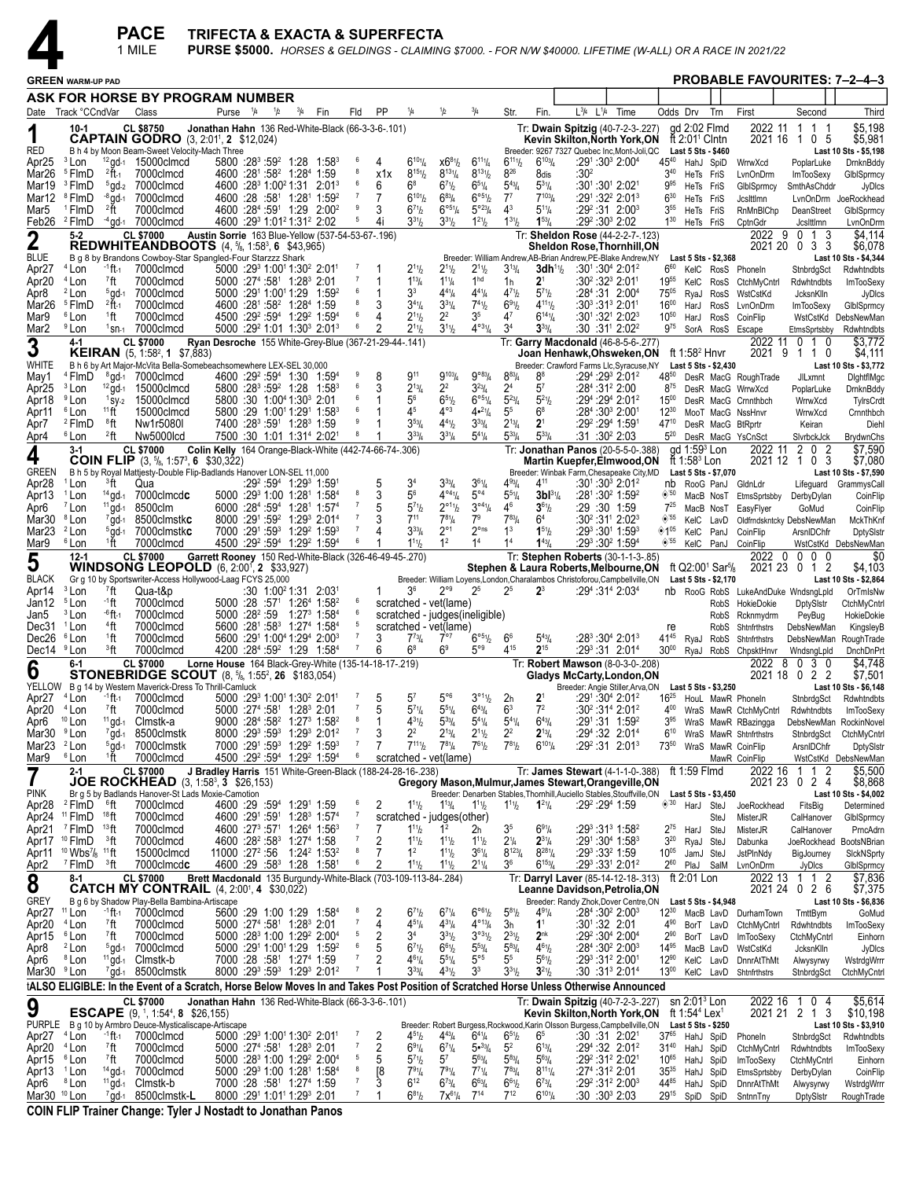# 4 PACE — TRIFECTA & EXACTA & SUPERFECTA

1 MILE — **PURSE $5000.** *HORSES & GELDINGS - CLAIMING $7000. - FOR N/W $40000. LIFETIME (W-ALL) OR A RACE IN 2021/22*

**GREEN** WARM-UP PAD — **PROBABLE FAVOURITES: 7–2–4–3**

**ASK FOR HORSE BY PROGRAM NUMBER**

---

## 1 — RED — 10-1
**CAPTAIN GODRO** (3, 2:01¹, 2 $12,024) — CL $8750 — Jonathan Hahn 136 Red-White-Black (66-3-3-6-.101)
B h 4 by Moon Beam-Sweet Velocity-Mach Three
Tr: Dwain Spitzig (40-7-2-3-.227) — Kevin Skilton,North York,ON — Breeder: 9267 7327 Quebec Inc,Mont-Joli,QC
gd 2:02 Flmd; ft 2:01¹ Clntn — 2022: 11 1 1 1 $5,198 — 2021: 16 1 0 5 $5,981 — Last 5 Sts - $460 — Last 10 Sts - $5,198

| Date | Track | Cond | Class | Purse / Fractions | Fin | Fld | PP | ¼ | ½ | ¾ | Str. | Fin. | Time | Odds | Drv | Trn | First | Second | Third |
|---|---|---|---|---|---|---|---|---|---|---|---|---|---|---|---|---|---|---|---|
| Apr25 | ³Lon | ¹²gd-1 | 15000clmcd | 5800 :28³ :59² 1:28 1:58³ | | 6 | 4 | 6¹⁰¹/₄ | x6⁸¹/₂ | 6¹¹¹/₄ | 6¹¹¹/₂ | 6¹⁰³/₄ | :29¹ :30³ 2:00⁴ | 45⁴⁰ | HahJ | SpiD | WrrwXcd | PoplarLuke | DrnknBddy |
| Mar26 | ⁵FlmD | ²ft-1 | 7000clmcd | 4600 :28¹ :58² 1:28⁴ 1:59 | | 8 | x1x | 8¹⁵¹/₂ | 8¹³¹/₄ | 8¹³¹/₂ | 8²⁶ | 8dis | :30² | 3⁴⁰ | HeTs | FriS | LvnOnDrm | ImTooSexy | GlblSprmcy |
| Mar19 | ³FlmD | ⁵gd-2 | 7000clmcd | 4600 :28³ 1:00² 1:31 2:01³ | | 6 | 6 | 6⁸ | 6⁷¹/₂ | 6⁵¹/₄ | 5⁴³/₄ | 5³¹/₄ | :30¹ :30¹ 2:02¹ | 9⁸⁵ | HeTs | FriS | GlblSprmcy | SmthAsChddr | JyDlcs |
| Mar12 | ⁸FlmD | -⁸gd-1 | 7000clmcd | 4600 :28 :58¹ 1:28¹ 1:59² | | 7 | 7 | 6¹⁰¹/₂ | 6⁸³/₄ | 6°⁵¹/₂ | 7⁷ | 7¹⁰³/₄ | :29¹ :32² 2:01³ | 6³⁰ | HeTs | FriS | JcsIttlmn | LvnOnDrm JoeRockhead | |
| Mar5 | ¹FlmD | ²ft | 7000clmcd | 4600 :28⁴ :59¹ 1:29 2:00² | | 9 | 3 | 6⁷¹/₂ | 6°⁵¹/₄ | 5°²³/₄ | 4³ | 5¹¹/₄ | :29² :31 2:00³ | 3⁵⁵ | HeTs | FriS | RnMnBlChp | DeanStreet | GlblSprmcy |
| Feb26 | ²FlmD | -⁴gd-1 | 7000clmcd | 4600 :29³ 1:01² 1:31² 2:02 | | 5 | 4i | 3³¹/₂ | 3³¹/₂ | 1²¹/₂ | 1³¹/₂ | 1⁵³/₄ | :29² :30³ 2:02 | 1³⁰ | HeTs | FriS | CptnGdr | JcsIttlmn | LvnOnDrm |

## 2 — BLUE — 5-2
**REDWHITEANDBOOTS** (4, ⁵/₈, 1:58³, 6 $43,965) — CL $7000 — Austin Sorrie 163 Blue-Yellow (537-54-53-67-.196)
B g 8 by Brandons Cowboy-Star Spangled-Four Starzzz Shark
Tr: Sheldon Rose (44-2-2-7-.123) — Sheldon Rose,Thornhill,ON — Breeder: William Andrew,AB-Brian Andrew,PE-Blake Andrew,NY
2022: 9 0 1 3 $4,114 — 2021: 20 0 3 3 $6,078 — Last 5 Sts - $2,368 — Last 10 Sts - $4,344

| Date | Track | Cond | Class | Purse / Fractions | Fin | Fld | PP | ¼ | ½ | ¾ | Str. | Fin. | Time | Odds | Drv | Trn | First | Second | Third |
|---|---|---|---|---|---|---|---|---|---|---|---|---|---|---|---|---|---|---|---|
| Apr27 | ⁴Lon | -¹ft-1 | 7000clmcd | 5000 :29³ 1:00¹ 1:30² 2:01¹ | | 7 | 1 | 2¹¹/₂ | 2¹¹/₂ | 2¹¹/₂ | 3¹³/₄ | 3dh¹¹/₂ | :30¹ :30⁴ 2:01² | 6⁶⁰ | KelC | RosS | Phoneln | StnbrdgSct | Rdwhtndbts |
| Apr20 | ⁴Lon | ⁷ft | 7000clmcd | 5000 :27⁴ :58¹ 1:28³ 2:01 | | 7 | 1 | 1¹³/₄ | 1¹¹/₄ | 1hd | 1h | 2¹ | :30² :32³ 2:01¹ | 19⁵⁵ | KelC | RosS | CtchMyCntrl | Rdwhtndbts | ImTooSexy |
| Apr8 | ²Lon | ⁵gd-1 | 7000clmcd | 5000 :29¹ 1:00¹ 1:29 1:59² | | 6 | 1 | 3³ | 4⁴¹/₄ | 4⁴¹/₄ | 4⁷¹/₂ | 5⁷¹/₂ | :28⁴ :31 2:00⁴ | 75⁰⁵ | RyaJ | RosS | WstCstKd | JcksnKlln | JyDlcs |
| Mar26 | ⁵FlmD | ²ft-1 | 7000clmcd | 4600 :28¹ :58² 1:28⁴ 1:59 | | 8 | 3 | 3⁴¹/₄ | 3³¹/₄ | 7⁴¹/₂ | 6⁹¹/₂ | 4¹¹¹/₂ | :30³ :31³ 2:01¹ | 16⁰⁰ | HarJ | RosS | LvnOnDrm | ImTooSexy | GlblSprmcy |
| Mar9 | ⁶Lon | ¹ft | 7000clmcd | 4500 :29² :59⁴ 1:29² 1:59⁴ | | 6 | 4 | 2¹¹/₂ | 2² | 3⁵ | 4⁷ | 6¹⁴¹/₄ | :30¹ :32¹ 2:02³ | 10⁵⁰ | HarJ | RosS | CoinFlip | WstCstKd DebsNewMan | |
| Mar2 | ⁹Lon | ¹sn-1 | 7000clmcd | 5000 :29² 1:01 1:30³ 2:01³ | | 6 | 2 | 2¹¹/₂ | 3¹¹/₂ | 4°³¹/₄ | 3⁴ | 3³³/₄ | :30 :31¹ 2:02² | 9⁷⁵ | SorA | RosS | Escape | EtmsSprtsbby | Rdwhtndbts |

## 3 — WHITE — 4-1
**KEIRAN** (5, 1:58², 1 $7,883) — CL $7000 — Ryan Desroche 155 White-Grey-Blue (367-21-29-44-.141)
B h 6 by Art Major-McVita Bella-Somebeachsomewhere LEX-SEL 30,000
Tr: Garry Macdonald (46-8-5-6-.277) — Joan Henhawk,Ohsweken,ON — Breeder: Crawford Farms Llc,Syracuse,NY
ft 1:58² Hnvr — 2022: 11 0 1 0 $3,772 — 2021: 9 1 1 0 $4,111 — Last 5 Sts - $2,430 — Last 10 Sts - $3,772

| Date | Track | Cond | Class | Purse / Fractions | Fin | Fld | PP | ¼ | ½ | ¾ | Str. | Fin. | Time | Odds | Drv | Trn | First | Second | Third |
|---|---|---|---|---|---|---|---|---|---|---|---|---|---|---|---|---|---|---|---|
| May1 | ⁴FlmD | ⁸gd-1 | 7000clmcd | 4600 :29² :59⁴ 1:30 1:59⁴ | | 9 | 8 | 9¹¹ | 9¹⁰³/₄ | 9°⁸³/₄ | 8⁸³/₄ | 8⁸ | :29⁴ :29³ 2:01² | 48⁵⁰ | DesR | MacG | RoughTrade | JlLxmnt | DlghtflMgc |
| Apr25 | ³Lon | ¹²gd-1 | 15000clmcd | 5800 :28³ :59² 1:28 1:58³ | | 6 | 3 | 2¹³/₄ | 2² | 3²³/₄ | 2⁴ | 5⁷ | :28⁴ :31² 2:00 | 8⁷⁵ | DesR | MacG | WrrwXcd | PoplarLuke | DrnknBddy |
| Apr18 | ⁹Lon | ¹sy-2 | 15000clmcd | 5800 :30 1:00⁴ 1:30³ 2:01 | | 6 | 1 | 5⁶ | 6⁵¹/₂ | 6°⁵¹/₄ | 5²³/₄ | 5²¹/₂ | :29⁴ :29⁴ 2:01² | 15⁰⁰ | DesR | MacG | Crnnthbch | WrrwXcd | TylrsCrdt |
| Apr11 | ⁶Lon | ¹¹ft | 15000clmcd | 5800 :29 1:00¹ 1:29¹ 1:58³ | | 6 | 1 | 4⁵ | 4°³ | 4•²¹/₄ | 5⁵ | 6⁸ | :28⁴ :30³ 2:00¹ | 12³⁰ | MooT | MacG | NssHnvr | WrrwXcd | Crnnthbch |
| Apr7 | ²FlmD | ⁸ft | Nw1r5080l | 7400 :28³ :59¹ 1:28³ 1:59 | | 9 | 1 | 3⁵³/₄ | 4⁴¹/₂ | 3³³/₄ | 2¹³/₄ | 2¹ | :29² :29⁴ 1:59¹ | 47¹⁰ | DesR | MacG | BtRprtr | Keiran | Diehl |
| Apr4 | ⁶Lon | ²ft | Nw5000lcd | 7500 :30 1:01 1:31⁴ 2:02¹ | | 8 | 1 | 3³³/₄ | 3³¹/₄ | 5⁴¹/₄ | 5³³/₄ | 5³³/₄ | :31 :30² 2:03 | 5²⁰ | DesR | MacG | YsCnSct | SlvrbckJck | BrydwnChs |

## 4 — GREEN — 3-1
**COIN FLIP** (3, ⁵/₈, 1:57³, 6 $30,322) — CL $7000 — Colin Kelly 164 Orange-Black-White (442-74-66-74-.306)
B h 5 by Royal Mattjesty-Double Flip-Badlands Hanover LON-SEL 11,000
Tr: Jonathan Panos (20-5-5-0-.388) — Martin Kuepfer,Elmwood,ON — Breeder: Winbak Farm,Chesapeake City,MD
gd 1:59³ Lon; ft 1:58³ Lon — 2022: 11 2 0 2 $7,590 — 2021: 12 1 0 3 $7,080 — Last 5 Sts - $7,070 — Last 10 Sts - $7,590

| Date | Track | Cond | Class | Purse / Fractions | Fin | Fld | PP | ¼ | ½ | ¾ | Str. | Fin. | Time | Odds | Drv | Trn | First | Second | Third |
|---|---|---|---|---|---|---|---|---|---|---|---|---|---|---|---|---|---|---|---|
| Apr28 | ¹Lon | ³ft | Qua | :29² :59⁴ 1:29³ 1:59¹ | | | 5 | 3⁴ | 3³³/₄ | 3⁶¹/₄ | 4⁹³/₄ | 4¹¹ | :30¹ :30³ 2:01² | nb | RooG | PanJ | GldnLdr | Lifeguard | GrammysCall |
| Apr13 | ¹Lon | ¹⁴gd-1 | 7000clmcdc | 5000 :29³ 1:00 1:28¹ 1:58⁴ | | 8 | 3 | 5⁶ | 4°⁴¹/₄ | 5°⁴ | 5⁵¹/₄ | 3bl³¹/₄ | :28¹ :30² 1:59² | ◉⁵⁰ | MacB | NosT | EtmsSprtsbby | DerbyDylan | CoinFlip |
| Apr6 | ⁷Lon | ¹¹gd-1 | 8500clm | 6000 :28⁴ :59⁴ 1:28¹ 1:57⁴ | | 7 | 5 | 5⁷¹/₂ | 2°¹¹/₂ | 3°⁴¹/₄ | 4⁶ | 3⁶¹/₂ | :29 :30 1:59 | 7²⁵ | MacB | NosT | EasyFlyer | GoMud | CoinFlip |
| Mar30 | ⁸Lon | ⁷gd-1 | 8500clmstkc | 8000 :29¹ :59² 1:29³ 2:01⁴ | | 7 | 3 | 7¹¹ | 7⁸¹/₄ | 7⁹ | 7⁸³/₄ | 6⁴ | :30² :31¹ 2:02³ | ◉⁵⁵ | KelC | LavD | Oldfrndskntcky | DebsNewMan | MckThKnf |
| Mar23 | ²Lon | ⁵gd-1 | 7000clmstkc | 7000 :29¹ :59³ 1:29² 1:59³ | | 7 | 4 | 3³³/₄ | 2°¹ | 2°ns | 1³ | 1⁵¹/₂ | :29³ :30¹ 1:59³ | ◉1⁰⁵ | KelC | PanJ | CoinFlip | ArsnlDChfr | DptySlstr |
| Mar9 | ⁶Lon | ¹ft | 7000clmcd | 4500 :29² :59⁴ 1:29² 1:59⁴ | | 6 | 1 | 1¹¹/₂ | 1² | 1⁴ | 1⁴ | 1⁴³/₄ | :29³ :30² 1:59⁴ | ◉⁵⁵ | KelC | PanJ | CoinFlip | WstCstKd DebsNewMan | |

## 5 — BLACK — 12-1
**WINDSONG LEOPOLD** (6, 2:00¹, 2 $33,927) — CL $7000 — Garrett Rooney 150 Red-White-Black (326-46-49-45-.270)
Gr g 10 by Sportswriter-Access Hollywood-Laag FCYS 25,000
Tr: Stephen Roberts (30-1-1-3-.85) — Stephen & Laura Roberts,Melbourne,ON — Breeder: William Loyens,London,Charalambos Christoforou,Campbellville,ON
ft Q2:00¹ Sar⁵/₈ — 2022: 0 0 0 0 $0 — 2021: 23 0 1 2 $4,103 — Last 5 Sts - $2,170 — Last 10 Sts - $2,864

| Date | Track | Cond | Class | Purse / Fractions | Fin | Fld | PP | ¼ | ½ | ¾ | Str. | Fin. | Time | Odds | Drv | Trn | First | Second | Third |
|---|---|---|---|---|---|---|---|---|---|---|---|---|---|---|---|---|---|---|---|
| Apr14 | ³Lon | ⁷ft | Qua-t&p | :30 1:00² 1:31 2:03¹ | | | 1 | 3⁶ | 2°⁹ | 2⁵ | 2⁵ | 2³ | :29⁴ :31⁴ 2:03⁴ | nb | RooG | RobS | LukeAndDuke | WndsngLpld | OrTmIsNw |
| Jan12 | ⁵Lon | -¹ft | 7000clmcd | 5000 :28 :57¹ 1:26⁴ 1:58² | | 6 | | scratched - vet(lame) | | | | | | | | RobS | HokieDokie | DptySlstr | CtchMyCntrl |
| Jan5 | ³Lon | -⁶ft-1 | 7000clmcd | 5000 :28² :59 1:27³ 1:58⁴ | | 6 | | scratched - judges(ineligible) | | | | | | | | RobS | Rcknmydrm | PeyBug | HokieDokie |
| Dec31 | ¹Lon | ⁴ft | 7000clmcd | 5600 :28¹ :58³ 1:27⁴ 1:58⁴ | | 5 | | scratched - vet(lame) | | | | | | re | | RobS | Shtnfrthstrs | DebsNewMan | KingsleyB |
| Dec26 | ⁶Lon | ¹ft | 7000clmcd | 5600 :29¹ 1:00⁴ 1:29⁴ 2:00³ | | 7 | 3 | 7⁷³/₄ | 7°⁷ | 6°⁵¹/₂ | 6⁶ | 5⁴³/₄ | :28³ :30⁴ 2:01³ | 41⁴⁵ | RyaJ | RobS | Shtnfrthstrs | DebsNewMan | RoughTrade |
| Dec14 | ⁹Lon | ³ft | 7000clmcd | 4200 :28⁴ :59² 1:29 1:58⁴ | | 7 | 6 | 6⁸ | 6⁹ | 5°⁹ | 4¹⁵ | 2¹⁵ | :29³ :31 2:01⁴ | 30⁰⁰ | RyaJ | RobS | ChpsktHnvr | WndsngLpld | DnchDnPrt |

## 6 — YELLOW — 6-1
**STONEBRIDGE SCOUT** (8, ⁵/₈, 1:55², 26 $183,054) — CL $7000 — Lorne House 164 Black-Grey-White (135-14-18-17-.219)
B g 14 by Western Maverick-Dress To Thrill-Camluck
Tr: Robert Mawson (8-0-3-0-.208) — Gladys McCarty,London,ON — Breeder: Angie Stiller,Arva,ON
2022: 8 0 3 0 $4,748 — 2021: 18 0 2 2 $7,501 — Last 5 Sts - $3,250 — Last 10 Sts - $6,148

| Date | Track | Cond | Class | Purse / Fractions | Fin | Fld | PP | ¼ | ½ | ¾ | Str. | Fin. | Time | Odds | Drv | Trn | First | Second | Third |
|---|---|---|---|---|---|---|---|---|---|---|---|---|---|---|---|---|---|---|---|
| Apr27 | ⁴Lon | -¹ft-1 | 7000clmcd | 5000 :29³ 1:00¹ 1:30² 2:01¹ | | 7 | 5 | 5⁷ | 5°⁶ | 3°¹¹/₂ | 2h | 2¹ | :29¹ :30⁴ 2:01² | 16²⁵ | HouL | MawR | Phoneln | StnbrdgSct | Rdwhtndbts |
| Apr20 | ⁴Lon | ⁷ft | 7000clmcd | 5000 :27⁴ :58¹ 1:28³ 2:01 | | 7 | 5 | 5⁷¹/₄ | 5⁵¹/₄ | 6⁴³/₄ | 6³ | 7² | :30² :31⁴ 2:01² | 4⁰⁰ | WraS | MawR | CtchMyCntrl | Rdwhtndbts | ImTooSexy |
| Apr6 | ¹⁰Lon | ¹¹gd-1 | Clmstk-a | 9000 :28⁴ :58² 1:27³ 1:58² | | 8 | 1 | 4³¹/₂ | 5³³/₄ | 5⁴¹/₄ | 5⁴¹/₄ | 6⁴³/₄ | :29¹ :31 1:59² | 3⁹⁵ | WraS | MawR | RBazingga | DebsNewMan RockinNovel | |
| Mar30 | ⁹Lon | ⁷gd-1 | 8500clmstk | 8000 :29³ :59³ 1:29³ 2:01² | | 7 | 3 | 2² | 2¹³/₄ | 2¹¹/₂ | 2² | 2³/₄ | :29⁴ :32 2:01⁴ | 6¹⁰ | WraS | MawR | Shtnfrthstrs | StnbrdgSct | CtchMyCntrl |
| Mar23 | ²Lon | ⁵gd-1 | 7000clmstk | 7000 :29¹ :59³ 1:29² 1:59³ | | 7 | 7 | 7¹¹¹/₂ | 7⁸¹/₄ | 7⁶¹/₂ | 7⁸¹/₂ | 6¹⁰¹/₄ | :29² :31 2:01³ | 73⁵⁰ | WraS | MawR | CoinFlip | ArsnlDChfr | DptySlstr |
| Mar9 | ⁶Lon | ¹ft | 7000clmcd | 4500 :29² :59⁴ 1:29² 1:59⁴ | | 6 | | scratched - vet(lame) | | | | | | | | MawR | CoinFlip | WstCstKd DebsNewMan | |

## 7 — PINK — 2-1
**JOE ROCKHEAD** (3, 1:58³, 3 $26,153) — CL $7000 — J Bradley Harris 151 White-Green-Black (188-24-28-16-.238)
Br g 5 by Badlands Hanover-St Lads Moxie-Camotion
Tr: James Stewart (4-1-1-0-.388) — Gregory Mason,Mulmur,James Stewart,Orangeville,ON — Breeder: Denarben Stables,Thornhill,Auciello Stables,Stouffville,ON
ft 1:59 Flmd — 2022: 16 1 1 2 $5,500 — 2021: 23 0 2 4 $8,868 — Last 5 Sts - $3,450 — Last 10 Sts - $4,002

| Date | Track | Cond | Class | Purse / Fractions | Fin | Fld | PP | ¼ | ½ | ¾ | Str. | Fin. | Time | Odds | Drv | Trn | First | Second | Third |
|---|---|---|---|---|---|---|---|---|---|---|---|---|---|---|---|---|---|---|---|
| Apr28 | ²FlmD | ⁶ft | 7000clmcd | 4600 :29 :59⁴ 1:29¹ 1:59 | | 6 | 2 | 1¹¹/₂ | 1¹³/₄ | 1¹¹/₂ | 1¹¹/₂ | 1²¹/₄ | :29² :29⁴ 1:59 | ◉³⁰ | HarJ | SteJ | JoeRockhead | FitsBig | Determined |
| Apr24 | ¹¹FlmD | ¹⁸ft | 7000clmcd | 4600 :29¹ :59¹ 1:28³ 1:57⁴ | | 7 | | scratched - judges(other) | | | | | | | | SteJ | MisterJR | CalHanover | GlblSprmcy |
| Apr21 | ⁷FlmD | ¹³ft | 7000clmcd | 4600 :27³ :57¹ 1:26⁴ 1:56³ | | 7 | 7 | 1¹¹/₂ | 1² | 2h | 3⁵ | 6⁹¹/₄ | :29³ :31³ 1:58² | 2⁷⁵ | HarJ | SteJ | MisterJR | CalHanover | PrncAdrn |
| Apr17 | ¹⁰FlmD | ³ft | 7000clmcd | 4600 :28² :58³ 1:27⁴ 1:58 | | 7 | 2 | 1¹¹/₂ | 1¹¹/₂ | 1²¹/₂ | 2¹/₄ | 2³¹/₄ | :29¹ :30⁴ 1:58³ | 3²⁰ | RyaJ | SteJ | Dabunka | JoeRockhead BootsNBrian | |
| Apr11 | ¹⁰Wbs⁷/₈ | ¹¹ft | 15000clmcd | 11000 :27² :56 1:24² 1:53² | | 8 | 7 | 1² | 1¹¹/₂ | 3⁶¹/₄ | 8¹²³/₄ | 8²⁸¹/₄ | :29³ :33² 1:59 | 10⁰⁵ | JamJ | SteJ | JstPlnNdy | BigJourney | SlckNSprty |
| Apr2 | ⁷FlmD | ³ft | 7000clmcdc | 4600 :29 :58³ 1:28 1:58¹ | | 6 | 2 | 1¹¹/₂ | 1¹¹/₂ | 2¹¹/₄ | 3⁶ | 6¹⁵³/₄ | :29³ :33¹ 2:01² | 2⁶⁰ | PlaJ | SalM | LvnOnDrm | JyDlcs | GlblSprmcy |

## 8 — GREY — 8-1
**CATCH MY CONTRAIL** (4, 2:00¹, 4 $30,022) — CL $7000 — Brett Macdonald 135 Burgundy-White-Black (703-109-113-84-.284)
B g 6 by Shadow Play-Bella Bambina-Artiscape
Tr: Darryl Laver (85-14-12-18-.313) — Leanne Davidson,Petrolia,ON — Breeder: Randy Zhok,Dover Centre,ON
ft 2:01 Lon — 2022: 13 1 1 2 $7,836 — 2021: 24 0 2 6 $7,375 — Last 5 Sts - $4,948 — Last 10 Sts - $6,836

| Date | Track | Cond | Class | Purse / Fractions | Fin | Fld | PP | ¼ | ½ | ¾ | Str. | Fin. | Time | Odds | Drv | Trn | First | Second | Third |
|---|---|---|---|---|---|---|---|---|---|---|---|---|---|---|---|---|---|---|---|
| Apr27 | ¹¹Lon | -¹ft-1 | 7000clmcd | 5600 :29 1:00 1:29 1:58⁴ | | 8 | 2 | 6⁷¹/₂ | 6⁷¹/₄ | 6°⁶¹/₂ | 5⁸¹/₂ | 4⁹¹/₄ | :28⁴ :30² 2:00³ | 12³⁰ | MacB | LavD | DurhamTown | TmttBym | GoMud |
| Apr20 | ⁴Lon | ⁷ft | 7000clmcd | 5000 :27⁴ :58¹ 1:28³ 2:01 | | 7 | 4 | 4⁵¹/₄ | 4³¹/₄ | 4°¹³/₄ | 3h | 1ⁿᵏ | :30¹ :32 2:01 | 4⁹⁰ | BorT | LavD | CtchMyCntrl | Rdwhtndbts | ImTooSexy |
| Apr15 | ⁶Lon | ⁷ft | 7000clmcd | 5000 :28³ 1:00 1:29² 2:00⁴ | | 5 | 2 | 3⁴ | 3³¹/₂ | 3°³¹/₂ | 2³¹/₂ | 2ⁿᵏ | :29² :30⁴ 2:00⁴ | 2⁹⁰ | BorT | LavD | ImTooSexy | CtchMyCntrl | Einhorn |
| Apr8 | ²Lon | ⁵gd-1 | 7000clmcd | 5000 :29¹ 1:00¹ 1:29 1:59² | | 6 | 5 | 6⁷¹/₂ | 6⁶¹/₂ | 5⁵³/₄ | 5⁶³/₄ | 4⁵¹/₂ | :28⁴ :30² 2:00³ | 14⁹⁵ | MacB | LavD | WstCstKd | JcksnKlln | JyDlcs |
| Apr6 | ⁸Lon | ¹¹gd-1 | Clmstk-b | 7000 :28 :58¹ 1:27⁴ 1:59 | | 7 | 2 | 4⁶¹/₄ | 5⁵¹/₄ | 5°⁵ | 5⁵ | 5⁶¹/₂ | :29³ :31² 2:00¹ | 12⁸⁰ | KelC | LavD | DnnrAtThMt | Alwysyrwy | WstrdgWrrr |
| Mar30 | ⁹Lon | ⁷gd-1 | 8500clmstk | 8000 :29³ :59³ 1:29³ 2:01² | | 7 | 1 | 3³³/₄ | 4³¹/₂ | 3³ | 3³¹/₂ | 3²¹/₂ | :30 :31³ 2:01⁴ | 13⁰⁰ | KelC | LavD | Shtnfrthstrs | StnbrdgSct | CtchMyCntrl |

**†ALSO ELIGIBLE: In the Event of a Scratch, Horse Below Moves In and Takes Post Position of Scratched Horse Unless Otherwise Announced**

## 9 — PURPLE
**ESCAPE** (9, ¹, 1:54⁴, 8 $26,155) — CL $7000 — Jonathan Hahn 136 Red-White-Black (66-3-3-6-.101)
B g 10 by Armbro Deuce-Mysticaliscape-Artiscape
Tr: Dwain Spitzig (40-7-2-3-.227) — Kevin Skilton,North York,ON — Breeder: Robert Burgess,Rockwood,Karin Olsson Burgess,Campbellville,ON
sn 2:01³ Lon; ft 1:54⁴ Lex¹ — 2022: 16 1 0 4 $5,614 — 2021: 21 2 1 3 $10,198 — Last 5 Sts - $250 — Last 10 Sts - $3,910

| Date | Track | Cond | Class | Purse / Fractions | Fin | Fld | PP | ¼ | ½ | ¾ | Str. | Fin. | Time | Odds | Drv | Trn | First | Second | Third |
|---|---|---|---|---|---|---|---|---|---|---|---|---|---|---|---|---|---|---|---|
| Apr27 | ⁴Lon | -¹ft-1 | 7000clmcd | 5000 :29³ 1:00¹ 1:30² 2:01¹ | | 7 | 2 | 4⁵¹/₂ | 4⁴³/₄ | 6⁴¹/₄ | 6⁵¹/₂ | 6⁵ | :30 :31 2:02 | 37⁶⁵ | HahJ | SpiD | Phoneln | StnbrdgSct | Rdwhtndbts |
| Apr20 | ⁴Lon | ⁷ft | 7000clmcd | 5000 :27⁴ :58¹ 1:28³ 2:01 | | 7 | 2 | 6⁹¹/₄ | 6⁷¹/₄ | 5•³³/₄ | 5² | 6¹³/₄ | :29⁴ :32 2:01² | 31⁴⁰ | HahJ | SpiD | CtchMyCntrl | Rdwhtndbts | ImTooSexy |
| Apr15 | ⁶Lon | ⁷ft | 7000clmcd | 5000 :28³ 1:00 1:29² 2:00⁴ | | 5 | 5 | 5⁷¹/₂ | 5⁷ | 5⁵³/₄ | 5⁸³/₄ | 5⁶³/₄ | :29² :31² 2:02¹ | 10⁶⁵ | HahJ | SpiD | ImTooSexy | CtchMyCntrl | Einhorn |
| Apr13 | ¹Lon | ¹⁴gd-1 | 7000clmcd | 5000 :29³ 1:00 1:28¹ 1:58⁴ | | 8 | [8 | 7⁹¹/₄ | 7⁹¹/₄ | 7⁷¹/₄ | 7⁸³/₄ | 8¹¹¹/₄ | :27⁴ :31² 2:01 | 35³⁵ | HahJ | SpiD | EtmsSprtsbby | DerbyDylan | CoinFlip |
| Apr6 | ⁸Lon | ¹¹gd-1 | Clmstk-b | 7000 :28 :58¹ 1:27⁴ 1:59 | | 7 | 3 | 6¹² | 6⁷³/₄ | 6⁶³/₄ | 6⁶¹/₂ | 6⁷³/₄ | :29² :31² 2:00³ | 44⁸⁵ | HahJ | SpiD | DnnrAtThMt | Alwysyrwy | WstrdgWrrr |
| Mar30 | ¹⁰Lon | ⁷gd-1 | 8500clmstk-L | 8000 :29¹ 1:01¹ 1:29³ 2:01 | | 7 | 1 | 6⁸¹/₂ | 7x⁶¹/₄ | 7¹⁴ | 7¹² | 6¹⁰¹/₄ | :30 :30³ 2:03 | 29¹⁵ | SpiD | SpiD | SntnnTny | DptySlstr | RoughTrade |

**COIN FLIP Trainer Change: Tyler J Nostadt to Jonathan Panos**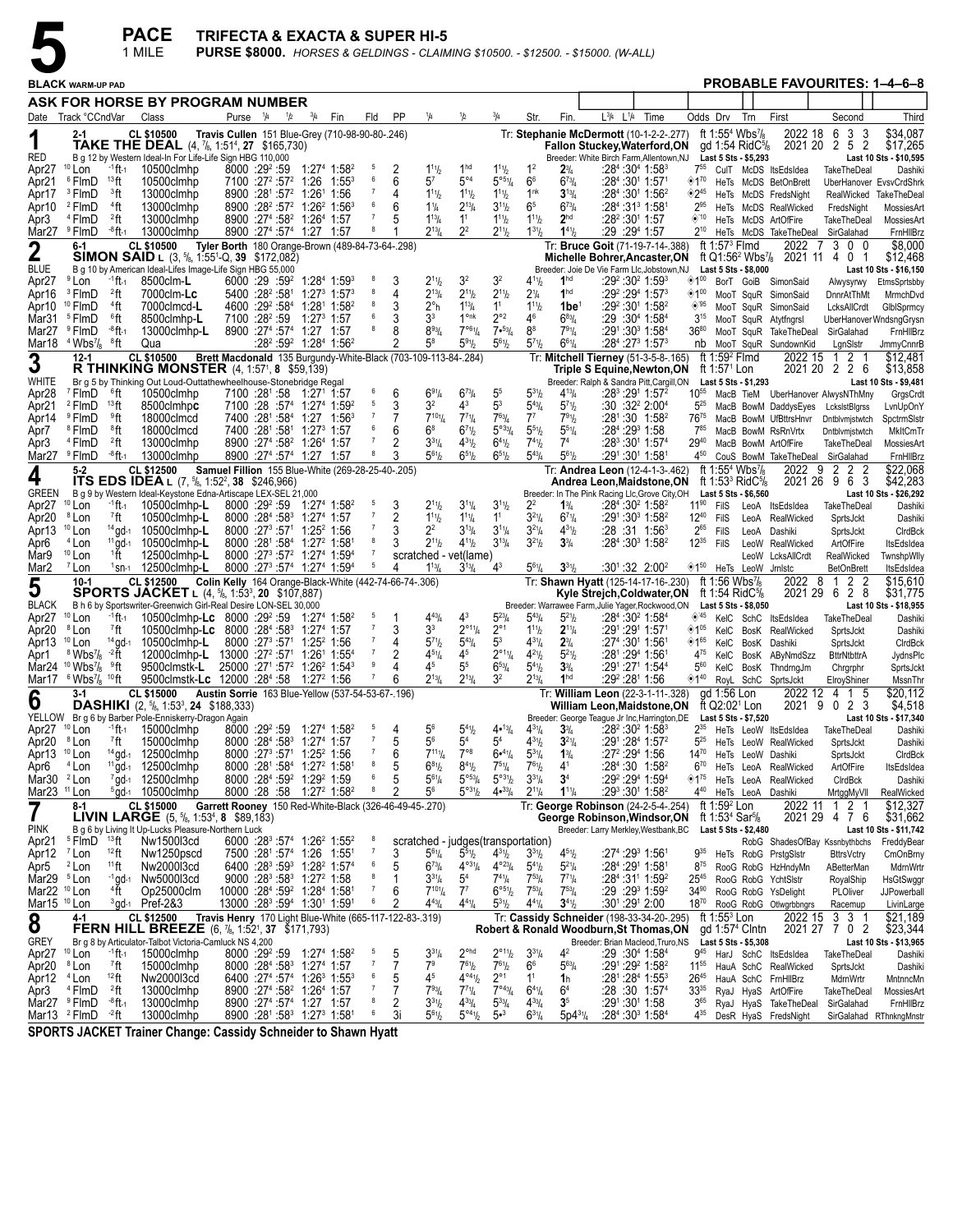# 5 PACE — TRIFECTA & EXACTA & SUPER HI-5

1 MILE — **PURSE $8000.** *HORSES & GELDINGS - CLAIMING $10500. - $12500. - $15000. (W-ALL)*

**BLACK WARM-UP PAD** — **PROBABLE FAVOURITES: 1–4–6–8**

**ASK FOR HORSE BY PROGRAM NUMBER**

| Date | Track °CCndVar | Class | Purse | 1/4 | 1/2 | 3/4 | Fin | Fld | PP | 1/4 | 1/2 | 3/4 | Str. | Fin. | L3/4 L1/4 Time | Odds Drv Trn | First | Second | Third |
|---|---|---|---|---|---|---|---|---|---|---|---|---|---|---|---|---|---|---|---|

## 1 — RED — 2-1

**TAKE THE DEAL** (4, 7/8, 1:51⁴, 27 $165,730) — CL $10500 — Travis Cullen 151 Blue-Grey (710-98-90-80-.246)
B g 12 by Western Ideal-In For Life-Life Sign HBG 110,000
Tr: Stephanie McDermott (10-1-2-2-.277) — Fallon Stuckey,Waterford,ON — Breeder: White Birch Farm,Allentown,NJ
ft 1:55⁴ Wbs7/8 — 2022 18 6 3 3 $34,087 — gd 1:54 RidC5/8 — 2021 20 2 5 2 $17,265 — Last 5 Sts - $5,293 — Last 10 Sts - $10,595

| Date | Track | Class | Purse | 1/4 | 1/2 | 3/4 | Fin | Fld | PP | 1/4 | 1/2 | 3/4 | Str. | Fin. | L3/4 L1/4 Time | Odds Drv Trn | First | Second | Third |
|---|---|---|---|---|---|---|---|---|---|---|---|---|---|---|---|---|---|---|---|
| Apr27 | 10 Lon -1ft-1 | 10500clmhp | 8000 | :29² | :59 | 1:27⁴ | 1:58² | 5 | 2 | 1¹½ | 1hd | 1¹½ | 1² | 2¾ | :28⁴ :30⁴ 1:58³ | 7⁵⁵ CulT McDS | ItsEdsIdea | TakeTheDeal | Dashiki |
| Apr21 | 6 FlmD 13ft | 10500clmhp | 7100 | :27² | :57² | 1:26 | 1:55³ | 6 | 6 | 5⁷ | 5°⁴ | 5°⁵¼ | 6⁶ | 6⁷¾ | :28⁴ :30¹ 1:57¹ | ◈1⁷⁰ HeTs McDS | BetOnBrett | UberHanover | EvsvCrdShrk |
| Apr17 | 3 FlmD 3ft | 13000clmhp | 8900 | :28¹ | :57² | 1:26¹ | 1:56 | 7 | 4 | 1¹½ | 1¹½ | 1¹½ | 1nk | 3¹¾ | :28⁴ :30¹ 1:56² | ◈2⁴⁵ HeTs McDS | FredsNight | RealWicked | TakeTheDeal |
| Apr10 | 2 FlmD 4ft | 13000clmhp | 8900 | :28² | :57² | 1:26² | 1:56³ | 6 | 6 | 1¼ | 2¹¾ | 3¹½ | 6⁵ | 6⁷¾ | :28⁴ :31³ 1:58¹ | 2⁸⁵ HeTs McDS | RealWicked | FredsNight | MossiesArt |
| Apr3 | 4 FlmD 2ft | 13000clmhp | 8900 | :27⁴ | :58² | 1:26⁴ | 1:57 | 7 | 5 | 1¹¾ | 1¹ | 1¹½ | 1¹½ | 2hd | :28² :30¹ 1:57 | ◈⁹⁰ HeTs McDS | ArtOfFire | TakeTheDeal | MossiesArt |
| Mar27 | 9 FlmD -8ft-1 | 13000clmhp | 8900 | :27⁴ | :57⁴ | 1:27 | 1:57 | 8 | 1 | 2¹¾ | 2² | 2¹½ | 1³½ | 1⁴½ | :29 :29⁴ 1:57 | 2¹⁰ HeTs McDS | TakeTheDeal | SirGalahad | FrnHllBrz |

## 2 — BLUE — 6-1

**SIMON SAID** L (3, 5/8, 1:55¹-Q, 39 $172,082) — CL $10500 — Tyler Borth 180 Orange-Brown (489-84-73-64-.298)
B g 10 by American Ideal-Lifes Image-Life Sign HBG 55,000
Tr: Bruce Goit (71-19-7-14-.388) — Michelle Bohrer,Ancaster,ON — Breeder: Joie De Vie Farm Llc,Jobstown,NJ
ft 1:57³ Flmd — 2022 7 3 0 0 $8,000 — ft Q1:56² Wbs7/8 — 2021 11 4 0 1 $12,468 — Last 5 Sts - $8,000 — Last 10 Sts - $16,150

| Date | Track | Class | Purse | 1/4 | 1/2 | 3/4 | Fin | Fld | PP | 1/4 | 1/2 | 3/4 | Str. | Fin. | L3/4 L1/4 Time | Odds Drv Trn | First | Second | Third |
|---|---|---|---|---|---|---|---|---|---|---|---|---|---|---|---|---|---|---|---|
| Apr27 | 9 Lon -1ft-1 | 8500clm-L | 6000 | :29 | :59² | 1:28⁴ | 1:59³ | 8 | 3 | 2¹½ | 3² | 3² | 4¹½ | 1hd | :29² :30² 1:59³ | ◈1⁰⁰ BorT GoiB | SimonSaid | Alwysyrwy | EtmsSprtsby |
| Apr16 | 3 FlmD 2ft | 7000clm-Lc | 5400 | :28² | :58¹ | 1:27³ | 1:57³ | 8 | 4 | 2¹¾ | 2¹½ | 2¹½ | 2¼ | 1hd | :29² :29⁴ 1:57³ | ◈1⁰⁰ MooT SquR | SimonSaid | DnnrAtThMt | MrmchDvd |
| Apr10 | 10 FlmD 4ft | 7000clmcd-L | 4600 | :29² | :58⁴ | 1:28¹ | 1:58² | 8 | 3 | 2°h | 1¹¾ | 1¹ | 1¹½ | 1be¹ | :29² :30¹ 1:58² | ◈⁹⁵ MooT SquR | SimonSaid | LcksAllCrdt | GlblSprmcy |
| Mar31 | 5 FlmD 6ft | 8500clmhp-L | 7100 | :28² | :59 | 1:27³ | 1:57 | 6 | 3 | 3³ | 1°nk | 2°² | 4⁶ | 6⁸¾ | :29 :30⁴ 1:58⁴ | 3¹⁵ MooT SquR | Atytfngrsl | UberHanover | WndsngGrysn |
| Mar27 | 9 FlmD -8ft-1 | 13000clmhp-L | 8900 | :27⁴ | :57⁴ | 1:27 | 1:57 | 8 | 8 | 8⁹¾ | 7°⁶¼ | 7•⁵¾ | 8⁸ | 7⁹¼ | :29¹ :30³ 1:58⁴ | 36⁸⁰ MooT SquR | TakeTheDeal | SirGalahad | FrnHllBrz |
| Mar18 | 4 Wbs7/8 8ft | Qua | | :28² | :59² | 1:28⁴ | 1:56² | | 2 | 5⁸ | 5⁹½ | 5⁶½ | 5⁷½ | 6⁶¼ | :28⁴ :27³ 1:57³ | nb MooT SquR | SundownKid | LgnSlstr | JmmyCnnrB |

## 3 — WHITE — 12-1

**R THINKING MONSTER** (4, 1:57¹, 8 $59,139) — CL $10500 — Brett Macdonald 135 Burgundy-White-Black (703-109-113-84-.284)
Br g 5 by Thinking Out Loud-Outtathewheelhouse-Stonebridge Regal
Tr: Mitchell Tierney (51-3-5-8-.165) — Triple S Equine,Newton,ON — Breeder: Ralph & Sandra Pitt,Cargill,ON
ft 1:59² Flmd — 2022 15 1 2 1 $12,481 — ft 1:57¹ Lon — 2021 20 2 2 6 $13,858 — Last 5 Sts - $1,293 — Last 10 Sts - $9,481

| Date | Track | Class | Purse | 1/4 | 1/2 | 3/4 | Fin | Fld | PP | 1/4 | 1/2 | 3/4 | Str. | Fin. | L3/4 L1/4 Time | Odds Drv Trn | First | Second | Third |
|---|---|---|---|---|---|---|---|---|---|---|---|---|---|---|---|---|---|---|---|
| Apr28 | 7 FlmD 6ft | 10500clmhp | 7100 | :28¹ | :58 | 1:27¹ | 1:57 | 6 | 6 | 6⁹¼ | 6⁷¾ | 5⁵ | 5³½ | 4¹³¼ | :28³ :29¹ 1:57² | 10⁶⁵ MacB TieM | UberHanover | AlwysNThMny | GrgsCrdt |
| Apr21 | 2 FlmD 13ft | 8500clmhpc | 7100 | :28 | :57⁴ | 1:27⁴ | 1:59² | 5 | 3 | 3² | 4³ | 5³ | 5⁴¾ | 5⁷½ | :30 :32² 2:00⁴ | 5²⁵ MacB BowM | DaddysEyes | LckslstBlgrss | LvnUpOnY |
| Apr14 | 9 FlmD 9ft | 18000clmcd | 7400 | :28¹ | :58⁴ | 1:27 | 1:56³ | 7 | 7 | 7¹⁰½ | 7⁷¼ | 7⁶¾ | 7⁷ | 7⁹½ | :28¹ :30 1:58² | 76⁷⁵ MacB BowM | UfBttrsHnvr | Dntblvmjstwtch | SpctrmSlstr |
| Apr7 | 8 FlmD 8ft | 18000clmcd | 7400 | :28¹ | :58¹ | 1:27³ | 1:57 | 6 | 6 | 6⁸ | 6⁷½ | 5°³¾ | 5⁵½ | 5⁵¼ | :28⁴ :29³ 1:58 | 7⁸⁵ MacB BowM | RsRnVrtx | Dntblvmjstwtch | MkItCmTr |
| Apr3 | 4 FlmD 2ft | 13000clmhp | 8900 | :27⁴ | :58² | 1:26⁴ | 1:57 | 7 | 2 | 3³¼ | 4³½ | 6⁴½ | 7⁴½ | 7⁴ | :28³ :30¹ 1:57⁴ | 29⁴⁰ MacB BowM | ArtOfFire | TakeTheDeal | MossiesArt |
| Mar27 | 9 FlmD -8ft-1 | 13000clmhp | 8900 | :27⁴ | :57⁴ | 1:27 | 1:57 | 8 | 3 | 5⁶½ | 6⁵½ | 6⁵½ | 5⁴¾ | 5⁶½ | :29¹ :30¹ 1:58¹ | 4⁵⁰ CouS BowM | TakeTheDeal | SirGalahad | FrnHllBrz |

## 4 — GREEN — 5-2

**ITS EDS IDEA** L (7, 5/8, 1:52², 38 $246,966) — CL $12500 — Samuel Fillion 155 Blue-White-Grey (269-28-25-40-.205)
B g 9 by Western Ideal-Keystone Edna-Artiscape LEX-SEL 21,000
Tr: Andrea Leon (12-4-1-3-.462) — Andrea Leon,Maidstone,ON — Breeder: In The Pink Racing Llc,Grove City,OH
ft 1:55⁴ Wbs7/8 — 2022 9 2 2 2 $22,068 — ft 1:53³ RidC5/8 — 2021 26 9 6 3 $42,283 — Last 5 Sts - $6,560 — Last 10 Sts - $26,292

| Date | Track | Class | Purse | 1/4 | 1/2 | 3/4 | Fin | Fld | PP | 1/4 | 1/2 | 3/4 | Str. | Fin. | L3/4 L1/4 Time | Odds Drv Trn | First | Second | Third |
|---|---|---|---|---|---|---|---|---|---|---|---|---|---|---|---|---|---|---|---|
| Apr27 | 10 Lon -1ft-1 | 10500clmhp-L | 8000 | :29² | :59 | 1:27⁴ | 1:58² | 5 | 3 | 2¹½ | 3¹¼ | 3¹½ | 2² | 1¾ | :28⁴ :30² 1:58² | 11⁹⁰ FilS LeoA | ItsEdsIdea | TakeTheDeal | Dashiki |
| Apr20 | 8 Lon 7ft | 10500clmhp-L | 8000 | :28⁴ | :58³ | 1:27⁴ | 1:57 | 7 | 2 | 1¹½ | 1¹¼ | 1¹ | 3²¼ | 6⁷¼ | :29¹ :30³ 1:58² | 12⁴⁰ FilS LeoA | RealWicked | SprtsJckt | Dashiki |
| Apr13 | 10 Lon 14gd-1 | 10500clmhp-L | 8000 | :27³ | :57¹ | 1:25² | 1:56 | 7 | 3 | 2² | 3¹¾ | 3¹¼ | 3²¼ | 4³½ | :28 :31 1:56³ | 2⁶⁵ FilS LeoA | Dashiki | SprtsJckt | ClrdBck |
| Apr6 | 4 Lon 11gd-1 | 10500clmhp-L | 8000 | :28¹ | :58⁴ | 1:27² | 1:58¹ | 8 | 3 | 2¹½ | 4¹½ | 3¹¾ | 3²½ | 3¾ | :28⁴ :30³ 1:58² | 12³⁵ FilS LeoW | RealWicked | ArtOfFire | ItsEdsIdea |
| Mar9 | 10 Lon 1ft | 12500clmhp-L | 8000 | :27³ | :57² | 1:27⁴ | 1:59⁴ | 7 | | scratched - vet(lame) | | | | | | LeoW | LcksAllCrdt | RealWicked | TwnshpWlly |
| Mar2 | 7 Lon 1sn-1 | 12500clmhp-L | 8000 | :27³ | :57⁴ | 1:27⁴ | 1:59⁴ | 5 | 4 | 1¹¾ | 3¹¾ | 4³ | 5⁶¼ | 3³½ | :30¹ :32 2:00² | ◈1⁵⁰ HeTs LeoW | Jrnlstc | BetOnBrett | ItsEdsIdea |

## 5 — BLACK — 10-1

**SPORTS JACKET** L (4, 5/8, 1:53³, 20 $107,887) — CL $12500 — Colin Kelly 164 Orange-Black-White (442-74-66-74-.306)
B h 6 by Sportswriter-Greenwich Girl-Real Desire LON-SEL 30,000
Tr: Shawn Hyatt (125-14-17-16-.230) — Kyle Strejch,Coldwater,ON — Breeder: Warrawee Farm,Julie Yager,Rockwood,ON
ft 1:56 Wbs7/8 — 2022 8 1 2 2 $15,610 — ft 1:54 RidC5/8 — 2021 29 6 2 8 $31,775 — Last 5 Sts - $8,050 — Last 10 Sts - $18,955

| Date | Track | Class | Purse | 1/4 | 1/2 | 3/4 | Fin | Fld | PP | 1/4 | 1/2 | 3/4 | Str. | Fin. | L3/4 L1/4 Time | Odds Drv Trn | First | Second | Third |
|---|---|---|---|---|---|---|---|---|---|---|---|---|---|---|---|---|---|---|---|
| Apr27 | 10 Lon -1ft-1 | 10500clmhp-Lc | 8000 | :29² | :59 | 1:27⁴ | 1:58² | 5 | 1 | 4⁴¾ | 4³ | 5²¾ | 5⁴¾ | 5²½ | :28⁴ :30² 1:58⁴ | ◈⁴⁵ KelC SchC | ItsEdsIdea | TakeTheDeal | Dashiki |
| Apr20 | 8 Lon 7ft | 10500clmhp-Lc | 8000 | :28⁴ | :58³ | 1:27⁴ | 1:57 | 7 | 3 | 3³ | 2°¹½ | 2°¹ | 1¹½ | 2¹¾ | :29¹ :29¹ 1:57¹ | ◈1⁰⁵ KelC BosK | RealWicked | SprtsJckt | Dashiki |
| Apr13 | 10 Lon 14gd-1 | 10500clmhp-L | 8000 | :27³ | :57¹ | 1:25² | 1:56 | 7 | 4 | 5⁷½ | 5⁴¾ | 5³ | 4³¼ | 2¾ | :27⁴ :30¹ 1:56¹ | ◈1⁶⁵ KelC BosK | Dashiki | SprtsJckt | ClrdBck |
| Apr1 | 8 Wbs7/8 -2ft | 12000clmhp-L | 13000 | :27¹ | :57² | 1:26¹ | 1:55⁴ | 7 | 2 | 4⁵¼ | 4⁵ | 2°¹¼ | 4²½ | 5²½ | :28¹ :29⁴ 1:56¹ | 4⁷⁵ KelC BosK | AByNmdSzz | BttrNtbttrA | JydnsPlc |
| Mar24 | 10 Wbs7/8 9ft | 9500clmstk-L | 25000 | :27¹ | :57² | 1:26² | 1:54³ | 9 | 4 | 4⁵ | 5⁵ | 6⁵¾ | 5⁴½ | 3¾ | :29¹ :27¹ 1:54⁴ | 5⁶⁰ KelC BosK | ThndrngJm | Chrgrphr | SprtsJckt |
| Mar17 | 6 Wbs7/8 10ft | 9500clmstk-Lc | 12000 | :28⁴ | :58 | 1:27² | 1:56 | 7 | 6 | 2¹¾ | 2¹¾ | 3² | 2¹¾ | 1hd | :29² :28¹ 1:56 | ◈1⁴⁰ RoyL SchC | SprtsJckt | ElroyShiner | MssnThr |

## 6 — YELLOW — 3-1

**DASHIKI** (2, 5/8, 1:53³, 24 $188,333) — CL $15000 — Austin Sorrie 163 Blue-Yellow (537-54-53-67-.196)
Br g 6 by Bettor's Wish? — Br g 6 by Pole-Enniskerry-Dragon Again
Tr: William Leon (22-3-1-11-.328) — William Leon,Maidstone,ON — Breeder: George Teague Jr Inc,Harrington,DE
gd 1:56 Lon — 2022 12 4 1 5 $20,112 — ft Q2:02¹ Lon — 2021 9 0 2 3 $4,518 — Last 5 Sts - $7,520 — Last 10 Sts - $17,340

| Date | Track | Class | Purse | 1/4 | 1/2 | 3/4 | Fin | Fld | PP | 1/4 | 1/2 | 3/4 | Str. | Fin. | L3/4 L1/4 Time | Odds Drv Trn | First | Second | Third |
|---|---|---|---|---|---|---|---|---|---|---|---|---|---|---|---|---|---|---|---|
| Apr27 | 10 Lon -1ft-1 | 15000clmhp | 8000 | :29² | :59 | 1:27⁴ | 1:58² | 5 | 4 | 5⁶ | 5⁴½ | 4•¹¾ | 4³¼ | 3¾ | :28² :30² 1:58³ | 2³⁵ HeTs LeoW | ItsEdsIdea | TakeTheDeal | Dashiki |
| Apr20 | 8 Lon 7ft | 15000clmhp | 8000 | :28⁴ | :58³ | 1:27⁴ | 1:57 | 7 | 5 | 5⁶ | 5⁴ | 5⁴ | 4³½ | 3²¼ | :29¹ :28⁴ 1:57² | 5²⁵ HeTs LeoW | RealWicked | SprtsJckt | Dashiki |
| Apr13 | 10 Lon 14gd-1 | 12500clmhp | 8000 | :27³ | :57¹ | 1:25² | 1:56 | 7 | 6 | 7¹¹¼ | 7°⁸ | 6•¹¼ | 5³¼ | 1¾ | :27² :29⁴ 1:56 | 14⁷⁰ HeTs LeoW | Dashiki | SprtsJckt | ClrdBck |
| Apr6 | 4 Lon 11gd-1 | 12500clmhp | 8000 | :28¹ | :58⁴ | 1:27² | 1:58¹ | 8 | 5 | 6⁸½ | 8⁴½ | 7⁵¼ | 7⁶½ | 4¹ | :28⁴ :30 1:58² | 6⁷⁰ HeTs LeoA | RealWicked | ArtOfFire | ItsEdsIdea |
| Mar30 | 2 Lon 7gd-1 | 12500clmhp | 8000 | :28⁴ | :59² | 1:29² | 1:59 | 6 | 5 | 5⁶¼ | 5°⁵¾ | 5°³½ | 3³¼ | 3⁴ | :29² :29⁴ 1:59⁴ | ◈1⁷⁵ HeTs LeoA | RealWicked | ClrdBck | Dashiki |
| Mar23 | 11 Lon 5gd-1 | 15000clmhp | 8000 | :28 | :58 | 1:27² | 1:58² | 8 | 2 | 5⁶ | 5°³½ | 4•³¾ | 2¹¼ | 1¹½ | :29³ :30¹ 1:58² | 4⁴⁰ HeTs LeoA | Dashiki | MrtggMyVll | RealWicked |

## 7 — PINK — 8-1

**LIVIN LARGE** (5, 5/8, 1:53⁴, 8 $89,183) — CL $15000 — Garrett Rooney 150 Red-White-Black (326-46-49-45-.270)
B g 6 by Living It Up-Lucks Pleasure-Northern Luck
Tr: George Robinson (24-2-5-4-.254) — George Robinson,Windsor,ON — Breeder: Larry Merkley,Westbank,BC
ft 1:59² Lon — 2022 11 1 2 1 $12,327 — ft 1:53⁴ Sar5/8 — 2021 29 4 7 6 $31,662 — Last 5 Sts - $2,480 — Last 10 Sts - $11,742

| Date | Track | Class | Purse | 1/4 | 1/2 | 3/4 | Fin | Fld | PP | 1/4 | 1/2 | 3/4 | Str. | Fin. | L3/4 L1/4 Time | Odds Drv Trn | First | Second | Third |
|---|---|---|---|---|---|---|---|---|---|---|---|---|---|---|---|---|---|---|---|
| Apr21 | 5 FlmD 13ft | Nw1500l3cd | 6000 | :28³ | :57⁴ | 1:26² | 1:55² | 8 | | scratched - judges(transportation) | | | | | | RobG | ShadesOfBay | Kssnbythbchs | FreddyBear |
| Apr12 | 7 Lon 12ft | Nw1250pscd | 7500 | :28¹ | :57⁴ | 1:26 | 1:55¹ | 7 | 3 | 5⁶¼ | 5⁵½ | 4³½ | 3³½ | 4⁵½ | :27⁴ :29³ 1:56¹ | 9³⁵ HeTs RobG | PrstgSlstr | BttrsVctry | CmOnBrny |
| Apr5 | 2 Lon 11ft | Nw2000l3cd | 6400 | :28³ | :59³ | 1:28² | 1:57⁴ | 6 | 5 | 6⁷¾ | 4°³¼ | 4°²¾ | 5⁴½ | 5²¼ | :28⁴ :29¹ 1:58¹ | 8⁷⁵ RooG RobG | HzHndyMn | ABetterMan | MdrnWrtr |
| Mar29 | 5 Lon -1gd-1 | Nw5000l3cd | 9000 | :28³ | :58³ | 1:27² | 1:58 | 8 | 1 | 3³¼ | 5⁴ | 7⁴¼ | 7⁵¾ | 7⁷¼ | :28⁴ :31¹ 1:59² | 25⁴⁵ RooG RobG | YchtSlstr | RoyalShip | HsGtSwggr |
| Mar22 | 10 Lon 4ft | Op25000clm | 10000 | :28⁴ | :59² | 1:28⁴ | 1:58¹ | 7 | 6 | 7¹⁰¼ | 7⁷ | 6°⁵½ | 7⁵¾ | 7⁵¾ | :29 :29³ 1:59² | 34⁹⁰ RooG RobG | YsDelight | PLOliver | JJPowerball |
| Mar15 | 10 Lon 3gd-1 | Pref-2&3 | 13000 | :28³ | :59⁴ | 1:30¹ | 1:59¹ | 6 | 2 | 4⁴¾ | 4⁴¼ | 5³½ | 4⁴¼ | 3⁴½ | :30¹ :29¹ 2:00 | 18⁷⁰ RooG RobG | Otlwgrbbngrs | Racemup | LivinLarge |

## 8 — GREY — 4-1

**FERN HILL BREEZE** (6, 7/8, 1:52¹, 37 $171,793) — CL $12500 — Travis Henry 170 Light Blue-White (665-117-122-83-.319)
Br g 8 by Articulator-Talbot Victoria-Camluck NS 4,200
Tr: Cassidy Schneider (198-33-34-20-.295) — Robert & Ronald Woodburn,St Thomas,ON — Breeder: Brian Macleod,Truro,NS
ft 1:55³ Lon — 2022 15 3 3 1 $21,189 — gd 1:57⁴ Clntn — 2021 27 7 0 2 $23,344 — Last 5 Sts - $5,308 — Last 10 Sts - $13,965

| Date | Track | Class | Purse | 1/4 | 1/2 | 3/4 | Fin | Fld | PP | 1/4 | 1/2 | 3/4 | Str. | Fin. | L3/4 L1/4 Time | Odds Drv Trn | First | Second | Third |
|---|---|---|---|---|---|---|---|---|---|---|---|---|---|---|---|---|---|---|---|
| Apr27 | 10 Lon -1ft-1 | 15000clmhp | 8000 | :29² | :59 | 1:27⁴ | 1:58² | 5 | 5 | 3³¼ | 2°hd | 2°¹½ | 3³¼ | 4² | :29 :30⁴ 1:58⁴ | 9⁴⁵ HarJ SchC | ItsEdsIdea | TakeTheDeal | Dashiki |
| Apr20 | 8 Lon 7ft | 15000clmhp | 8000 | :28⁴ | :58³ | 1:27⁴ | 1:57 | 7 | 7 | 7⁹ | 7⁶½ | 7⁶½ | 6⁶ | 5⁶¾ | :29¹ :29² 1:58² | 11⁵⁵ HauA SchC | RealWicked | SprtsJckt | Dashiki |
| Apr12 | 4 Lon 12ft | Nw2000l3cd | 6400 | :27⁴ | :57⁴ | 1:26³ | 1:55³ | 6 | 5 | 4⁵ | 4°⁴½ | 2°¹ | 1¹ | 1h | :28¹ :28⁴ 1:55³ | 26⁴⁵ HauA SchC | FrnHllBrz | MdrnWrtr | MntnncMn |
| Apr3 | 4 FlmD 2ft | 13000clmhp | 8900 | :27⁴ | :58² | 1:26⁴ | 1:57 | 7 | 7 | 7⁹¾ | 7⁷¼ | 7°⁴¾ | 6⁴¼ | 6⁴ | :28 :30 1:57⁴ | 33³⁵ RyaJ HyaS | ArtOfFire | TakeTheDeal | MossiesArt |
| Mar27 | 9 FlmD -8ft-1 | 13000clmhp | 8900 | :27⁴ | :57⁴ | 1:27 | 1:57 | 8 | 2 | 3³½ | 4³¾ | 5³¾ | 4³¾ | 3⁵ | :29¹ :30¹ 1:58 | 3⁶⁵ RyaJ HyaS | TakeTheDeal | SirGalahad | FrnHllBrz |
| Mar13 | 2 FlmD -2ft | 13000clmhp | 8900 | :28¹ | :58³ | 1:27³ | 1:58¹ | 6 | 3i | 5⁶½ | 5°⁴½ | 5•³ | 6³¼ | 5p4³¼ | :28⁴ :30³ 1:58⁴ | 4³⁵ DesR HyaS | FredsNight | SirGalahad | RThnkngMnstr |

**SPORTS JACKET Trainer Change: Cassidy Schneider to Shawn Hyatt**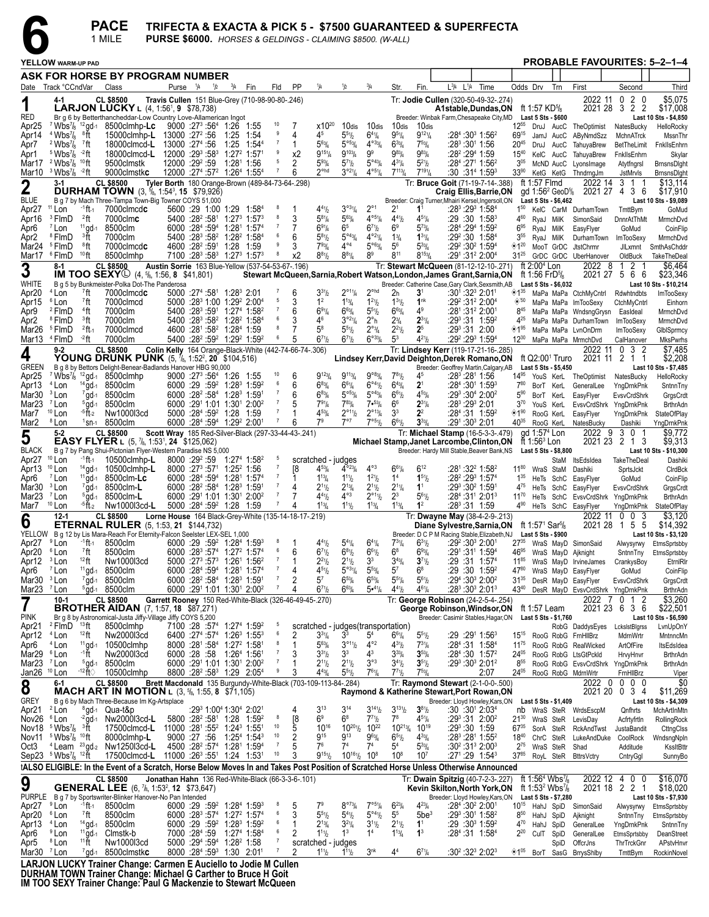# 6 PACE 1 MILE

**TRIFECTA & EXACTA & PICK 5 - $7500 GUARANTEED & SUPERFECTA**

**PURSE $6000.** *HORSES & GELDINGS - CLAIMING $8500. (W-ALL)*

**YELLOW WARM-UP PAD** — **PROBABLE FAVOURITES: 5–2–1–4**

**ASK FOR HORSE BY PROGRAM NUMBER**

---

## 1 — RED — 4-1 — CL $8500

**LARJON LUCKY L** (4, 1:56¹, 9 $78,738)
Travis Cullen 151 Blue-Grey (710-98-90-80-.246)
Tr: Jodie Cullen (320-50-49-32-.274)
A1stable,Dundas,ON
Br g 6 by Betterthancheddar-Low Country Love-Allamerican Ingot
Breeder: Winbak Farm,Chesapeake City,MD
ft 1:57 KD⅝ — Last 5 Sts - $600
2022 11 0 2 0 $5,075
2021 28 3 2 2 $17,008
Last 10 Sts - $4,850

| Date | Track | Cond/Var | Class | Purse | ¼ | ½ | ¾ | Fin | Fld | PP | ¼ | ½ | ¾ | Str. | Fin. | L¾ L¼ Time | Odds | Drv | Trn | First | Second | Third |
|---|---|---|---|---|---|---|---|---|---|---|---|---|---|---|---|---|---|---|---|---|---|---|
| Apr25 | 7 Wbs⅞ | 12 gd-1 | 8500clmhp-Lc | 9000 | :27³ | :56⁴ | 1:26 | 1:55 | 10 | 7 | x10²⁰ | 10dis | 10dis | 10dis | 10dis | | 12⁵⁵ | DruJ | AucC | TheOptimist | NatesBucky | HelloRocky |
| Apr14 | 4 Wbs⅞ | 8 ft | 15000clmhp-L | 13000 | :27² | :56 | 1:25 | 1:54 | 9 | 4 | 4⁵ | 5⁵½ | 6⁴¼ | 9⁵¼ | 9¹²¼ | :28⁴ :30³ 1:56² | 69¹⁵ | JamJ | AucC | ABynMndSzz | MchnATrck | MssnThr |
| Apr7 | 2 Wbs⅞ | 7 ft | 18000clmcd-L | 13000 | :27⁴ | :56 | 1:25 | 1:54⁴ | 7 | 1 | 5⁶¾ | 5°⁵¾ | 4°³¾ | 6³¾ | 7⁵¾ | :28³ :30¹ 1:56 | 20⁴⁵ | DruJ | AucC | TahuyaBrew | BetTheLimit | FnkllsEnhrn |
| Apr1 | 5 Wbs⅞ | -2 ft | 18000clmcd-L | 12000 | :29³ | :58³ | 1:27² | 1:57¹ | 9 | x2 | 9¹⁵¼ | 9¹⁰³¼ | 9⁹ | 9⁸¾ | 9⁸¾ | :28² :29⁴ 1:59 | 15⁴⁰ | KelC | AucC | TahuyaBrew | FnkllsEnhrn | Skylar |
| Mar17 | 2 Wbs⅞ | 10 ft | 9500clmstk | 12000 | :29² | :59 | 1:28¹ | 1:56 | 5 | 2 | 5⁹¾ | 5⁷½ | 5°⁴¾ | 4³¼ | 5²½ | :28⁴ :27¹ 1:56² | 3⁰⁵ | McND | AucC | LyonsImage | Atytfngrsl | BrnsnsDlght |
| Mar10 | 3 Wbs⅞ | -2 ft | 9000clmstkc | 12000 | :27⁴ | :57² | 1:26⁴ | 1:55⁴ | 7 | 6 | 2°hd | 3°²¼ | 4°⁵¼ | 7¹¹¾ | 7¹⁹¼ | :30 :31⁴ 1:59³ | 33⁹⁰ | KetG | KetG | ThndrngJm | JstMrvls | BrnsnsDlght |

## 2 — BLUE — 3-1 — CL $8500

**DURHAM TOWN** (3, ⅝, 1:54³, 15 $79,926)
Tyler Borth 180 Orange-Brown (489-84-73-64-.298)
Tr: Bruce Goit (71-19-7-14-.388)
Craig Ellis,Barrie,ON
B g 7 by Mach Three-Tampa Town-Big Towner COYS 51,000
Breeder: Craig Turner,Mhairi Kersel,Ingersoll,ON
ft 1:57 Flmd — gd 1:56² GeoD⅝ — Last 5 Sts - $6,462
2022 14 3 1 1 $13,114
2021 27 4 3 6 $17,910
Last 10 Sts - $9,089

| Date | Track | Cond/Var | Class | Purse | ¼ | ½ | ¾ | Fin | Fld | PP | ¼ | ½ | ¾ | Str. | Fin. | L¾ L¼ Time | Odds | Drv | Trn | First | Second | Third |
|---|---|---|---|---|---|---|---|---|---|---|---|---|---|---|---|---|---|---|---|---|---|---|
| Apr27 | 11 Lon | -1 ft-1 | 7000clmcdc | 5600 | :29 | 1:00 | 1:29 | 1:58⁴ | 8 | 1 | 4⁴½ | 3°³¼ | 2°¹ | 2¹ | 1¹ | :28³ :29³ 1:58⁴ | 1⁵⁰ | KelC | CarM | DurhamTown | TmltByrn | GoMud |
| Apr16 | 3 FlmD | 2 ft | 7000clmc | 5400 | :28² | :58¹ | 1:27³ | 1:57³ | 8 | 3 | 5⁸¼ | 5⁶¾ | 4°⁵¼ | 4⁴½ | 4⁵¼ | :29 :30 1:58³ | 4⁶⁰ | RyaJ | MilK | SimonSaid | DnnrAtThMt | MrmchDvd |
| Apr6 | 7 Lon | 11 gd-1 | 8500clm | 6000 | :28⁴ | :59⁴ | 1:28¹ | 1:57⁴ | 7 | 7 | 6⁹¼ | 6⁵ | 6⁷½ | 6⁹ | 5⁷¾ | :28⁴ :29⁴ 1:59² | 6⁹⁵ | RyaJ | MilK | EasyFlyer | GoMud | CoinFlip |
| Apr2 | 8 FlmD | 3 ft | 7000clm | 5400 | :28³ | :58² | 1:28² | 1:58⁴ | 6 | 6 | 5⁸½ | 5°⁴¾ | 4°²¼ | 1¾ | 1³¼ | :29² :30 1:58⁴ | 3⁵⁵ | RyaJ | MilK | DurhamTown | ImTooSexy | MrmchDvd |
| Mar24 | 5 FlmD | 8 ft | 7000clmcdc | 4600 | :28¹ | :59¹ | 1:28 | 1:59 | 9 | 3 | 7⁹¾ | 4°⁴ | 5°⁶¾ | 5⁶ | 5³¾ | :29² :30² 1:59⁴ | ◈1²⁰ | MooT | GrDC | JtstChrmr | JlLxmnt | SmthAsChddr |
| Mar17 | 6 FlmD | 10 ft | 8500clmhp | 7100 | :28³ | :58³ | 1:27³ | 1:57³ | 8 | x2 | 8⁸½ | 8⁸¼ | 8⁹ | 8¹¹ | 8¹⁵¾ | :29¹ :31² 2:00⁴ | 31²⁵ | GrDC | GrDC | UberHanover | OldBuck | TakeTheDeal |

## 3 — WHITE — 8-1 — CL $8500

**IM TOO SEXY**Ⓛ (4, ⅝, 1:56, 8 $41,801)
Austin Sorrie 163 Blue-Yellow (537-54-53-67-.196)
Tr: Stewart McQueen (81-12-12-10-.271)
Stewart McQueen,Sarnia,Robert Watson,London,James Grant,Sarnia,ON
B g 5 by Bunkmeister-Polka Dot-The Panderosa
Breeder: Catherine Case,Gary Clark,Sexsmith,AB
ft 2:00⁴ Lon — ft 1:56 FrD⅝ — Last 5 Sts - $6,032
2022 8 1 2 1 $6,464
2021 27 5 6 6 $23,346
Last 10 Sts - $10,214

| Date | Track | Cond/Var | Class | Purse | ¼ | ½ | ¾ | Fin | Fld | PP | ¼ | ½ | ¾ | Str. | Fin. | L¾ L¼ Time | Odds | Drv | Trn | First | Second | Third |
|---|---|---|---|---|---|---|---|---|---|---|---|---|---|---|---|---|---|---|---|---|---|---|
| Apr20 | 4 Lon | 7 ft | 7000clmcdc | 5000 | :27⁴ | :58¹ | 1:28³ | 2:01 | 7 | 6 | 3³½ | 2°¹¼ | 2°hd | 2h | 3¹ | :30¹ :32³ 2:01¹ | ◈1³⁵ | MaPa | MaPa | CtchMyCntrl | Rdwhtndbts | ImTooSexy |
| Apr15 | 6 Lon | 7 ft | 7000clmcd | 5000 | :28³ | 1:00 | 1:29² | 2:00⁴ | 5 | 3 | 1² | 1¹¾ | 1²½ | 1³½ | 1nk | :29² :31² 2:00⁴ | ◈⁵⁰ | MaPa | MaPa | ImTooSexy | CtchMyCntrl | Einhorn |
| Apr9 | 2 FlmD | 4 ft | 7000clm | 5400 | :28³ | :59¹ | 1:27⁴ | 1:58² | 7 | 6 | 6⁹¼ | 6⁶¾ | 6⁷½ | 5⁵½ | 4⁹ | :28¹ :31² 2:00¹ | 8⁴⁵ | MaPa | MaPa | WndsngGrysn | EasIdeal | MrmchDvd |
| Apr2 | 8 FlmD | 3 ft | 7000clm | 5400 | :28³ | :58² | 1:28² | 1:58⁴ | 6 | 3 | 4⁶ | 3°²¼ | 2°h | 2¾ | 2³¼ | :29³ :31 1:59² | 4²⁵ | MaPa | MaPa | DurhamTown | ImTooSexy | MrmchDvd |
| Mar26 | 5 FlmD | 2 ft-1 | 7000clmcd | 4600 | :28¹ | :58² | 1:28⁴ | 1:59 | 8 | 7 | 5⁸ | 5⁵½ | 2°³¼ | 2²½ | 2⁵ | :29³ :31 2:00 | ◈1⁹⁵ | MaPa | MaPa | LvnOnDrm | ImTooSexy | GlblSprmcy |
| Mar13 | 4 FlmD | -2 ft | 7000clm | 5400 | :28² | :59² | 1:29² | 1:59² | 6 | 5 | 6⁷½ | 6⁷½ | 6°³³¼ | 5³ | 4²½ | :29² :29³ 1:59⁴ | 12³⁰ | MaPa | MaPa | MrmchDvd | CalHanover | MksPwrhs |

## 4 — GREEN — 9-2 — CL $8500

**YOUNG DRUNK PUNK** (5, ⅞, 1:52², 20 $104,516)
Colin Kelly 164 Orange-Black-White (442-74-66-74-.306)
Tr: Lindsey Kerr (119-17-21-16-.285)
Lindsey Kerr,David Deighton,Derek Romano,ON
B g 8 by Bettors Delight-Benear-Badlands Hanover HBG 90,000
Breeder: Geoffrey Martin,Calgary,AB
ft Q2:00¹ Truro — Last 5 Sts - $5,450
2022 11 0 3 2 $7,485
2021 11 2 1 1 $2,208
Last 10 Sts - $7,485

| Date | Track | Cond/Var | Class | Purse | ¼ | ½ | ¾ | Fin | Fld | PP | ¼ | ½ | ¾ | Str. | Fin. | L¾ L¼ Time | Odds | Drv | Trn | First | Second | Third |
|---|---|---|---|---|---|---|---|---|---|---|---|---|---|---|---|---|---|---|---|---|---|---|
| Apr25 | 7 Wbs⅞ | 12 gd-1 | 8500clmhp | 9000 | :27³ | :56⁴ | 1:26 | 1:55 | 10 | 6 | 9¹²³¼ | 9¹¹³¼ | 9°⁸³¼ | 7⁸½ | 4⁵ | :28³ :28¹ 1:56 | 14⁸⁵ | YouS | KerL | TheOptimist | NatesBucky | HelloRocky |
| Apr13 | 4 Lon | 14 gd-1 | 8500clm | 6000 | :29 | :59² | 1:28³ | 1:59² | 6 | 6 | 6⁸¾ | 6⁶¼ | 6°⁴½ | 6⁴¼ | 2¹ | :28⁴ :30¹ 1:59³ | 7⁸⁰ | BorT | KerL | GeneralLee | YngDrnkPnk | SntnnTny |
| Mar30 | 3 Lon | 7 gd-1 | 8500clm | 6000 | :28² | :58⁴ | 1:28³ | 1:59¹ | 7 | 6 | 6⁸¾ | 5°⁵¾ | 5°⁴¾ | 6⁵½ | 4⁵¾ | :29³ :30⁴ 2:00² | 5⁹⁰ | BorT | KerL | EasyFlyer | EvsvCrdShrk | GrgsCrdt |
| Mar23 | 7 Lon | 5 gd-1 | 8500clm | 6000 | :29¹ | 1:01 | 1:30¹ | 2:00² | 7 | 5 | 7⁹¼ | 7⁸¾ | 7•⁵¾ | 6⁶ | 2³¼ | :28³ :29³ 2:01 | 3⁷⁰ | YouS | KerL | EvsvCrdShrk | YngDrnkPnk | BrthrAdn |
| Mar17 | 10 Lon | -5 ft-2 | Nw1000l3cd | 5000 | :28⁴ | :59² | 1:28 | 1:59 | 7 | 1 | 4⁵¾ | 2°¹½ | 2°¹¾ | 3³ | 2² | :28⁴ :31 1:59² | ◈1⁸⁰ | RooG | KerL | EasyFlyer | YngDrnkPnk | StateOfPlay |
| Mar2 | 8 Lon | 1 sn-1 | 8500clm | 6000 | :28⁴ | :59⁴ | 1:29² | 2:00¹ | 7 | 6 | 7⁹ | 7°⁷ | 7°⁵½ | 6⁶½ | 3³¾ | :29¹ :30³ 2:01 | 40³⁵ | RooG | KerL | NatesBucky | Dashiki | YngDrnkPnk |

## 5 — BLACK — 5-2 — CL $8500

**EASY FLYER L** (5, ⅞, 1:53¹, 24 $125,062)
Scott Wray 185 Red-Silver-Black (297-33-44-43-.241)
Tr: Michael Stamp (16-5-3-3-.479)
Michael Stamp,Janet Larcombe,Clinton,ON
B g 7 by Pang Shui-Pictonian Flyer-Western Paradise NS 5,000
Breeder: Hardy Mill Stable,Beaver Bank,NS
gd 1:57⁴ Lon — ft 1:56³ Lon — Last 5 Sts - $8,800
2022 9 3 0 1 $9,772
2021 23 2 1 3 $9,313
Last 10 Sts - $10,300

| Date | Track | Cond/Var | Class | Purse | ¼ | ½ | ¾ | Fin | Fld | PP | ¼ | ½ | ¾ | Str. | Fin. | L¾ L¼ Time | Odds | Drv | Trn | First | Second | Third |
|---|---|---|---|---|---|---|---|---|---|---|---|---|---|---|---|---|---|---|---|---|---|---|
| Apr27 | 10 Lon | -1 ft-1 | 10500clmhp-L | 8000 | :29² | :59 | 1:27⁴ | 1:58² | 5 | | scratched - judges | | | | | | | | StaM | ItsEdsIdea | TakeTheDeal | Dashiki |
| Apr13 | 10 Lon | 14 gd-1 | 10500clmhp-L | 8000 | :27³ | :57¹ | 1:25² | 1:56 | 7 | [8 | 4⁵¾ | 4°²³¼ | 4°³ | 6⁶¼ | 6¹² | :28¹ :32² 1:58² | 11⁸⁰ | WraS | StaM | Dashiki | SprtsJckt | ClrdBck |
| Apr6 | 7 Lon | 11 gd-1 | 8500clm-Lc | 6000 | :28⁴ | :59⁴ | 1:28¹ | 1:57⁴ | 7 | 1 | 1¹¾ | 1¹½ | 1²½ | 1⁴ | 1⁵½ | :28² :29³ 1:57⁴ | 1³⁵ | HeTs | SchC | EasyFlyer | GoMud | CoinFlip |
| Mar30 | 3 Lon | 7 gd-1 | 8500clm-L | 6000 | :28² | :58⁴ | 1:28³ | 1:59¹ | 7 | 4 | 2¹½ | 2¹¾ | 2¹½ | 2¹¼ | 1¹ | :29³ :30² 1:59¹ | 4⁷⁵ | HeTs | SchC | EasyFlyer | EvsvCrdShrk | GrgsCrdt |
| Mar23 | 7 Lon | 5 gd-1 | 8500clm-L | 6000 | :29¹ | 1:01 | 1:30¹ | 2:00² | 7 | 7 | 4⁴½ | 4°³ | 2°¹½ | 2³ | 5⁶½ | :28⁴ :31 2:01³ | 11⁷⁰ | HeTs | SchC | EvsvCrdShrk | YngDrnkPnk | BrthrAdn |
| Mar7 | 10 Lon | -5 ft-2 | Nw1000l3cd-L | 5000 | :28⁴ | :59² | 1:28 | 1:59 | 7 | 4 | 1¹¾ | 1¹½ | 1¹¾ | 1¹¾ | 1² | :28³ :31 1:59 | 4⁹⁰ | HeTs | SchC | EasyFlyer | YngDrnkPnk | StateOfPlay |

## 6 — YELLOW — 12-1 — CL $8500

**ETERNAL RULER** (5, 1:53, 21 $144,732)
Lorne House 164 Black-Grey-White (135-14-18-17-.219)
Tr: Dwayne May (38-4-2-9-.213)
Diane Sylvestre,Sarnia,ON
B g 12 by Lis Mara-Reach For Eternity-Falcon Seelster LEX-SEL 1,000
Breeder: D C P M Racing Stable,Elizabeth,NJ
ft 1:57¹ Sar⅝ — Last 5 Sts - $900
2022 11 0 0 3 $3,120
2021 28 1 5 5 $14,392
Last 10 Sts - $3,120

| Date | Track | Cond/Var | Class | Purse | ¼ | ½ | ¾ | Fin | Fld | PP | ¼ | ½ | ¾ | Str. | Fin. | L¾ L¼ Time | Odds | Drv | Trn | First | Second | Third |
|---|---|---|---|---|---|---|---|---|---|---|---|---|---|---|---|---|---|---|---|---|---|---|
| Apr27 | 9 Lon | -1 ft-1 | 8500clm | 6000 | :29 | :59² | 1:28⁴ | 1:59³ | 8 | 1 | 4⁴½ | 5⁴¼ | 6⁴¼ | 7³¼ | 6³½ | :29² :30³ 2:00¹ | 27³⁵ | WraS | MayD | SimonSaid | Alwysyrwy | EtmsSprtsbby |
| Apr20 | 6 Lon | 7 ft | 8500clm | 6000 | :28³ | :57⁴ | 1:27² | 1:57⁴ | 6 | 6 | 6⁷½ | 6⁸½ | 6⁶½ | 6⁸ | 6⁹¾ | :29¹ :31¹ 1:59⁴ | 46⁹⁵ | WraS | MayD | Ajknight | SntnnTny | EtmsSprtsbby |
| Apr12 | 3 Lon | 12 ft | Nw1000l3cd | 5000 | :27³ | :57³ | 1:26¹ | 1:56² | 7 | 1 | 2²½ | 2¹½ | 3³ | 3⁴¾ | 3⁷½ | :29 :31 1:57⁴ | 11⁸⁵ | WraS | MayD | IrvineJames | CrankysBoy | EtrnlRlr |
| Apr6 | 7 Lon | 11 gd-1 | 8500clm | 6000 | :28⁴ | :59⁴ | 1:28¹ | 1:57⁴ | 7 | 4 | 4⁵½ | 5°³¼ | 5⁵¾ | 5⁷ | 6⁸ | :29 :30 1:59² | 47⁸⁰ | WraS | MayD | EasyFlyer | GoMud | CoinFlip |
| Mar30 | 3 Lon | 7 gd-1 | 8500clm | 6000 | :28² | :58⁴ | 1:28³ | 1:59¹ | 7 | 2 | 5⁷ | 6⁵¾ | 6⁵¾ | 5⁵¼ | 5⁶½ | :29⁴ :30³ 2:00² | 31³⁵ | DesR | MayD | EasyFlyer | EvsvCrdShrk | GrgsCrdt |
| Mar23 | 7 Lon | 5 gd-1 | 8500clm | 6000 | :29¹ | 1:01 | 1:30¹ | 2:00² | 7 | 4 | 6⁷½ | 6⁶¾ | 5•⁴¼ | 4⁴½ | 4⁶¼ | :28³ :30³ 2:01³ | 43⁴⁰ | DesR | MayD | EvsvCrdShrk | YngDrnkPnk | BrthrAdn |

## 7 — PINK — 10-1 — CL $8500

**BROTHER AIDAN** (7, 1:57, 18 $87,271)
Garrett Rooney 150 Red-White-Black (326-46-49-45-.270)
Tr: George Robinson (24-2-5-4-.254)
George Robinson,Windsor,ON
Br g 8 by Astronomical-Justa Jiffy-Village Jiffy COYS 5,200
Breeder: Casimir Stables,Hagar,ON
ft 1:57 Leam — Last 5 Sts - $1,760
2022 7 0 1 2 $3,260
2021 23 6 3 6 $22,501
Last 10 Sts - $6,590

| Date | Track | Cond/Var | Class | Purse | ¼ | ½ | ¾ | Fin | Fld | PP | ¼ | ½ | ¾ | Str. | Fin. | L¾ L¼ Time | Odds | Drv | Trn | First | Second | Third |
|---|---|---|---|---|---|---|---|---|---|---|---|---|---|---|---|---|---|---|---|---|---|---|
| Apr21 | 2 FlmD | 13 ft | 8500clmhp | 7100 | :28 | :57⁴ | 1:27⁴ | 1:59² | 5 | | scratched - judges(transportation) | | | | | | | | RobG | DaddysEyes | LckslstBlgrss | LvnUpOnY |
| Apr12 | 4 Lon | 12 ft | Nw2000l3cd | 6400 | :27⁴ | :57⁴ | 1:26³ | 1:55³ | 6 | 2 | 3³¼ | 3³ | 5⁴ | 6⁶¼ | 5⁵½ | :29 :29¹ 1:56³ | 15¹⁵ | RooG | RobG | FrnHllBrz | MdrnWrtr | MntnncMn |
| Apr6 | 4 Lon | 11 gd-1 | 10500clmhp | 8000 | :28¹ | :58⁴ | 1:27² | 1:58¹ | 8 | 1 | 5⁶¾ | 3°¹½ | 4°² | 4³½ | 7³¼ | :28⁴ :31 1:58⁴ | 11⁷⁵ | RooG | RobG | RealWicked | ArtOfFire | ItsEdsIdea |
| Mar29 | 6 Lon | -1 ft | Nw2000l3cd | 6000 | :28 | :58 | 1:26⁴ | 1:56¹ | 7 | 3 | 3³½ | 3³ | 4³ | 3³¾ | 3⁵¾ | :28⁴ :30 1:57² | 24⁰⁵ | RooG | RobG | LtsGtPckld | HrvyHnvr | BrthrAdn |
| Mar23 | 7 Lon | 5 gd-1 | 8500clm | 6000 | :29¹ | 1:01 | 1:30¹ | 2:00² | 7 | 1 | 2¹½ | 2¹½ | 3°³ | 3⁴½ | 3⁵½ | :29³ :30³ 2:01² | 8⁵⁵ | RooG | RobG | EvsvCrdShrk | YngDrnkPnk | BrthrAdn |
| Jan26 | 10 Lon | -12 ft◇ | 10500clmhp | 8800 | :28² | :58³ | 1:29 | 2:05⁴ | 9 | 3 | 4⁴¾ | 5⁵½ | 7⁶¼ | 7⁷½ | 7⁵¾ | 2:07 | 24⁰⁵ | RooG | RobG | MdrnWrtr | FrnHllBrz | Viper |

## 8 — GREY — 6-1 — CL $8500

**MACH ART IN MOTION L** (3, ⅝, 1:55, 8 $71,105)
Brett Macdonald 135 Burgundy-White-Black (703-109-113-84-.284)
Tr: Raymond Stewart (2-1-0-0-.500)
Raymond & Katherine Stewart,Port Rowan,ON
B g 6 by Mach Three-Because Im Kg-Artsplace
Breeder: Lloyd Howley,Kars,ON
Last 5 Sts - $1,409
2022 0 0 0 0 $0
2021 20 0 3 4 $11,269
Last 10 Sts - $4,309

| Date | Track | Cond/Var | Class | Purse | ¼ | ½ | ¾ | Fin | Fld | PP | ¼ | ½ | ¾ | Str. | Fin. | L¾ L¼ Time | Odds | Drv | Trn | First | Second | Third |
|---|---|---|---|---|---|---|---|---|---|---|---|---|---|---|---|---|---|---|---|---|---|---|
| Apr21 | 2 Lon | 8 gd-1 | Qua-t&p | | :29³ | 1:00⁴ | 1:30⁴ | 2:02¹ | | 4 | 3¹³ | 3¹⁴ | 3¹⁴½ | 3¹³½ | 3⁸½ | :30 :30¹ 2:03⁴ | nb | WraS | SteR | WrdsEscpM | Qnfhrts | MchArtInMtn |
| Nov26 | 6 Lon | -2 gd-1 | Nw2000l3cd-L | 5800 | :28² | :58¹ | 1:28 | 1:59² | 8 | [8 | 6⁹ | 6⁸ | 7⁷½ | 7⁸ | 4⁵¼ | :29³ :31 2:00² | 21³⁰ | WraS | SteR | LevisDay | Acfrtyfrtln | RollingRock |
| Nov18 | 5 Wbs⅞ | 3 ft | 17500clmcd-L | 11000 | :28¹ | :55² | 1:24³ | 1:55¹ | 10 | 5 | 10¹⁶ | 10²⁰½ | 10²² | 10²¹¾ | 10¹⁹ | :29³ :30 1:59 | 67³⁵ | SorA | SteR | RckAndTwst | JustaBandit | CttngClss |
| Nov11 | 5 Wbs⅞ | 10 ft | 8000clmhp-L | 9000 | :27² | :56 | 1:25⁴ | 1:54³ | 10 | 2 | 9¹⁵ | 9¹³ | 9⁶¾ | 6⁵½ | 4³¾ | :28³ :28¹ 1:55² | 18⁴⁰ | ChrC | SteR | LukeAndDuke | CoolRock | WndsngNpln |
| Oct3 | 4 Leam | 23 gd-2 | Nw1250l3cd-L | 4500 | :28² | :57⁴ | 1:28¹ | 1:59⁴ | 7 | 5 | 7⁶ | 7⁴ | 7⁴ | 5⁴ | 5³¾ | :30² :31³ 2:00³ | 2⁷⁵ | WraS | SteR | Shad | Additude | KssItBttr |
| Sep23 | 5 Wbs⅞ | 12 ft | 17500clmcd-L | 11000 | :26³ | :55¹ | 1:24 | 1:53¹ | 10 | 3 | 9¹⁵½ | 10¹⁶½ | 10⁸ | 10⁸ | 10⁷ | :27¹ :29 1:54³ | 37⁸⁵ | RoyL | SteR | BttrsVctry | CntryGgl | SunnyBo |

**‡ALSO ELIGIBLE: In the Event of a Scratch, Horse Below Moves In and Takes Post Position of Scratched Horse Unless Otherwise Announced**

## 9 — PURPLE — CL $8500

**GENERAL LEE** (6, ⅞, 1:53², 12 $73,647)
Jonathan Hahn 136 Red-White-Black (66-3-3-6-.101)
Tr: Dwain Spitzig (40-7-2-3-.227)
Kevin Skilton,North York,ON
B g 7 by Sportswriter-Blinker Hanover-No Pan Intended
Breeder: Lloyd Howley,Kars,ON
ft 1:56⁴ Wbs⅞ — ft 1:53² Wbs⅞ — Last 5 Sts - $7,280
2022 12 4 0 0 $16,070
2021 18 2 2 1 $18,020
Last 10 Sts - $7,930

| Date | Track | Cond/Var | Class | Purse | ¼ | ½ | ¾ | Fin | Fld | PP | ¼ | ½ | ¾ | Str. | Fin. | L¾ L¼ Time | Odds | Drv | Trn | First | Second | Third |
|---|---|---|---|---|---|---|---|---|---|---|---|---|---|---|---|---|---|---|---|---|---|---|
| Apr27 | 9 Lon | -1 ft-1 | 8500clm | 6000 | :29 | :59² | 1:28⁴ | 1:59³ | 8 | 5 | 7⁹ | 8°⁷¾ | 7°⁵¼ | 6²¾ | 4²¾ | :28⁴ :30² 2:00¹ | 10¹⁵ | HahJ | SpiD | SimonSaid | Alwysyrwy | EtmsSprtsbby |
| Apr20 | 6 Lon | 7 ft | 8500clm | 6000 | :28³ | :57⁴ | 1:27² | 1:57⁴ | 6 | 3 | 5⁵½ | 5⁴½ | 5°⁴¼ | 5⁵ | 5be³ | :29³ :30¹ 1:58² | 8⁵⁰ | HahJ | SpiD | Ajknight | SntnnTny | EtmsSprtsbby |
| Apr13 | 4 Lon | 14 gd-1 | 8500clm | 6000 | :29 | :59² | 1:28³ | 1:59² | 6 | 1 | 2¹¾ | 3²¼ | 3¹½ | 2¹½ | 1¹ | :29 :30³ 1:59² | 4⁷⁰ | HahJ | SpiD | GeneralLee | YngDrnkPnk | SntnnTny |
| Apr6 | 9 Lon | 11 gd-1 | Clmstk-b | 7000 | :28⁴ | :59 | 1:27⁴ | 1:58⁴ | 6 | 2 | 1¹½ | 1³ | 1⁴ | 1¹¾ | 1³ | :28⁴ :31 1:58⁴ | 2²⁰ | CulT | SpiD | GeneralLee | EtmsSprtsbby | DeanStreet |
| Apr5 | 8 Lon | 11 ft | Nw1000l3cd | 5000 | :29⁴ | :59⁴ | 1:28² | 1:58 | 7 | | scratched - judges | | | | | | | | SpiD | OffcrJns | ThrTrckGnr | APstvHnvr |
| Mar30 | 7 Lon | 7 gd-1 | 8500clmstkc | 8000 | :28⁴ | :59³ | 1:30 | 2:01¹ | 7 | 2 | 1¹½ | 1¹½ | 3nk | 4⁴ | 6⁷¼ | :30² :32³ 2:02³ | ◈1⁰⁵ | BorT | SasG | BrrysShlby | TmltByrn | RockinNovel |

**LARJON LUCKY Trainer Change: Carmen E Auciello to Jodie M Cullen**
**DURHAM TOWN Trainer Change: Michael G Carther to Bruce H Goit**
**IM TOO SEXY Trainer Change: Paul G Mackenzie to Stewart McQueen**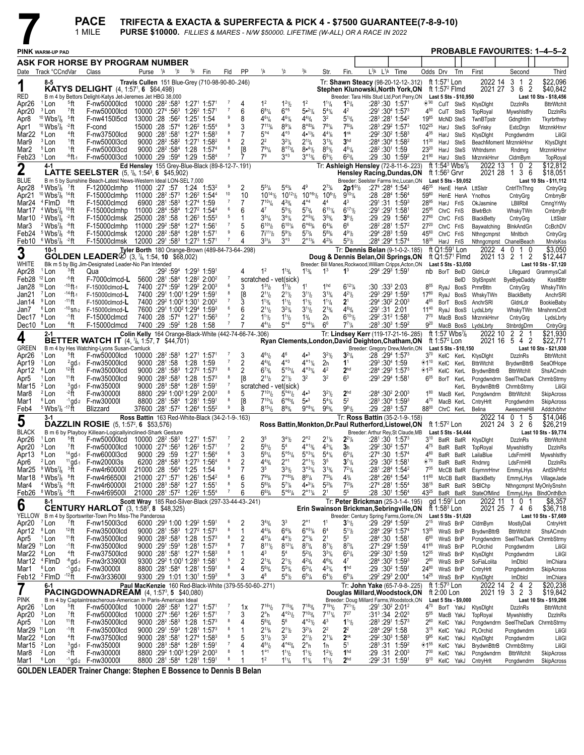# 7

**PACE** — 1 MILE

**TRIFECTA & EXACTA & SUPERFECTA & PICK 4 - $7500 GUARANTEE(7-8-9-10)**

**PURSE $10000.** *FILLIES & MARES - N/W $50000. LIFETIME (W-ALL) OR A RACE IN 2022*

**PINK** WARM-UP PAD — **PROBABLE FAVOURITES: 1–4–5–2**

## ASK FOR HORSE BY PROGRAM NUMBER

| Date | Track °CCndVar | Class | Purse | 1/4 | 1/2 | 3/4 | Fin | Fld | PP | 1/4 | 1/2 | 3/4 | Str. | Fin. | L3/4 L1/4 Time | Odds Drv Trn | First | Second | Third |
|---|---|---|---|---|---|---|---|---|---|---|---|---|---|---|---|---|---|---|---|

### 1 — RED — 8-5 — KATYS DELIGHT (4, 1:57¹, 6 $64,498)
Travis Cullen 151 Blue-Grey (710-98-90-80-.246) — Tr: Shawn Steacy (98-20-12-12-.312) — Stephen Klunowski,North York,ON
B m 4 by Bettors Delight-Katys Jet-Jeremes Jet HBG 38,000 — Breeder: Tara Hills Stud Ltd,Port Perry,ON
ft 1:57¹ Lon; ft 1:57² Flmd — 2022 14 3 1 2 $22,096; 2021 27 3 6 2 $40,842 — Last 5 Sts - $10,950 — Last 10 Sts - $18,456

| Date | Track | Class | Purse | 1/4 | 1/2 | 3/4 | Fin | Fld | PP | 1/4 | 1/2 | 3/4 | Str. | Fin. | Time | Odds Drv Trn | First | Second | Third |
|---|---|---|---|---|---|---|---|---|---|---|---|---|---|---|---|---|---|---|---|
| Apr26 | ¹Lon ⁵ft | F-nw50000lcd | 10000 | :28² | :58³ | 1:27¹ | 1:57¹ | 7 | 4 | 1² | 1²½ | 1² | 1¹¼ | 1²¼ | :28³ :30 1:57¹ | ◈90 CulT SteS | KtysDlght | DzzlnRs | BttrWtchlt |
| Apr20 | ³Lon ⁷ft | F-nw50000lcd | 10000 | :27⁴ | :56³ | 1:26² | 1:57¹ | 7 | 6 | 6⁸¼ | 6°⁵ | 5•²¼ | 5⁴¼ | 4² | :29¹ :30⁴ 1:57³ | 4⁵⁰ CulT SteS | TopRoyal | Mywshlstfry | DzzlnRs |
| Apr8 | ¹⁰Wbs⅞ ⁵ft | F-nw4150l5cd | 13000 | :28 | :56² | 1:25¹ | 1:54 | 9 | 8 | 4⁶¼ | 4⁶¼ | 4⁴¾ | 3² | 5¹¾ | :28³ :28¹ 1:54² | 19⁸⁵ McND SteS | TwnBTpstr | Gdnghtlrn | Tkyrbrthwy |
| Apr1 | ¹⁰Wbs⅞ ⁻²ft | F-cond | 15000 | :28 | :57⁴ | 1:26² | 1:55⁴ | 9 | 3 | 7¹¹¾ | 8⁹¼ | 8°⁸¾ | 7⁸¼ | 7⁸¾ | :28³ :29² 1:57³ | 102²⁵ HarJ SteS | SoFrisky | ExtcDrgn | MrznnkHnvr |
| Mar22 | ⁶Lon ⁴ft | F-nw37500lcd | 9000 | :28¹ | :58¹ | 1:27⁴ | 1:58³ | 8 | 7 | 5°⁴ | 4°³ | 4•¹¾ | 4⁴¼ | 1ⁿᵏ | :29² :30² 1:58³ | 4³⁵ HarJ SteS | KtysDlght | Pcngdwndrm | LiliGl |
| Mar9 | ³Lon ¹ft | F-nw5000l3cd | 9000 | :28² | :58² | 1:27¹ | 1:58² | 8 | 2 | 2² | 3²¼ | 2¹¾ | 3¹¼ | 3ʰᵈ | :28⁴ :30⁴ 1:58² | 11³⁰ HarJ SteS | BeachMoment | MrznnkHnvr | KtysDlght |
| Mar2 | ⁵Lon ¹ft | F-nw5000l3cd | 9000 | :28² | :58⁴ | 1:28 | 1:57⁴ | 8 | [8 | 7⁹¼ | 8°⁷¾ | 8•⁴½ | 8⁵½ | 4⁶¼ | :28² :30¹ 1:59 | 23²⁰ HarJ SteS | Whtndsmn | Rndmrg | MrznnkHnvr |
| Feb23 | ¹Lon ⁻⁹ft-1 | F-nw5000l3cd | 10000 | :29³ | :59⁴ | 1:29 | 1:58⁴ | 7 | 7 | 7⁹ | 3°³ | 3°¹¾ | 6⁵½ | 6²¾ | :29 :30 1:59² | 21⁹⁰ HarJ SteS | MrznnkHnvr | CldmBym | TopRoyal |

### 2 — BLUE — 4-1 — LATTE SEELSTER (5, ⅞, 1:54³, 6 $45,902)
Ed Hensley 155 Grey-Blue-Black (89-8-12-7-.191) — Tr: Ashleigh Hensley (72-8-11-6-.223) — Hensley Racing,Dundas,ON
B m 5 by Sunshine Beach-Latest News-Western Ideal LON-SEL 7,000 — Breeder: Seelster Farms Inc,Lucan,ON
ft 1:54³ Wbs⅞; ft 1:56³ Grvr — 2022 13 1 0 2 $12,812; 2021 28 1 3 6 $18,051 — Last 5 Sts - $9,052 — Last 10 Sts - $11,112

| Date | Track | Class | Purse | 1/4 | 1/2 | 3/4 | Fin | Fld | PP | 1/4 | 1/2 | 3/4 | Str. | Fin. | Time | Odds Drv Trn | First | Second | Third |
|---|---|---|---|---|---|---|---|---|---|---|---|---|---|---|---|---|---|---|---|
| Apr28 | ⁸Wbs⅞ ⁷ft | F-12000clmhp | 11000 | :27 | :57 | 1:24 | 1:53² | 9 | 2 | 5⁵¼ | 5⁴¾ | 4⁹ | 2⁷¾ | 2p1⁶½ | :27⁴ :28⁴ 1:54³ | 46³⁵ HenE HenA | LttSlstr | CntrlThThng | CntryGrg |
| Apr21 | ¹⁰Wbs⅞ ¹⁴ft | F-15000clmhp | 11000 | :28² | :57³ | 1:26² | 1:54⁴ | 10 | 10 | 10¹⁴½ | 10¹²½ | 10°⁸½ | 10⁸½ | 9¹⁰¼ | :28 :28⁴ 1:56⁴ | 59⁸⁰ HenE HenA | Ynothos | CntryGrg | CrnbrryBr |
| Mar24 | ⁴FlmD ⁸ft | F-15000clmcd | 6900 | :28¹ | :58³ | 1:27⁴ | 1:59 | 7 | 7 | 7¹⁰¼ | 4³¾ | 4°⁴ | 4⁴ | 4³ | :29¹ :31 1:59³ | 28⁸⁵ HarJ FriS | OkJasmine | LBllRbll | CmngYrWy |
| Mar17 | ⁴Wbs⅞ ¹⁰ft | F-15000clmhp | 11000 | :28⁴ | :58⁴ | 1:27² | 1:54⁴ | 6 | 6 | 4⁷ | 5⁵½ | 5⁷¾ | 6¹¹¼ | 6¹⁷½ | :29¹ :29¹ 1:58¹ | 25⁹⁵ ChrC FriS | BlwtrBch | WhskyTWn | CrnbrryBr |
| Mar10 | ²Wbs⅞ ⁻²ft | F-15000clmsk | 25000 | :28¹ | :58 | 1:26³ | 1:55³ | 5 | 1 | 3⁵¼ | 3⁴¼ | 2°⁵¾ | 3⁵¾ | 3⁶½ | :29 :29 1:56⁴ | 27⁶⁰ ChrC FriS | BlackBetty | CntryGrg | LttSlstr |
| Mar3 | ²Wbs⅞ ⁻⁹ft | F-15000clmhp | 11000 | :29² | :58⁴ | 1:27⁴ | 1:56¹ | 7 | 5 | 6¹⁰½ | 6¹⁰¼ | 6°⁶¾ | 6⁴¾ | 6⁶ | :28² :28¹ 1:57² | 27²⁰ ChrC FriS | Baywatching | BlnkAndGn | CcBchDV |
| Feb24 | ⁵Wbs⅞ ⁻⁸ft | F-15000clmsk | 12000 | :28² | :58⁴ | 1:28⁴ | 1:57¹ | 9 | 6 | 7i¹¹½ | 5⁸½ | 5⁷¾ | 5⁸¾ | 4⁹½ | :29⁴ :28³ 1:59 | 45⁶⁰ ChrC FriS | Nthngcmprst | Mnltbch | CntryGrg |
| Feb10 | ⁶Wbs⅞ ⁻²ft | F-15000clmsk | 12000 | :29¹ | :59³ | 1:27³ | 1:57¹ | 7 | 4 | 3³¼ | 3°³ | 2°¹¾ | 4²¾ | 5³½ | :28⁴ :29⁴ 1:57⁴ | 18³⁵ HarJ FriS | Nthngcmprst | ChanelBeach | MrvlsKss |

### 3 — WHITE — 10-1 — GOLDEN LEADER(L) (3, ⅞, 1:54, 10 $68,002)
Tyler Borth 180 Orange-Brown (489-84-73-64-.298) — Tr: Dennis Belan (9-1-0-2-.185) — Doug & Dennis Belan,Oil Springs,ON
Blk m 5 by Big Jim-Designated Leader-No Pan Intended — Breeder: Bill Manes,Rockwood,William Cripps,Acton,ON
ft Q1:59¹ Lon; ft Q1:57¹ Flmd — 2022 4 0 1 0 $3,050; 2021 13 2 1 2 $12,447 — Last 5 Sts - $3,050 — Last 10 Sts - $7,120

| Date | Track | Class | Purse | 1/4 | 1/2 | 3/4 | Fin | Fld | PP | 1/4 | 1/2 | 3/4 | Str. | Fin. | Time | Odds Drv Trn | First | Second | Third |
|---|---|---|---|---|---|---|---|---|---|---|---|---|---|---|---|---|---|---|---|
| Apr28 | ¹Lon ³ft | Qua | | :29² | :59⁴ | 1:29³ | 1:59¹ | | 4 | 1² | 1¹¾ | 1¹¾ | 1³ | 1³ | :29⁴ :29³ 1:59¹ | nb BorT BelD | GldnLdr | Lifeguard | GrammysCall |
| Feb28 | ¹²Lon ⁻⁵ft | F-7000clmcd-L | 5600 | :28¹ | :58⁴ | 1:28² | 2:00² | 7 | | scratched - vet(sick) | | | | | | BelD | StylSnpsht | ByeByeDaddy | KssltBttr |
| Jan28 | ¹⁰Lon ⁻¹⁰ft-1 | F-15000clmcd-L | 7400 | :27⁴ | :59² | 1:29² | 2:00³ | 6 | 3 | 1³½ | 1¹½ | 1¹ | 1ʰᵈ | 6¹²¼ | :30 :33³ 2:03 | 8⁰⁵ RyaJ BosS | PrmrBttn | CntryGrg | WhskyTWn |
| Jan21 | ⁷Lon ⁻¹⁴ft-1 | F-15000clmcd-L | 7400 | :29¹ | 1:00¹ | 1:29⁴ | 1:59¹ | 8 | [8 | 2¹½ | 2¹½ | 3¹½ | 3¹¾ | 4²½ | :29³ :29³ 1:59³ | 17⁸⁰ RyaJ BosS | WhskyTWn | BlackBetty | AnchrSRl |
| Jan14 | ⁹Lon ⁻¹¹ft | F-15000clmcd-L | 7400 | :29² | 1:00² | 1:30¹ | 2:00² | 7 | 3 | 1¹¾ | 1¹½ | 1¹½ | 1¹¼ | 2¹ | :29⁴ :30² 2:00³ | 4⁶⁵ BorT BosS | AnchrSRl | GldnLdr | BookieBaby |
| Jan7 | ⁶Lon ⁻¹⁰sn-2 | F-15000clmcd-L | 7600 | :29¹ | 1:00² | 1:29⁴ | 1:59³ | 6 | 6 | 2¹½ | 3²¼ | 3¹½ | 2¹¾ | 4⁶¾ | :29¹ :31 2:01 | 11⁴⁰ RyaJ BosS | LydsLbrty | WhskyTWn | MnshnrsCrdt |
| Dec17 | ⁸Lon ⁻¹ft | F-15000clmcd | 7400 | :28 | :57⁴ | 1:27¹ | 1:56³ | 7 | 2 | 1¹½ | 1¹½ | 1¾ | 2ʰ | 6¹⁰½ | :29² :31² 1:58³ | 7⁷⁰ MacB BosS | MrznnkHnvr | CntryGrg | LydsLbrty |
| Dec10 | ⁸Lon ⁴ft | F-15000clmcd | 7400 | :29 | :59² | 1:28 | 1:58 | 7 | 7 | 4⁴½ | 5°⁴ | 5°⁴¼ | 6⁶ | 7⁷¼ | :28³ :30³ 1:59² | 9²⁰ MacB BosS | LydsLbrty | StnbrdgDrm | CntryGrg |

### 4 — GREEN — 2-1 — BETTER WATCH IT (4, ⅞, 1:57, 7 $44,701)
Colin Kelly 164 Orange-Black-White (442-74-66-74-.306) — Tr: Lindsey Kerr (119-17-21-16-.285) — Ryan Clements,London,David Deighton,Chatham,ON
B m 4 by Hes Watching-Lyons Susan-Camluck — Breeder: Gregory Drew,Merlin,ON
ft 1:57 Wbs⅞; ft 1:57² Lon — 2022 10 2 2 1 $21,930; 2021 16 5 4 2 $22,771 — Last 5 Sts - $10,150 — Last 10 Sts - $21,930

| Date | Track | Class | Purse | 1/4 | 1/2 | 3/4 | Fin | Fld | PP | 1/4 | 1/2 | 3/4 | Str. | Fin. | Time | Odds Drv Trn | First | Second | Third |
|---|---|---|---|---|---|---|---|---|---|---|---|---|---|---|---|---|---|---|---|
| Apr26 | ¹Lon ⁵ft | F-nw50000lcd | 10000 | :28² | :58³ | 1:27¹ | 1:57¹ | 7 | 3 | 4⁶½ | 4⁶ | 4•³ | 3²½ | 3²¼ | :28 :29⁴ 1:57³ | 3⁷⁰ KelC KerL | KtysDlght | DzzlnRs | BttrWtchlt |
| Apr19 | ¹Lon ²gd-1 | F-nw35000lcd | 9000 | :28¹ | :58 | 1:28 | 1:59 | 7 | 2 | 4⁴¾ | 4°³ | 4°¹¼ | 2ʰ | 1¹ | :29³ :30⁴ 1:59 | ◈1¹⁰ KelC KerL | BttrWtchlt | BrydwnBttrB | SeaOfHope |
| Apr12 | ⁸Lon ¹²ft | F-nw35000lcd | 9000 | :28¹ | :58³ | 1:27² | 1:57³ | 8 | 2 | 6⁷¾ | 5°³¼ | 4°³¼ | 4² | 2ʰᵈ | :28⁴ :29³ 1:57³ | ◈1²⁵ KelC KerL | BrydwnBttrB | BttrWtchlt | ShsACmdn |
| Apr5 | ¹Lon ¹¹ft | F-nw35000lcd | 9000 | :28² | :58³ | 1:28 | 1:57³ | 8 | [8 | 2¹½ | 2¹½ | 3² | 3² | 6³ | :29³ :29⁴ 1:58¹ | 6⁰⁵ BorT KerL | Pcngdwndrm | SeelTheDark | ChrmbStrmy |
| Mar15 | ²Lon ³gd-1 | F-nw35000l | 9000 | :28³ | :58⁴ | 1:28² | 1:59¹ | 7 | | scratched - vet(sick) | | | | | | KerL | BrydwnBttrB | ChrmbStrmy | LiliGl |
| Mar8 | ²Lon ⁻²ft | F-nw30000l | 8800 | :29² | 1:00³ | 1:29³ | 2:00³ | 8 | 5 | 7¹⁰½ | 5°⁴½ | 4•³ | 3²½ | 2ʰᵈ | :28⁴ :30² 2:00³ | 1⁸⁰ MacB KerL | Pcngdwndrm | BttrWtchlt | SkipAcross |
| Mar1 | ⁶Lon ⁻¹gd-2 | F-nw30000l | 8800 | :28¹ | :58⁴ | 1:28¹ | 1:59¹ | 8 | [8 | 7¹⁰¼ | 6°⁶¾ | 5•³ | 5⁴¼ | 5² | :28³ :30⁴ 1:59³ | 4⁷⁰ MacB KerL | CntryHrlt | Pcngdwndrm | SkipAcross |
| Feb4 | ⁵Wbs⅞ ⁻¹⁷ft | Blizzard | 37600 | :28¹ | :57² | 1:26⁴ | 1:55² | 9 | 8 | 8¹⁵½ | 8⁹¾ | 9°⁸¼ | 9⁶¾ | 9⁸½ | :29 :28³ 1:57 | 88⁰⁰ ChrC KerL | Belina | AwesomeHill | Addctvbhvr |

### 5 — BLACK — 3-1 — DAZZLIN ROSIE (5, 1:57², 6 $53,576)
Ross Battin 163 Red-White-Black (34-2-1-9-.163) — Tr: Ross Battin (35-2-1-9-.158) — Ross Battin,Monkton,Dr.Paul Rutherford,Listowel,ON
B m 6 by Playboy Killean-Logicallyinclined-Shark Gesture — Breeder: Arthur Rey,St Claude,MB
ft 1:57² Lon — 2022 14 0 1 5 $14,046; 2021 24 3 2 6 $26,219 — Last 5 Sts - $4,444 — Last 10 Sts - $9,774

| Date | Track | Class | Purse | 1/4 | 1/2 | 3/4 | Fin | Fld | PP | 1/4 | 1/2 | 3/4 | Str. | Fin. | Time | Odds Drv Trn | First | Second | Third |
|---|---|---|---|---|---|---|---|---|---|---|---|---|---|---|---|---|---|---|---|
| Apr26 | ¹Lon ⁵ft | F-nw50000lcd | 10000 | :28² | :58³ | 1:27¹ | 1:57¹ | 7 | 2 | 3⁵ | 3⁴½ | 2°² | 2¹¼ | 2²¼ | :28¹ :30 1:57³ | 3¹⁰ BatR BatR | KtysDlght | DzzlnRs | BttrWtchlt |
| Apr20 | ³Lon ⁷ft | F-nw50000lcd | 10000 | :27⁴ | :56³ | 1:26² | 1:57¹ | 7 | 2 | 5⁶½ | 5⁴ | 4°¹¾ | 4³¼ | 3ʰ | :29² :30² 1:57¹ | 4⁷⁵ BatR BatR | TopRoyal | Mywshlstfry | DzzlnRs |
| Apr13 | ⁸Lon ¹⁴gd-1 | F-nw6000l3cd | 9000 | :29 | :59 | 1:27¹ | 1:56⁴ | 6 | 3 | 5⁶¼ | 5°⁵¼ | 5°³¼ | 5⁴¼ | 6⁵¼ | :27⁴ :30 1:57⁴ | 4⁶⁰ BatR BatR | LailaBlue | LdsFrmHll | Mywshlstfry |
| Apr6 | ²Lon ¹¹gd-1 | F-nw2000l3s | 6200 | :28⁴ | :58³ | 1:27³ | 1:56⁴ | 8 | 2 | 4⁴¾ | 2°¹ | 2°¹½ | 3⁵ | 3⁷¼ | :29 :30² 1:58¹ | ◈70 BatR BatR | Rndmrg | LdsFrmHll | DzzlnRs |
| Mar25 | ⁹Wbs⅞ ³ft | F-nw4r60000l | 21000 | :28 | :56⁴ | 1:25 | 1:54 | 9 | 7 | 3⁵ | 3³½ | 3°³¼ | 3¹¾ | 7²¼ | :28¹ :28⁴ 1:54² | 7³⁵ McCB BatR | EsyrnnrHnvr | EmmyLHys | AntShPrfct |
| Mar18 | ⁸Wbs⅞ ⁸ft | F-nw4r66500l | 21000 | :27¹ | :57¹ | 1:26¹ | 1:54² | 8 | 6 | 7⁹¾ | 7°⁸¾ | 8⁸¼ | 7⁵¾ | 4¾ | :28⁴ :26⁴ 1:54³ | 11⁶⁰ McCB BatR | BlackBetty | EmmyLHys | VillageJade |
| Mar4 | ⁴Wbs⅞ ⁻⁵ft | F-nw4r60000l | 21000 | :28³ | :58² | 1:27 | 1:55¹ | 8 | 5 | 5⁶¾ | 5⁷¼ | 4•³¼ | 5²¾ | 7²¾ | :27⁴ :28¹ 1:55⁴ | 38¹⁵ BatR BatR | SrBlChp | Nthngcmprst | MyOnlySnshn |
| Feb26 | ⁸Wbs⅞ ⁻⁵ft | F-nw4r69500l | 21000 | :28¹ | :57² | 1:26² | 1:55⁴ | 7 | 6 | 6⁶¾ | 5°⁶¼ | 2°¹¼ | 2¹ | 5⁵ | :28 :30¹ 1:56⁴ | 43²⁵ BatR BatR | StateOfMind | EmmyLHys | BlndOnthBch |

### 6 — YELLOW — 8-1 — CENTURY HARLOT (3, 1:58³, 8 $48,325)
Scott Wray 185 Red-Silver-Black (297-33-44-43-.241) — Tr: Peter Brickman (25-3-1-4-.195) — Erin Swainson Brickman,Sebringville,ON
B m 4 by Sportswriter-Town Pro Miss-The Panderosa — Breeder: Century Spring Farms,Gorrie,ON
gd 1:59¹ Lon; ft 1:58³ Lon — 2022 11 1 0 1 $8,357; 2021 25 7 4 6 $36,718 — Last 5 Sts - $1,620 — Last 10 Sts - $7,669

| Date | Track | Class | Purse | 1/4 | 1/2 | 3/4 | Fin | Fld | PP | 1/4 | 1/2 | 3/4 | Str. | Fin. | Time | Odds Drv Trn | First | Second | Third |
|---|---|---|---|---|---|---|---|---|---|---|---|---|---|---|---|---|---|---|---|
| Apr20 | ⁷Lon ⁷ft | F-nw1500l3cd | 6000 | :29³ | 1:00 | 1:29² | 1:59¹ | 6 | 2 | 3⁴¾ | 3³ | 2°¹ | 1¹ | 3¹½ | :29 :29⁴ 1:59³ | 2¹⁵ WraS BriP | CldmBym | MostlyDali | CntryHrlt |
| Apr12 | ⁸Lon ¹²ft | F-nw35000lcd | 9000 | :28¹ | :58³ | 1:27² | 1:57³ | 8 | 1 | 4⁴¾ | 6⁴¾ | 6°⁵¼ | 6⁴ | 5¹½ | :28⁴ :29² 1:57⁴ | 13⁰⁵ WraS BriP | BrydwnBttrB | BttrWtchlt | ShsACmdn |
| Apr5 | ¹Lon ¹¹ft | F-nw35000lcd | 9000 | :28² | :58³ | 1:28 | 1:57³ | 8 | 2 | 4⁵¼ | 4⁴½ | 2°¾ | 2¹ | 5³ | :28⁴ :30 1:58¹ | 6⁶⁰ WraS BriP | Pcngdwndrm | SeelTheDark | ChrmbStrmy |
| Mar29 | ¹¹Lon ⁻¹ft | F-nw35000lcd | 9000 | :29¹ | :59³ | 1:28¹ | 1:57³ | 8 | 7 | 8¹¹½ | 8¹²¼ | 8⁷¾ | 8⁷½ | 8⁷¾ | :27⁴ :29² 1:59¹ | 41⁶⁵ WraS BriP | PLOrchid | Pcngdwndrm | LiliGl |
| Mar22 | ⁶Lon ⁴ft | F-nw37500lcd | 9000 | :28¹ | :58¹ | 1:27⁴ | 1:58³ | 8 | 1 | 4³ | 5⁴ | 5²¾ | 3³¼ | 6²¼ | :29² :30³ 1:59 | 12³⁵ WraS BriP | KtysDlght | Pcngdwndrm | LiliGl |
| Mar12 | ⁴FlmD ⁻⁸gd-1 | F-nw3r33900l | 9300 | :29² | 1:00¹ | 1:28³ | 1:58¹ | 5 | 2 | 2¹¾ | 2¹½ | 4²¾ | 4⁶¾ | 4⁷ | :28⁴ :30² 1:59³ | 2⁸⁰ WraS BriP | SoFiaLolita | ImDblcl | ImChiara |
| Mar1 | ⁶Lon ⁻¹gd-2 | F-nw30000l | 8800 | :28¹ | :58⁴ | 1:28¹ | 1:59¹ | 8 | 4 | 5⁶¾ | 5⁵¼ | 6³¼ | 4³¼ | 1ʰᵈ | :29 :30² 1:59¹ | 24⁸⁰ WraS BriP | CntryHrlt | Pcngdwndrm | SkipAcross |
| Feb12 | ²FlmD ⁻¹²ft | F-nw3r33600l | 9300 | :29 | 1:01 | 1:30¹ | 1:59³ | 6 | 3 | 4⁸ | 5⁴½ | 6⁵¼ | 6⁴½ | 6⁶¼ | :29² :29³ 2:00⁴ | 14²⁵ WraS BriP | KtysDlght | ImDblcl | ImChiara |

### 7 — PINK — 6-1 — PACINGDOWNADREAM (4, 1:57³, 5 $40,080)
Paul MacKenzie 160 Red-Black-White (379-55-50-60-.271) — Tr: John Yake (65-7-9-8-.225) — Douglas Millard,Woodstock,ON
B m 4 by Captaintreacherous-American In Paris-American Ideal — Breeder: Doug Millard Farms,Woodstock,ON
ft 1:57³ Lon; ft 2:00 Lon — 2022 14 2 4 2 $20,238; 2021 19 3 2 3 $19,842 — Last 5 Sts - $9,000 — Last 10 Sts - $19,206

| Date | Track | Class | Purse | 1/4 | 1/2 | 3/4 | Fin | Fld | PP | 1/4 | 1/2 | 3/4 | Str. | Fin. | Time | Odds Drv Trn | First | Second | Third |
|---|---|---|---|---|---|---|---|---|---|---|---|---|---|---|---|---|---|---|---|
| Apr26 | ¹Lon ⁵ft | F-nw50000lcd | 10000 | :28² | :58³ | 1:27¹ | 1:57¹ | 7 | 1x | 7¹⁶½ | 7¹⁵¾ | 7¹⁸¾ | 7¹⁹½ | 7²¹½ | :29¹ :30² 2:01⁴ | 4⁷⁰ BorT YakJ | KtysDlght | DzzlnRs | BttrWtchlt |
| Apr20 | ³Lon ⁷ft | F-nw50000lcd | 10000 | :27⁴ | :56³ | 1:26² | 1:57¹ | 7 | 3 | 2°ʰ | 4°²½ | 7¹⁰¾ | 7¹⁷¼ | 7²⁷ | :31³ :34 2:02³ | 5⁰⁵ MacP YakJ | TopRoyal | Mywshlstfry | DzzlnRs |
| Apr5 | ¹Lon ¹¹ft | F-nw35000lcd | 9000 | :28² | :58³ | 1:28 | 1:57³ | 8 | 4 | 5⁶¾ | 5⁶ | 4°²½ | 4³ | 1¹½ | :28³ :29¹ 1:57³ | 2⁶⁰ KelC YakJ | Pcngdwndrm | SeelTheDark | ChrmbStrmy |
| Mar29 | ¹¹Lon ⁻¹ft | F-nw35000lcd | 9000 | :29¹ | :59³ | 1:28¹ | 1:57³ | 8 | 1 | 2¹¾ | 2¹½ | 3²¼ | 2² | 2² | :28⁴ :29² 1:58 | 3¹⁵ KelC YakJ | PLOrchid | Pcngdwndrm | LiliGl |
| Mar22 | ⁶Lon ⁴ft | F-nw37500lcd | 9000 | :28¹ | :58¹ | 1:27⁴ | 1:58³ | 8 | 5 | 3¹½ | 3² | 2¹½ | 2¹¼ | 2ⁿᵏ | :29² :30³ 1:58³ | 9⁸⁵ KelC YakJ | KtysDlght | Pcngdwndrm | LiliGl |
| Mar15 | ²Lon ³gd-1 | F-nw35000l | 9000 | :28³ | :58⁴ | 1:28² | 1:59¹ | 7 | 4 | 4⁵½ | 4°⁴¾ | 2°ʰ | 1ʰ | 5¹ | :28³ :31 1:59² | ◈1⁵⁵ KelC YakJ | BrydwnBttrB | ChrmbStrmy | LiliGl |
| Mar8 | ²Lon ⁻²ft | F-nw30000l | 8800 | :29² | 1:00³ | 1:29³ | 2:00³ | 8 | 1 | 1°¹ | 1¹½ | 1¹½ | 1²½ | 1ʰᵈ | :29 :31 2:00³ | 7³⁰ KelC YakJ | Pcngdwndrm | BttrWtchlt | SkipAcross |
| Mar1 | ⁶Lon ⁻¹gd-2 | F-nw30000l | 8800 | :28¹ | :58⁴ | 1:28¹ | 1:59¹ | 8 | 1 | 1² | 1¹¼ | 1¹¼ | 1¹½ | 2ʰᵈ | :29² :31 1:59¹ | 9¹⁰ KelC YakJ | CntryHrlt | Pcngdwndrm | SkipAcross |

**GOLDEN LEADER Trainer Change: Stephen E Bossence to Dennis B Belan**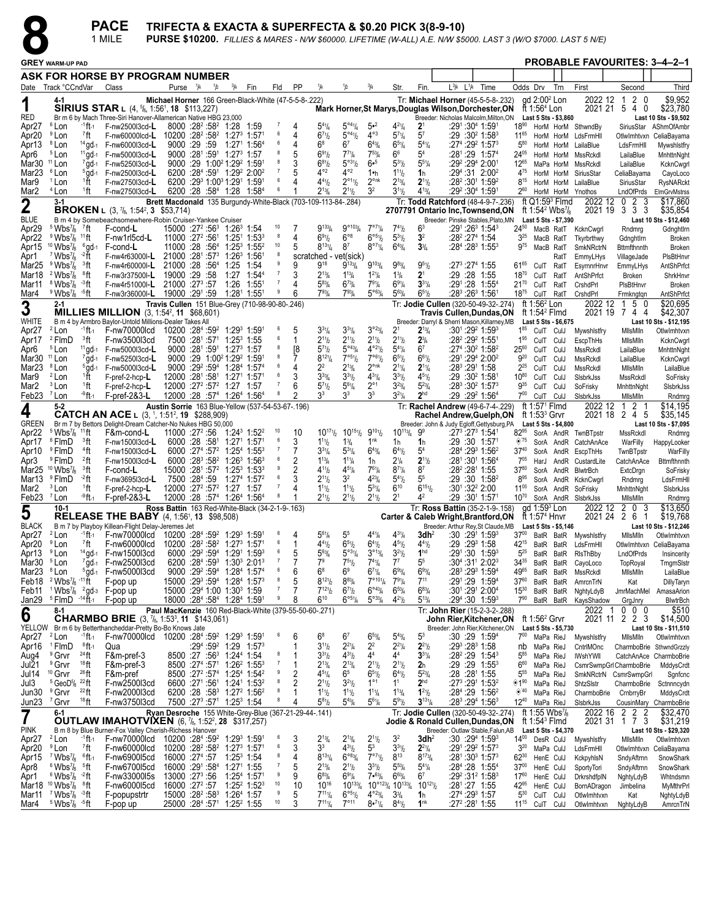# 8

**PACE** 1 MILE

**TRIFECTA & EXACTA & SUPERFECTA & $0.20 PICK 3(8-9-10)**

**PURSE $10200.** *FILLIES & MARES - N/W $60000. LIFETIME (W-ALL) A.E. N/W $5000. LAST 3 (W/O $7000. LAST 5 N/E)*

**GREY WARM-UP PAD** **PROBABLE FAVOURITES: 3–4–2–1**

**ASK FOR HORSE BY PROGRAM NUMBER**

| Date | Track °CCndVar | Class | Purse | 1/4 | 1/2 | 3/4 | Fin | Fld | PP | 1/4 | 1/2 | 3/4 | Str. | Fin. | L3/4 L1/4 Time | Odds Drv Trn | First | Second | Third |
|---|---|---|---|---|---|---|---|---|---|---|---|---|---|---|---|---|---|---|---|

## 1 — RED — 4-1
**SIRIUS STAR L** (4, 5/8, 1:56¹, **18** $113,227) — Michael Horner 166 Green-Black-White (47-5-5-8-.222) — Tr: **Michael Horner** (45-5-5-8-.232) — Mark Horner,St Marys,Douglas Wilson,Dorchester,ON — gd 2:00² Lon; ft 1:56⁴ Lon — 2022 12 1 2 0 $9,952; 2021 21 5 4 0 $23,780
Br m 6 by Mach Three-Siri Hanover-Allamerican Native HBG 23,000 — Breeder: Nicholas Malcolm,Milton,ON — Last 5 Sts - $3,860 — Last 10 Sts - $9,502

| Date | Track | Class | Purse | Fractions | Fld | PP | Calls | Fin. | L3/4 L1/4 Time | Odds Drv Trn | First | Second | Third |
|---|---|---|---|---|---|---|---|---|---|---|---|---|---|
| Apr27 | ⁶ Lon ⁻¹ft-1 | F-nw2500l3cd-L | 8000 | :28² :58² 1:28 1:59 | 7 | 4 | 5⁴1/4 5•⁴1/4 5•² 4²1/4 | 2¹ | :29¹ :30⁴ 1:59¹ | 18⁹⁰ HorM HorM | SthwndBy | SiriusStar | AShmOfAmbr |
| Apr20 | ⁹ Lon ⁷ft | F-nw60000lcd-L | 10200 | :28² :58² 1:27³ 1:57¹ | 6 | 4 | 6⁷1/2 5•⁴1/2 4•³ 5⁷1/4 | 5⁷ | :29 :30² 1:58³ | 11⁶⁵ HorM HorM | LdsFrmHll | OtlwImhtvxn | CeliaBayama |
| Apr13 | ⁸ Lon ¹⁴gd-1 | F-nw6000l3cd-L | 9000 | :29 :59 1:27¹ 1:56⁴ | 6 | 4 | 6⁸ 6⁷ 6⁴3/4 6⁵1/4 | 5⁴1/4 | :27⁴ :29² 1:57³ | 5⁸⁰ HorM HorM | LailaBlue | LdsFrmHll | Mywshlstfry |
| Apr6 | ⁵ Lon ¹¹gd-1 | F-nw5000l3cd-L | 9000 | :28¹ :59¹ 1:27³ 1:57 | 8 | 5 | 6⁹1/2 7⁷1/4 7⁵3/4 6⁶ | 5⁴ | :28¹ :29 1:57⁴ | 24⁰⁵ HorM HorM | MssRckdl | LailaBlue | MnhttnNght |
| Mar30 | ¹¹ Lon ⁷gd-1 | F-nw5250l3cd-L | 9000 | :29 1:00² 1:29² 1:59¹ | 8 | 3 | 6⁸1/2 5•³1/2 6•⁵ 5³1/2 | 5⁵1/4 | :29² :29⁴ 2:00¹ | 12⁶⁵ MaPa HorM | MssRckdl | LailaBlue | KcknCwgrl |
| Mar23 | ⁶ Lon ⁵gd-1 | F-nw2500l3cd-L | 6200 | :28⁴ :59¹ 1:29² 2:00² | 7 | 5 | 4•² 4•² 1•h 1¹1/2 | 1h | :29⁴ :31 2:00² | 4⁷⁵ HorM HorM | SiriusStar | CeliaBayama | CayoLoco |
| Mar9 | ¹ Lon ¹ft | F-nw2750l3cd-L | 6200 | :29³ 1:00³ 1:29¹ 1:59¹ | 6 | 4 | 4⁴1/2 2•¹1/2 2•nk 2¹3/4 | 2¹1/2 | :28² :30¹ 1:59² | 8¹⁵ HorM HorM | LailaBlue | SiriusStar | RysNARckt |
| Mar2 | ⁴ Lon ¹ft | F-nw2750l3cd-L | 6200 | :28 :58⁴ 1:28 1:58⁴ | 6 | 1 | 2¹3/4 2¹1/2 3² 3¹1/2 | 4¹3/4 | :29² :30⁴ 1:59¹ | 2⁶⁰ HorM HorM | Ynothos | LndOfPrds | ElmGrvMstrss |

## 2 — BLUE — 3-1
**BROKEN L** (3, 7/8, 1:54², **3** $53,714) — Brett Macdonald 135 Burgundy-White-Black (703-109-113-84-.284) — Tr: **Todd Ratchford** (48-4-9-7-.236) — 2707791 Ontario Inc,Townsend,ON — ft Q1:59³ Flmd; ft 1:54² Wbs7/8 — 2022 12 0 2 3 $17,860; 2021 19 3 3 3 $35,854
B m 4 by Somebeachsomewhere-Robin Cruiser-Yankee Cruiser — Breeder: Pinske Stables,Plato,MN — Last 5 Sts - $7,390 — Last 10 Sts - $12,460

| Date | Track | Class | Purse | Fractions | Fld | PP | Calls | Fin. | L3/4 L1/4 Time | Odds Drv Trn | First | Second | Third |
|---|---|---|---|---|---|---|---|---|---|---|---|---|---|
| Apr29 | ⁵ Wbs7/8 ⁷ft | F-cond-L | 15000 | :27² :56³ 1:26³ 1:54 | 10 | 7 | 9¹³3/4 9•¹⁰3/4 7•⁷1/4 7⁴1/2 | 6³ | :29¹ :26³ 1:54³ | 24⁵⁰ MacB RatT | KcknCwgrl | Rndmrg | Gdnghtlrn |
| Apr22 | ⁹ Wbs7/8 ¹¹ft | F-nw1rl5cd-L | 11000 | :27² :56¹ 1:25¹ 1:53³ | 8 | 4 | 6⁹1/2 6•⁸ 6•⁵1/2 5³1/2 | 3² | :28² :27⁴ 1:54 | 3²⁵ MacB RatT | Tkyrbrthwy | Gdnghtlrn | Broken |
| Apr15 | ¹⁰ Wbs7/8 ⁶gd-1 | F-cond-L | 11000 | :28 :56⁴ 1:25³ 1:55² | 10 | 5 | 8¹³1/4 8⁷ 8•⁷1/4 6⁴3/4 | 3³1/4 | :28⁴ :28³ 1:55³ | 9⁷⁵ MacB RatT | SmkNRctrN | Bttmfthnnth | Broken |
| Apr1 | ⁷ Wbs7/8 ⁻²ft | F-nw4r63000l-L | 21000 | :28¹ :57³ 1:26³ 1:56¹ | 8 | | scratched - vet(sick) | | | RatT | EmmyLHys | VillageJade | PlsBtHnvr |
| Mar25 | ⁹ Wbs7/8 ³ft | F-nw4r60000l-L | 21000 | :28 :56⁴ 1:25 1:54 | 9 | 9 | 9¹⁸ 9¹³3/4 9¹⁰3/4 9⁸3/4 | 9⁵1/2 | :27³ :27⁴ 1:55 | 61⁶⁵ CulT RatT | EsyrnnrHnvr | EmmyLHys | AntShPrfct |
| Mar18 | ² Wbs7/8 ⁸ft | F-nw3r37500l-L | 19000 | :29 :58 1:27 1:54⁴ | 7 | 3 | 2¹3/4 1¹3/4 1²1/4 1³/4 | 2¹ | :29 :28 1:55 | 18⁷⁰ CulT RatT | AntShPrfct | Broken | ShrkHnvr |
| Mar11 | ⁸ Wbs7/8 ⁻³ft | F-nw4r51000l-L | 21000 | :27³ :57 1:26 1:55¹ | 7 | 4 | 5⁸3/4 6⁷3/4 7⁹1/4 6⁹1/4 | 3³1/4 | :29¹ :28 1:55⁴ | 21⁷⁰ CulT RatT | CrshdPrl | PlsBtHnvr | Broken |
| Mar4 | ⁹ Wbs7/8 ⁻⁵ft | F-nw3r36000l-L | 19000 | :29¹ :59 1:28¹ 1:55¹ | 9 | 6 | 7⁹3/4 7⁹3/4 5•⁶3/4 5⁶3/4 | 6⁵1/2 | :28³ :26³ 1:56¹ | 18⁷⁵ CulT RatT | CrshdPrl | Frmkngtqn | AntShPrfct |

## 3 — WHITE — 2-1
**MILLIES MILLION** (3, 1:54², **19** $68,601) — Travis Cullen 151 Blue-Grey (710-98-90-80-.246) — Tr: **Jodie Cullen** (320-50-49-32-.274) — Travis Cullen,Dundas,ON — ft 1:56² Lon; ft 1:54² Flmd — 2022 12 1 5 0 $20,695; 2021 19 7 4 4 $42,307
B m 4 by Armbro Baylor-Untold Millions-Dealer Takes All — Breeder: Darryl & Sherri Mason,Killarney,MB — Last 5 Sts - $6,675 — Last 10 Sts - $12,195

| Date | Track | Class | Purse | Fractions | Fld | PP | Calls | Fin. | L3/4 L1/4 Time | Odds Drv Trn | First | Second | Third |
|---|---|---|---|---|---|---|---|---|---|---|---|---|---|
| Apr27 | ² Lon ⁻¹ft-1 | F-nw70000lcd | 10200 | :28⁴ :59² 1:29³ 1:59¹ | 6 | 5 | 3³1/4 3³1/4 3•²3/4 2¹ | 2¹3/4 | :30¹ :29³ 1:59³ | 1⁸⁵ CulT CulJ | Mywshlstfry | MllsMlln | OtlwImhtvxn |
| Apr17 | ² FlmD ³ft | F-nw3500l3cd | 7500 | :28¹ :57¹ 1:25³ 1:55 | 6 | 1 | 2¹1/2 2¹1/2 2¹1/2 2¹1/2 | 2³/4 | :28² :29² 1:55¹ | 1⁹⁵ CulT CulJ | EscpThHs | MllsMlln | KcknCwgrl |
| Apr6 | ⁵ Lon ¹¹gd-1 | F-nw5000l3cd-L | 9000 | :28¹ :59¹ 1:27³ 1:57 | 8 | [8 | 5⁷1/2 5•⁴3/4 4•²1/2 5⁴1/4 | 6⁷ | :27⁴ :30² 1:58² | 25⁶⁰ CulT CulJ | MssRckdl | LailaBlue | MnhttnNght |
| Mar30 | ¹¹ Lon ⁷gd-1 | F-nw5250l3cd-L | 9000 | :29 1:00² 1:29² 1:59¹ | 8 | 7 | 8¹²1/4 7•⁵1/2 7•⁶1/2 6⁵1/2 | 6⁶1/2 | :29¹ :29⁴ 2:00² | 9²⁰ CulT CulJ | MssRckdl | LailaBlue | KcknCwgrl |
| Mar23 | ⁸ Lon ⁵gd-1 | F-nw5000l3cd-L | 9000 | :29² :59⁴ 1:28⁴ 1:57⁴ | 6 | 4 | 2² 2¹3/4 2•nk 2¹1/4 | 2¹1/4 | :28³ :29¹ 1:58 | 2²⁵ CulT CulJ | MssRckdl | MllsMlln | LailaBlue |
| Mar9 | ² Lon ¹ft | F-pref-2-hcp-L | 12000 | :28¹ :58¹ 1:27¹ 1:57¹ | 6 | 3 | 3³3/4 3³1/2 4³1/4 3³1/2 | 4⁵1/2 | :29 :30² 1:58¹ | 10⁸⁰ CulT CulJ | SlsbrkJss | MssRckdl | SoFrisky |
| Mar2 | ³ Lon ¹ft | F-pref-2-hcp-L | 12000 | :27² :57² 1:27 1:57 | 7 | 6 | 5⁷1/2 5⁶1/4 2•¹ 3²3/4 | 5²3/4 | :28³ :30² 1:57³ | 9³⁵ CulT CulJ | SoFrisky | MnhttnNght | SlsbrkJss |
| Feb23 | ⁷ Lon ⁻⁹ft-1 | F-pref-2&3-L | 12000 | :28 :57⁴ 1:26⁴ 1:56⁴ | 8 | 2 | 3³ 3³ 3³ 3²1/4 | 2hd | :29 :29² 1:56⁴ | 7⁰⁰ CulT CulJ | SlsbrkJss | MllsMlln | Rndmrg |

## 4 — GREEN — 5-2
**CATCH AN ACE L** (3, 1, 1:51², **19** $288,909) — Austin Sorrie 163 Blue-Yellow-Black (537-54-53-67-.196) — Tr: **Rachel Andrew** (49-6-7-4-.229) — Rachel Andrew,Guelph,ON — ft 1:57¹ Flmd; ft 1:53³ Grvr — 2022 12 1 2 1 $14,195; 2021 18 2 4 5 $35,145
Br m 7 by Bettors Delight-Dream Catcher-No Nukes HBG 50,000 — Breeder: John & Judy Egloff,Gettysburg,PA — Last 5 Sts - $4,800 — Last 10 Sts - $7,095

| Date | Track | Class | Purse | Fractions | Fld | PP | Calls | Fin. | L3/4 L1/4 Time | Odds Drv Trn | First | Second | Third |
|---|---|---|---|---|---|---|---|---|---|---|---|---|---|
| Apr22 | ⁵ Wbs7/8 ¹¹ft | F&m-cond-L | 11000 | :27² :56 1:24³ 1:52² | 10 | 10 | 10¹⁷1/2 10¹⁵1/2 9¹⁰1/2 10¹¹3/4 | 9⁹ | :27³ :27³ 1:54¹ | 82⁸⁵ SorA AndR | TwnBTpstr | MssRckdl | Rndmrg |
| Apr17 | ⁶ FlmD ³ft | F-nw1500l3cd-L | 6000 | :28 :58¹ 1:27¹ 1:57¹ | 6 | 3 | 1¹1/2 1³/4 1nk 1h | 1h | :29 :30 1:57¹ | ◈⁷⁵ SorA AndR | CatchAnAce | WarFilly | HappyLooker |
| Apr10 | ⁹ FlmD ⁴ft | F-nw1500l3cd-L | 6000 | :27⁴ :57² 1:25⁴ 1:55³ | 7 | 7 | 3³1/4 5³1/4 6³3/4 6⁴1/2 | 5⁴ | :28⁴ :29³ 1:56² | 37⁴⁰ SorA AndR | EscpThHs | TwnBTpstr | WarFilly |
| Apr3 | ⁹ FlmD ²ft | F-nw1500l3cd-L | 6000 | :28³ :58² 1:26³ 1:56³ | 6 | 2 | 1¹3/4 1¹1/4 1h 2¹/4 | 2¹1/2 | :28¹ :30¹ 1:56⁴ | 7⁰⁵ HarJ AndR | CustardLite | CatchAnAce | Bttmfthnnth |
| Mar25 | ¹⁰ Wbs7/8 ³ft | F-cond-L | 15000 | :28¹ :57² 1:25³ 1:53³ | 9 | 2 | 4¹1/2 4⁵1/4 7⁶1/4 8⁷1/4 | 8⁷ | :28² :28¹ 1:55 | 37⁸⁰ SorA AndR | BlwtrBch | ExtcDrgn | SoFrisky |
| Mar13 | ⁹ FlmD ⁻²ft | F-nw3695l3cd-L | 7500 | :28⁴ :59 1:27⁴ 1:57² | 6 | 3 | 2¹1/2 3² 4²3/4 5⁴1/2 | 5⁵ | :29 :30 1:58² | 8⁹⁵ SorA AndR | KcknCwgrl | Rndmrg | LdsFrmHll |
| Mar2 | ³ Lon ¹ft | F-pref-2-hcp-L | 12000 | :27² :57² 1:27 1:57 | 7 | 4 | 1¹1/2 1¹1/2 5³1/4 6¹⁰ | 6¹⁵1/2 | :30¹ :32² 2:00 | 11⁰⁰ SorA AndR | SoFrisky | MnhttnNght | SlsbrkJss |
| Feb23 | ⁷ Lon ⁻⁹ft-1 | F-pref-2&3-L | 12000 | :28 :57⁴ 1:26⁴ 1:56⁴ | 8 | 1 | 2¹1/2 2¹1/2 2¹1/2 2¹ | 4² | :29 :30¹ 1:57¹ | 10⁷⁰ SorA AndR | SlsbrkJss | MllsMlln | Rndmrg |

## 5 — BLACK — 10-1
**RELEASE THE BABY** (4, 1:56¹, **13** $98,508) — Ross Battin 163 Red-White-Black (34-2-1-9-.163) — Tr: **Ross Battin** (35-2-1-9-.158) — Carter & Caleb Wright,Brantford,ON — gd 1:59³ Lon; ft 1:57⁴ Hnvr — 2022 12 2 0 3 $13,650; 2021 24 2 6 1 $19,768
B m 7 by Playboy Killean-Flight Delay-Jeremes Jet — Breeder: Arthur Rey,St Claude,MB — Last 5 Sts - $5,146 — Last 10 Sts - $12,246

| Date | Track | Class | Purse | Fractions | Fld | PP | Calls | Fin. | L3/4 L1/4 Time | Odds Drv Trn | First | Second | Third |
|---|---|---|---|---|---|---|---|---|---|---|---|---|---|
| Apr27 | ² Lon ⁻¹ft-1 | F-nw70000lcd | 10200 | :28⁴ :59² 1:29³ 1:59¹ | 6 | 4 | 5⁶1/4 5⁵ 4⁴1/4 4³1/4 | 3dh² | :30¹ :29¹ 1:59³ | 37⁰⁰ BatR BatR | Mywshlstfry | MllsMlln | OtlwImhtvxn |
| Apr20 | ⁹ Lon ⁷ft | F-nw60000lcd | 10200 | :28² :58² 1:27³ 1:57¹ | 6 | 1 | 4⁴1/2 6⁵1/2 6⁴1/2 4⁵1/2 | 4⁴1/2 | :29 :29³ 1:58 | 42¹⁵ BatR BatR | LdsFrmHll | OtlwImhtvxn | CeliaBayama |
| Apr13 | ⁹ Lon ¹⁴gd-1 | F-nw1500l3cd | 6000 | :29² :59⁴ 1:29¹ 1:59³ | 6 | 5 | 5⁶3/4 5•³1/4 3•¹3/4 3²1/2 | 1hd | :29¹ :30 1:59³ | 5²⁵ BatR BatR | RlsThBby | LndOfPrds | Insincerity |
| Mar30 | ⁵ Lon ⁷gd-1 | F-nw2500l3cd | 6200 | :28⁴ :59³ 1:30³ 2:01³ | 7 | 7 | 7⁹ 7⁵1/2 7⁴1/4 7⁷ | 5⁵ | :30⁴ :31¹ 2:02³ | 34³⁵ BatR BatR | CayoLoco | TopRoyal | TmgmSlstr |
| Mar23 | ⁸ Lon ⁵gd-1 | F-nw5000l3cd | 9000 | :29² :59⁴ 1:28⁴ 1:57⁴ | 6 | 6 | 6⁸ 6⁹ 6⁷1/4 6⁹3/4 | 6⁹3/4 | :28³ :29³ 1:59⁴ | 49⁶⁵ BatR BatR | MssRckdl | MllsMlln | LailaBlue |
| Feb18 | ² Wbs7/8 ⁻¹¹ft | F-pop up | 15000 | :29³ :59⁴ 1:28⁴ 1:57³ | 8 | 5 | 8¹²1/2 8⁸3/4 7•¹⁰1/4 7⁹1/4 | 7¹¹ | :29¹ :29 1:59⁴ | 37⁶⁰ BatR BatR | AmrcnTrN | Kat | DillyTaryn |
| Feb11 | ¹ Wbs7/8 ²gd-3 | F-pop up | 15000 | :29⁴ 1:00 1:30³ 1:59 | 7 | 7 | 7¹²1/2 6⁷1/2 6•⁴3/4 6⁵3/4 | 6⁸3/4 | :30¹ :29¹ 2:00⁴ | 15³⁰ BatR BatR | NghtyLdyB | JmrMachMel | AmasaArion |
| Jan29 | ⁵ FlmD ⁻¹⁴ft-1 | F-pop up | 18000 | :28⁴ :58⁴ 1:28⁴ 1:59¹ | 9 | 8 | 6¹⁰ 6•⁵1/4 5•³3/4 4²1/2 | 5¹3/4 | :29⁴ :30 1:59³ | 7⁹⁰ BatR BatR | KaysShadow | GrgJnry | BlwtrBch |

## 6 — YELLOW — 8-1
**CHARMBO BRIE** (3, 7/8, 1:53³, **11** $143,061) — Paul MacKenzie 160 Red-Black-White (379-55-50-60-.271) — Tr: **John Rier** (15-2-3-2-.288) — John Rier,Kitchener,ON — ft 1:56² Grvr — 2022 1 0 0 0 $510; 2021 11 2 2 3 $14,500
Br m 6 by Betterthancheddar-Pretty Bo-Bo Knows Jate — Breeder: John Rier,Kitchener,ON — Last 5 Sts - $5,730 — Last 10 Sts - $11,510

| Date | Track | Class | Purse | Fractions | Fld | PP | Calls | Fin. | L3/4 L1/4 Time | Odds Drv Trn | First | Second | Third |
|---|---|---|---|---|---|---|---|---|---|---|---|---|---|
| Apr27 | ² Lon ⁻¹ft-1 | F-nw70000lcd | 10200 | :28⁴ :59² 1:29³ 1:59¹ | 6 | 6 | 6⁸ 6⁷ 6⁵3/4 5⁴3/4 | 5³ | :30 :29 1:59⁴ | 7⁰⁰ MaPa RieJ | Mywshlstfry | MllsMlln | OtlwImhtvxn |
| Apr16 | ¹ FlmD ⁸ft-1 | Qua | | :29⁴ :59² 1:29 1:57³ | | 1 | 3¹1/2 2²1/4 2² 2²1/4 | 2²1/2 | :29³ :28³ 1:58 | nb MaPa RieJ | CntrlMOnc | CharmboBrie | SthwndGrzzly |
| Aug4 | ⁹ Grvr ²⁴ft | F&m-pref-3 | 8500 | :27 :56³ 1:24⁴ 1:54 | 8 | 1 | 3³1/2 4³1/2 4⁴ 4⁴ | 3³1/4 | :28² :29 1:54³ | 5⁸⁵ MaPa RieJ | IWshYWll | CatchAnAce | CharmboBrie |
| Jul21 | ⁹ Grvr ¹⁸ft | F&m-pref-3 | 8500 | :27⁴ :57¹ 1:26² 1:55³ | 7 | 1 | 2¹3/4 2¹3/4 2¹1/2 2¹1/2 | 2h | :29 :29 1:55³ | 6⁶⁰ MaPa RieJ | CsmrSwmpGrl | CharmboBrie | MddysCrdt |
| Jul14 | ¹⁰ Grvr ²⁶ft | F&m-pref | 8500 | :27² :57⁴ 1:25⁴ 1:54² | 9 | 2 | 4⁵1/4 6⁵ 6⁵1/2 6⁴1/2 | 5²3/4 | :28 :28¹ 1:55 | 5⁵⁵ MaPa RieJ | SmkNRctrN | CsmrSwmpGrl | Sgnfcnc |
| Jul3 | ⁵ GeoD5/8 ²²ft | F-nw2500l3cd | 6600 | :27¹ :56¹ 1:24¹ 1:53² | 8 | 2 | 2¹1/2 3²1/2 1•¹ 1¹ | 2hd | :27³ :29¹ 1:53² | ◈¹⁹⁰ MaPa RieJ | ShtzSlstr | CharmboBrie | Sctnnncydn |
| Jun30 | ⁹ Grvr ²²ft | F-nw2000l3cd | 6200 | :28 :58³ 1:27² 1:56² | 8 | 1 | 1¹1/2 1¹1/2 1¹1/4 1¹3/4 | 1²1/2 | :28⁴ :29 1:56² | ◈⁴⁰ MaPa RieJ | CharmboBrie | CrnbrryBr | MddysCrdt |
| Jun23 | ⁷ Grvr ¹⁸ft | F-nw3750l3cd | 7500 | :27³ :57¹ 1:25³ 1:54 | 8 | 4 | 5⁸1/2 5⁴3/4 5⁶1/4 5⁹1/2 | 3¹³1/4 | :28³ :29⁴ 1:56³ | 12⁴⁰ MaPa RieJ | SlsbrkJss | CousinMary | CharmboBrie |

## 7 — PINK — 6-1
**OUTLAW IMAHOTVIXEN** (6, 7/8, 1:52², **28** $317,257) — Ryan Desroche 155 White-Grey-Blue (367-21-29-44-.141) — Tr: **Jodie Cullen** (320-50-49-32-.274) — Jodie & Ronald Cullen,Dundas,ON — ft 1:55 Wbs7/8; ft 1:54³ Flmd — 2022 16 2 2 2 $32,470; 2021 31 1 7 3 $31,219
B m 8 by Blue Burner-Fox Valley Cherish-Richess Hanover — Breeder: Outlaw Stable,Falun,AB — Last 5 Sts - $4,370 — Last 10 Sts - $29,320

| Date | Track | Class | Purse | Fractions | Fld | PP | Calls | Fin. | L3/4 L1/4 Time | Odds Drv Trn | First | Second | Third |
|---|---|---|---|---|---|---|---|---|---|---|---|---|---|
| Apr27 | ² Lon ⁻¹ft-1 | F-nw70000lcd | 10200 | :28⁴ :59² 1:29³ 1:59¹ | 6 | 3 | 2¹3/4 2¹3/4 2¹1/2 3² | 3dh² | :30 :29⁴ 1:59³ | 14⁰⁰ DesR CulJ | Mywshlstfry | MllsMlln | OtlwImhtvxn |
| Apr20 | ⁹ Lon ⁷ft | F-nw60000lcd | 10200 | :28² :58² 1:27³ 1:57¹ | 6 | 3 | 3³ 4³1/2 5³ 3³1/2 | 2²1/4 | :29¹ :29² 1:57³ | 3²⁰ MaPa CulJ | LdsFrmHll | OtlwImhtvxn | CeliaBayama |
| Apr15 | ⁷ Wbs7/8 ⁶ft-1 | F-nw6900l5cd | 16000 | :27⁴ :57 1:25³ 1:54 | 8 | 4 | 8¹³1/4 6•⁸3/4 7•⁷1/2 8¹³ | 8¹⁷3/4 | :28¹ :30³ 1:57³ | 62³⁰ HenE CulJ | KckpyhlsN | SndyAftrnn | SnowShark |
| Apr8 | ⁶ Wbs7/8 ⁵ft | F-nw6700l5cd | 16000 | :29¹ :58⁴ 1:27¹ 1:55 | 7 | 5 | 2¹3/4 2¹1/2 3³1/2 5⁵3/4 | 5⁴1/4 | :28⁴ :28 1:55⁴ | 37⁰⁰ HenE CulJ | SportyTori | SndyAftrnn | SnowShark |
| Apr1 | ⁶ Wbs7/8 ⁻²ft | F-nw3300l5s | 13000 | :27³ :56 1:25⁴ 1:57¹ | 9 | 9 | 6⁸3/4 6⁹1/4 7•⁶3/4 6⁶3/4 | 6⁷ | :29² :31² 1:58³ | 17⁶⁰ HenE CulJ | DrkrshdfplN | NghtyLdyB | Whtndsmn |
| Mar18 | ¹⁰ Wbs7/8 ⁸ft | F-nw6000l5cd | 16000 | :27² :57 1:25² 1:52³ | 10 | 10 | 10¹⁶ 10¹³3/4 10•¹²3/4 10¹³3/4 | 10¹²1/2 | :28¹ :27 1:55 | 42⁸⁵ HenE CulJ | BornADragon | Jimbelina | MyMthrPrl |
| Mar11 | ⁷ Wbs7/8 ⁻³ft | F-popupstrtr | 15000 | :28² :58³ 1:26⁴ 1:57 | 9 | 5 | 7¹¹1/4 6•⁵1/2 4•³3/4 3³/4 | 1h | :27⁴ :29³ 1:57 | 5³⁰ CulT CulJ | OtlwImhtvxn | Kat | NghtyLdyB |
| Mar4 | ⁵ Wbs7/8 ⁻⁵ft | F-pop up | 25000 | :28⁴ :57¹ 1:25² 1:55 | 10 | 3 | 7¹¹1/4 7•¹¹ 8•⁷1/4 8⁴1/2 | 1nk | :27² :28¹ 1:55 | 11¹⁵ CulT CulJ | OtlwImhtvxn | NghtyLdyB | AmrcnTrN |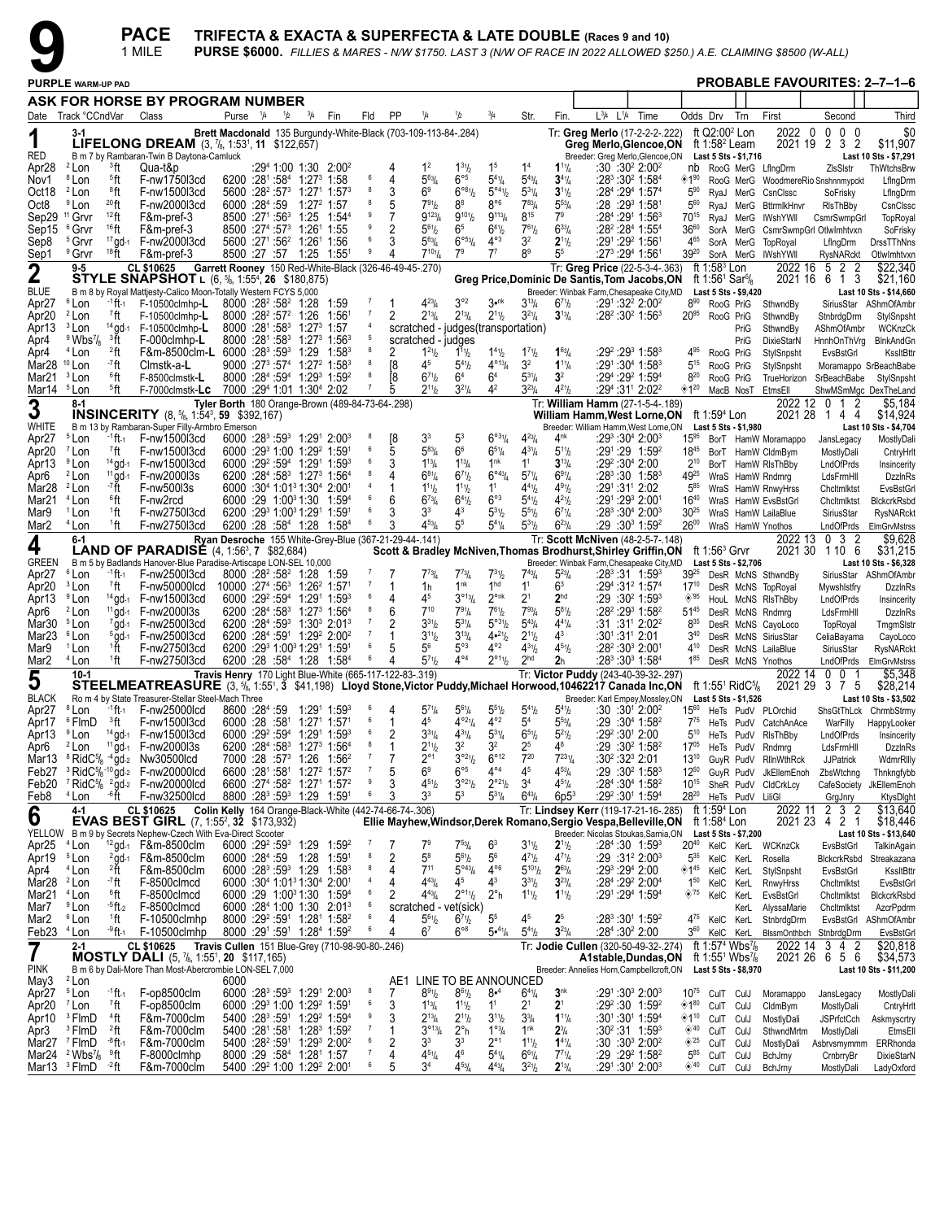# 9 PACE 1 MILE

**TRIFECTA & EXACTA & SUPERFECTA & LATE DOUBLE (Races 9 and 10)**

**PURSE $6000.** FILLIES & MARES - N/W $1750. LAST 5 STARTS (N/W OF RACE IN 2022 ALLOWED $250.) A.E. CLAIMING $8500 (W-ALLY)

PURPLE WARM-UP PAD — PROBABLE FAVOURITES: 2–7–1–6

**ASK FOR HORSE BY PROGRAM NUMBER**

---

## 1 — RED — 3-1
**LIFELONG DREAM** (3, 7/8, 1:53¹, 11 $122,657)
Brett Macdonald 135 Burgundy-White-Black (703-109-113-84-.284)
B m 7 by Rambaran-Twin B Daytona-Camluck
Tr: Greg Merlo (17-2-2-2-.222) — Greg Merlo,Glencoe,ON — Breeder: Greg Merlo,Glencoe,ON
ft Q2:00² Lon; ft 1:58² Leam; Last 5 Sts - $1,716
2022: 0 0 0 0 $0 | 2021: 19 2 3 2 $11,907 | Last 10 Sts - $7,291

| Date | Track | Cond | Class | Purse | 1/4 | 1/2 | 3/4 | Fin | Fld | PP | 1/4 | 1/2 | 3/4 | Str | Fin | L¾ L¼ Time | Odds | Drv | Trn | First | Second | Third |
|---|---|---|---|---|---|---|---|---|---|---|---|---|---|---|---|---|---|---|---|---|---|---|
| Apr28 | ²Lon | ³ft | Qua-t&p | | :29⁴ | 1:00 | 1:30 | 2:00² | | 4 | 1² | 1³½ | 1⁵ | 1⁴ | 1¹¼ | :30 :30² 2:00² | nb | RooG | MerG | LflngDrm | ZlsSlstr | ThWtchsBrw |
| Nov1 | ⁸Lon | ⁵ft | F-nw1750l3cd | 6200 | :28¹ | :58⁴ | 1:27³ | 1:58 | 6 | 4 | 5⁶¾ | 6°⁵ | 5⁴¼ | 5⁴¾ | 3⁴¼ | :28³ :30² 1:58⁴ | ◈1⁹⁰ | RooG | MerG | WoodmereRio | Snshnnmypckt | LflngDrm |
| Oct18 | ²Lon | ⁸ft | F-nw1500l3cd | 5600 | :28² | :57³ | 1:27¹ | 1:57³ | 8 | 3 | 6⁹ | 6°⁸½ | 5°⁴½ | 5³¼ | 3¹½ | :28⁴ :29⁴ 1:57⁴ | 5⁹⁰ | RyaJ | MerG | CsnClssc | SoFrisky | LflngDrm |
| Oct8 | ⁹Lon | ²⁰ft | F-nw2000l3cd | 6000 | :28⁴ | :59 | 1:27² | 1:57 | 8 | 5 | 7⁹½ | 8⁸ | 8°⁶ | 7⁸¾ | 5⁵¾ | :28 :29³ 1:58¹ | 5⁶⁰ | RyaJ | MerG | BttrmlkHnvr | RlsThBby | CsnClssc |
| Sep29 | ¹¹Grvr | ¹²ft | F&m-pref-3 | 8500 | :27¹ | :56³ | 1:25 | 1:54⁴ | 9 | 7 | 9¹²¾ | 9¹⁰½ | 9¹¹¾ | 8¹⁵ | 7⁹ | :28⁴ :29¹ 1:56³ | 70¹⁵ | RyaJ | MerG | IWshYWll | CsmrSwmpGrl | TopRoyal |
| Sep15 | ⁶Grvr | ¹⁶ft | F&m-pref-3 | 8500 | :27⁴ | :57³ | 1:26¹ | 1:55 | 9 | 2 | 5⁶½ | 6⁵ | 6⁴½ | 7⁶½ | 6³¾ | :28² :28⁴ 1:55⁴ | 36⁶⁰ | SorA | MerG | CsmrSwmpGrl | Otlwlmhtvxn | SoFrisky |
| Sep8 | ⁵Grvr | ¹⁷gd-1 | F-nw2000l3cd | 5600 | :27¹ | :56² | 1:26¹ | 1:56 | 6 | 3 | 5⁶¾ | 6°⁵¾ | 4°³ | 3² | 2¹½ | :29¹ :29² 1:56¹ | 4⁶⁵ | SorA | MerG | TopRoyal | LflngDrm | DrssTThNns |
| Sep1 | ⁹Grvr | ¹⁸ft | F&m-pref-3 | 8500 | :27 | :57 | 1:25 | 1:55¹ | 9 | 4 | 7¹⁰¼ | 7⁹ | 7⁷ | 8⁹ | 5⁵ | :27³ :29⁴ 1:56¹ | 39²⁰ | SorA | MerG | IWshYWll | RysNARckt | Otlwlmhtvxn |

---

## 2 — BLUE — 9-5
**STYLE SNAPSHOT L** (6, 5/8, 1:55⁴, 26 $180,875) — CL $10625
Garrett Rooney 150 Red-White-Black (326-46-49-45-.270)
B m 8 by Royal Mattjesty-Calico Moon-Totally Western FCYS 5,000
Tr: Greg Price (22-5-3-4-.363) — Greg Price,Dominic De Santis,Tom Jacobs,ON — Breeder: Winbak Farm,Chesapeake City,MD
ft 1:58³ Lon; ft 1:56¹ Sar5/8; Last 5 Sts - $9,420
2022: 16 5 2 2 $22,340 | 2021: 16 6 1 3 $21,160 | Last 10 Sts - $14,660

| Date | Track | Cond | Class | Purse | 1/4 | 1/2 | 3/4 | Fin | Fld | PP | 1/4 | 1/2 | 3/4 | Str | Fin | L¾ L¼ Time | Odds | Drv | Trn | First | Second | Third |
|---|---|---|---|---|---|---|---|---|---|---|---|---|---|---|---|---|---|---|---|---|---|---|
| Apr27 | ⁶Lon | ⁻¹ft-1 | F-10500clmhp-L | 8000 | :28² | :58² | 1:28 | 1:59 | 7 | 1 | 4²¾ | 3°² | 3•ⁿᵏ | 3¹¾ | 6⁷½ | :29¹ :32² 2:00² | 8⁹⁰ | RooG | PriG | SthwndBy | SiriusStar | AShmOfAmbr |
| Apr20 | ²Lon | ⁷ft | F-10500clmhp-L | 8000 | :28² | :57² | 1:26 | 1:56¹ | 7 | 2 | 2¹¾ | 2¹¾ | 2¹½ | 3²¼ | 3¹¾ | :28² :30² 1:56³ | 20⁸⁵ | RooG | PriG | SthwndBy | StnbrdgDrm | StylSnpsht |
| Apr13 | ³Lon | ¹⁴gd-1 | F-10500clmhp-L | 8000 | :28¹ | :58³ | 1:27³ | 1:57 | 4 | | scratched - judges(transportation) | | | | | | | | PriG | SthwndBy | AShmOfAmbr | WCKnzCk |
| Apr4 | ⁹Wbs7/8 | ³ft | F-000clmhp-L | 8000 | :28¹ | :58³ | 1:27³ | 1:56³ | 5 | | scratched - judges | | | | | | | | PriG | DixieStarN | HnnhOnThVrg | BlnkAndGn |
| Apr4 | ⁴Lon | ²ft | F&m-8500clm-L | 6000 | :28³ | :59³ | 1:29 | 1:58³ | 8 | 2 | 1²½ | 1¹½ | 1⁴½ | 1⁷½ | 1⁶¾ | :29² :29³ 1:58³ | 4⁹⁵ | RooG | PriG | StylSnpsht | EvsBstGrl | KssltBttr |
| Mar28 | ¹⁰Lon | ⁻⁷ft | Clmstk-a-L | 9000 | :27³ | :57⁴ | 1:27² | 1:58³ | 8 | [8 | 4⁵ | 5⁴½ | 4°¹¾ | 3² | 1¹¼ | :29¹ :30⁴ 1:58³ | 5¹⁵ | RooG | PriG | StylSnpsht | Moramappo | SrBeachBabe |
| Mar21 | ³Lon | ⁶ft | F-8500clmstk-L | 8000 | :28⁴ | :59⁴ | 1:29³ | 1:59² | 8 | [8 | 6⁷½ | 6⁴ | 6⁴ | 5³¼ | 3² | :29⁴ :29² 1:59⁴ | 8²⁰ | RooG | PriG | TrueHorizon | SrBeachBabe | StylSnpsht |
| Mar14 | ⁵Lon | ⁵ft | F-7000clmstk-Lc | 7000 | :29⁴ | 1:01 | 1:30⁴ | 2:02 | 7 | 5 | 2¹½ | 3²¼ | 4² | 3²¾ | 4²½ | :29⁴ :31¹ 2:02² | ◈1²⁰ | MacB | NosT | EtmsEll | ShwMSmMgc | DexTheLand |

---

## 3 — WHITE — 8-1
**INSINCERITY** (8, 5/8, 1:54³, 59 $392,167)
Tyler Borth 180 Orange-Brown (489-84-73-64-.298)
B m 13 by Rambaran-Super Filly-Armbro Emerson
Tr: William Hamm (27-1-5-4-.189) — William Hamm,West Lorne,ON — Breeder: William Hamm,West Lorne,ON
ft 1:59⁴ Lon; Last 5 Sts - $1,980
2022: 12 0 1 2 $5,184 | 2021: 28 1 4 4 $14,924 | Last 10 Sts - $4,704

| Date | Track | Cond | Class | Purse | 1/4 | 1/2 | 3/4 | Fin | Fld | PP | 1/4 | 1/2 | 3/4 | Str | Fin | L¾ L¼ Time | Odds | Drv | Trn | First | Second | Third |
|---|---|---|---|---|---|---|---|---|---|---|---|---|---|---|---|---|---|---|---|---|---|---|
| Apr27 | ⁵Lon | ⁻¹ft-1 | F-nw1500l3cd | 6000 | :28³ | :59³ | 1:29¹ | 2:00³ | 8 | [8 | 3³ | 5³ | 6°³¼ | 4²¾ | 4ⁿᵏ | :29³ :30⁴ 2:00³ | 15⁹⁵ | BorT | HamW | Moramappo | JansLegacy | MostlyDali |
| Apr20 | ⁷Lon | ⁷ft | F-nw1500l3cd | 6000 | :29³ | 1:00 | 1:29² | 1:59¹ | 6 | 5 | 5⁸¾ | 6⁶ | 6⁵¼ | 4³¼ | 5¹½ | :29¹ :29 1:59² | 18⁴⁵ | BorT | HamW | CldmBym | MostlyDali | CntryHrlt |
| Apr13 | ⁹Lon | ¹⁴gd-1 | F-nw1500l3cd | 6000 | :29² | :59⁴ | 1:29¹ | 1:59³ | 6 | 3 | 1¹¾ | 1¹¾ | 1ⁿᵏ | 1¹ | 3¹¾ | :29² :30⁴ 2:00 | 2¹⁰ | BorT | HamW | RlsThBby | LndOfPrds | Insincerity |
| Apr6 | ²Lon | ¹¹gd-1 | F-nw2000l3s | 6200 | :28⁴ | :58³ | 1:27³ | 1:56⁴ | 8 | 4 | 6⁸¼ | 6⁷½ | 6°⁴¾ | 5⁷¼ | 6⁹¼ | :28³ :30 1:58³ | 49²⁵ | WraS | HamW | Rndmrg | LdsFrmHll | DzzlnRs |
| Mar28 | ²Lon | ⁻⁷ft | F-nw500l3s | 6000 | :30⁴ | 1:01³ | 1:30⁴ | 2:00¹ | 4 | 1 | 1¹½ | 1¹½ | 1¹ | 4⁴½ | 4⁹½ | :29¹ :31¹ 2:02 | 5⁸⁵ | WraS | HamW | RnwyHrss | Chcltmlktst | EvsBstGrl |
| Mar21 | ⁴Lon | ⁶ft | F-nw2rcd | 6000 | :29 | 1:00³ | 1:30 | 1:59⁴ | 6 | 6 | 6⁷¾ | 6⁴½ | 6°³ | 5⁴½ | 4²½ | :29¹ :29³ 2:00¹ | 16⁴⁰ | WraS | HamW | EvsBstGrl | Chcltmlktst | Blckcrkfsbd |
| Mar9 | ¹Lon | ¹ft | F-nw2750l3cd | 6200 | :29³ | 1:00³ | 1:29¹ | 1:59¹ | 6 | 3 | 3³ | 4³ | 5³½ | 5⁵½ | 6⁷¼ | :28³ :30⁴ 2:00³ | 30²⁵ | WraS | HamW | LailaBlue | SiriusStar | RysNARckt |
| Mar2 | ⁴Lon | ¹ft | F-nw2750l3cd | 6200 | :28 | :58⁴ | 1:28 | 1:58⁴ | 6 | 3 | 4⁵¾ | 5⁵ | 5⁴¼ | 5³½ | 6²¾ | :29 :30³ 1:59² | 26⁰⁰ | WraS | HamW | Ynothos | LndOfPrds | ElmGrvMstrss |

---

## 4 — GREEN — 6-1
**LAND OF PARADISE** (4, 1:56³, 7 $82,684)
Ryan Desroche 155 White-Grey-Blue (367-21-29-44-.141)
B m 5 by Badlands Hanover-Blue Paradise-Artiscape LON-SEL 10,000
Tr: Scott McNiven (48-2-5-7-.148) — Scott & Bradley McNiven,Thomas Brodhurst,Shirley Griffin,ON — Breeder: Winbak Farm,Chesapeake City,MD
ft 1:56³ Grvr; Last 5 Sts - $2,706
2022: 13 0 3 2 $9,628 | 2021: 30 1 10 6 $31,215 | Last 10 Sts - $6,328

| Date | Track | Cond | Class | Purse | 1/4 | 1/2 | 3/4 | Fin | Fld | PP | 1/4 | 1/2 | 3/4 | Str | Fin | L¾ L¼ Time | Odds | Drv | Trn | First | Second | Third |
|---|---|---|---|---|---|---|---|---|---|---|---|---|---|---|---|---|---|---|---|---|---|---|
| Apr27 | ⁶Lon | ⁻¹ft-1 | F-nw2500l3cd | 8000 | :28² | :58² | 1:28 | 1:59 | 7 | 7 | 7⁷¾ | 7⁷¾ | 7³½ | 7⁴¾ | 5²¾ | :28³ :31 1:59³ | 39²⁵ | DesR | McNS | SthwndBy | SiriusStar | AShmOfAmbr |
| Apr20 | ³Lon | ⁷ft | F-nw50000lcd | 10000 | :27⁴ | :56³ | 1:26² | 1:57¹ | 7 | 1 | 1h | 1ⁿᵏ | 1ʰᵈ | 1¹ | 6³ | :29⁴ :31² 1:57⁴ | 17¹⁰ | DesR | McNS | TopRoyal | Mywshlstfry | DzzlnRs |
| Apr13 | ⁹Lon | ¹⁴gd-1 | F-nw1500l3cd | 6000 | :29² | :59⁴ | 1:29¹ | 1:59³ | 6 | 4 | 4⁵ | 3°¹¾ | 2°ⁿᵏ | 2¹ | 2ʰᵈ | :29 :30² 1:59³ | ◈⁹⁵ | HouL | McNS | RlsThBby | LndOfPrds | Insincerity |
| Apr6 | ²Lon | ¹¹gd-1 | F-nw2000l3s | 6200 | :28⁴ | :58³ | 1:27³ | 1:56⁴ | 8 | 6 | 7¹⁰ | 7⁹¼ | 7⁶½ | 7⁹¾ | 5⁸½ | :28² :29³ 1:58² | 51⁴⁵ | DesR | McNS | Rndmrg | LdsFrmHll | DzzlnRs |
| Mar30 | ⁵Lon | ⁷gd-1 | F-nw2500l3cd | 6200 | :28⁴ | :59³ | 1:30³ | 2:01³ | 7 | 2 | 3³½ | 5³¼ | 5°³½ | 5⁴¾ | 4⁴¼ | :31 :31¹ 2:02² | 8³⁵ | DesR | McNS | CayoLoco | TopRoyal | TmgmSlstr |
| Mar23 | ⁶Lon | ⁵gd-1 | F-nw2500l3cd | 6200 | :28⁴ | :59¹ | 1:29² | 2:00² | 7 | 1 | 3¹½ | 3¹¾ | 4•²½ | 2¹½ | 4³ | :30¹ :31¹ 2:01 | 3⁴⁰ | DesR | McNS | SiriusStar | CeliaBayama | CayoLoco |
| Mar9 | ¹Lon | ¹ft | F-nw2750l3cd | 6200 | :29³ | 1:00³ | 1:29¹ | 1:59¹ | 6 | 5 | 5⁶ | 5°³ | 4°² | 4³½ | 4⁵½ | :28² :30³ 2:00¹ | 4¹⁰ | DesR | McNS | LailaBlue | SiriusStar | RysNARckt |
| Mar2 | ⁴Lon | ¹ft | F-nw2750l3cd | 6200 | :28 | :58⁴ | 1:28 | 1:58⁴ | 6 | 4 | 5⁷½ | 4°⁴ | 2°¹½ | 2ʰᵈ | 2h | :28³ :30³ 1:58⁴ | 1⁸⁵ | DesR | McNS | Ynothos | LndOfPrds | ElmGrvMstrss |

---

## 5 — BLACK — 10-1
**STEELMEATREASURE** (3, 5/8, 1:55¹, 3 $41,198) Lloyd Stone,Victor Puddy,Michael Horwood,10462217 Canada Inc,ON
Travis Henry 170 Light Blue-White (665-117-122-83-.319)
Ro m 4 by State Treasurer-Stellar Steel-Mach Three
Tr: Victor Puddy (243-40-39-32-.297) — Breeder: Karl Emppey,Mossley,ON
ft 1:55¹ RidC5/8; Last 5 Sts - $1,526
2022: 14 0 0 1 $5,348 | 2021: 29 3 7 5 $28,214 | Last 10 Sts - $3,502

| Date | Track | Cond | Class | Purse | 1/4 | 1/2 | 3/4 | Fin | Fld | PP | 1/4 | 1/2 | 3/4 | Str | Fin | L¾ L¼ Time | Odds | Drv | Trn | First | Second | Third |
|---|---|---|---|---|---|---|---|---|---|---|---|---|---|---|---|---|---|---|---|---|---|---|
| Apr27 | ⁸Lon | ⁻¹ft-1 | F-nw2500l3cd | 8600 | :28⁴ | :59 | 1:29¹ | 1:59³ | 6 | 4 | 5⁷¼ | 5⁶¼ | 5⁵½ | 5⁴½ | 5⁴½ | :30 :30¹ 2:00² | 15⁶⁰ | HeTs | PudV | PLOrchid | ShsGtThLck | ChrmbStrmy |
| Apr17 | ⁶FlmD | ³ft | F-nw1500l3cd | 6000 | :28 | :58¹ | 1:27¹ | 1:57¹ | 6 | 1 | 4⁵ | 4°²¼ | 4°² | 5⁴ | 5⁵¾ | :29 :30⁴ 1:58² | 7⁷⁵ | HeTs | PudV | CatchAnAce | WarFilly | HappyLooker |
| Apr13 | ⁹Lon | ¹⁴gd-1 | F-nw1500l3cd | 6000 | :29² | :59⁴ | 1:29¹ | 1:59³ | 6 | 2 | 3³¼ | 4³¼ | 5³¼ | 6⁵½ | 5²½ | :29² :30¹ 2:00 | 5¹⁰ | HeTs | PudV | RlsThBby | LndOfPrds | Insincerity |
| Apr6 | ²Lon | ¹¹gd-1 | F-nw2000l3s | 6200 | :28⁴ | :58³ | 1:27³ | 1:56⁴ | 8 | 1 | 2¹½ | 3² | 3² | 2⁵ | 4⁸ | :29 :30² 1:58² | 17⁰⁵ | HeTs | PudV | Rndmrg | LdsFrmHll | DzzlnRs |
| Mar13 | ⁸RidC5/8 | ⁻⁴gd-2 | Nw30500lcd | 7000 | :28 | :57³ | 1:26 | 1:56² | 7 | 7 | 2°¹ | 3°²½ | 6°¹² | 7²⁰ | 7²³¼ | :30² :32³ 2:01 | 13¹⁰ | GuyR | PudV | RllnWthRck | JJPatrick | WdmrRllly |
| Feb27 | ³RidC5/8 | ⁻¹⁰gd-2 | F-nw20000lcd | 6600 | :28¹ | :58¹ | 1:27² | 1:57² | 7 | 5 | 6⁹ | 6°⁵ | 4°⁴ | 4⁵ | 4⁵¾ | :29 :30² 1:58³ | 12⁵⁰ | GuyR | PudV | JkEllemEnoh | ZbsWtchng | Thnkngfybb |
| Feb20 | ⁷RidC5/8 | ²gd-2 | F-nw20000lcd | 6600 | :27⁴ | :58² | 1:27¹ | 1:57² | 9 | 3 | 4⁵½ | 3°²½ | 2°²½ | 3⁴ | 4⁵¼ | :28⁴ :30⁴ 1:58² | 10¹⁵ | SheR | PudV | CldCrkLcy | CafeSociety | JkEllemEnoh |
| Feb8 | ⁴Lon | ⁻⁶ft | F-nw3250l3cd | 8800 | :28³ | :59³ | 1:29 | 1:59¹ | 6 | 3 | 3³ | 5³ | 5³¼ | 6⁴¾ | 6p5³ | :29² :30¹ 1:59⁴ | 28²⁰ | HeTs | PudV | LiliGl | GrgJnry | KtysDlght |

---

## 6 — YELLOW — 4-1
**EVAS BEST GIRL** (7, 1:55², 32 $173,932) — CL $10625
Colin Kelly 164 Orange-Black-White (442-74-66-74-.306)
B m 9 by Secrets Nephew-Czech With Eva-Direct Scooter
Tr: Lindsey Kerr (119-17-21-16-.285) — Ellie Mayhew,Windsor,Derek Romano,Sergio Vespa,Belleville,ON — Breeder: Nicolas Stoukas,Sarnia,ON
ft 1:59⁴ Lon; ft 1:58⁴ Lon; Last 5 Sts - $7,200
2022: 11 2 3 2 $13,640 | 2021: 23 4 2 1 $18,446 | Last 10 Sts - $13,640

| Date | Track | Cond | Class | Purse | 1/4 | 1/2 | 3/4 | Fin | Fld | PP | 1/4 | 1/2 | 3/4 | Str | Fin | L¾ L¼ Time | Odds | Drv | Trn | First | Second | Third |
|---|---|---|---|---|---|---|---|---|---|---|---|---|---|---|---|---|---|---|---|---|---|---|
| Apr25 | ⁴Lon | ¹²gd-1 | F&m-8500clm | 6000 | :29² | :59³ | 1:29 | 1:59² | 7 | 7 | 7⁹ | 7⁵¾ | 6³ | 3¹½ | 2¹½ | :28⁴ :30 1:59³ | 20⁴⁰ | KelC | KerL | WCKnzCk | EvsBstGrl | TalkinAgain |
| Apr19 | ⁵Lon | ²gd-1 | F&m-8500clm | 6000 | :28⁴ | :59 | 1:28 | 1:59¹ | 8 | 2 | 5⁸ | 5⁶½ | 5⁶ | 4⁷½ | 4⁷½ | :29 :31² 2:00³ | 5³⁵ | KelC | KerL | Rosella | BlckcrkRsbd | Streakazana |
| Apr4 | ⁴Lon | ²ft | F&m-8500clm | 6000 | :28³ | :59³ | 1:29 | 1:58³ | 8 | 4 | 7¹¹ | 5°⁴³¼ | 4°⁶ | 5¹⁰½ | 2⁶¾ | :29³ :29⁴ 2:00 | ◈1⁴⁵ | KelC | KerL | StylSnpsht | EvsBstGrl | KssltBttr |
| Mar28 | ²Lon | ⁻⁷ft | F-8500clmcd | 6000 | :30⁴ | 1:01³ | 1:30⁴ | 2:00¹ | 4 | 4 | 4⁴¾ | 4⁵ | 4³ | 3³½ | 3²¾ | :28⁴ :29² 2:00⁴ | 1⁵⁰ | KelC | KerL | RnwyHrss | Chcltmlktst | EvsBstGrl |
| Mar21 | ⁴Lon | ⁶ft | F-8500clmcd | 6000 | :29 | 1:00³ | 1:30 | 1:59⁴ | 6 | 2 | 4⁴¾ | 2°¹½ | 2°h | 1¹½ | 1¹½ | :29¹ :29⁴ 1:59⁴ | ◈⁷⁵ | KelC | KerL | EvsBstGrl | Chcltmlktst | Blckcrkfsbd |
| Mar7 | ⁹Lon | ⁻⁵ft-2 | F-8500clmcd | 6000 | :28⁴ | 1:00 | 1:31 | 2:01³ | 6 | | scratched - vet(sick) | | | | | | | | KerL | AlyssaMarie | Chcltmlktst | AzcrPpdrm |
| Mar2 | ⁶Lon | ¹ft | F-10500clmhp | 8000 | :29² | :59¹ | 1:28¹ | 1:58² | 6 | 4 | 5⁶½ | 6⁷½ | 5⁵ | 4⁵ | 2⁵ | :28³ :30¹ 1:59² | 4⁷⁵ | KelC | KerL | StnbrdgDrm | EvsBstGrl | AShmOfAmbr |
| Feb23 | ⁴Lon | ⁻⁹ft-1 | F-10500clmhp | 8000 | :29¹ | :59¹ | 1:28⁴ | 1:59² | 6 | 4 | 6⁷ | 6°⁸ | 5•⁴¼ | 5⁴½ | 3²¾ | :28⁴ :30² 2:00 | 3⁶⁰ | KelC | KerL | BlssmOnthbch | StnbrdgDrm | EvsBstGrl |

---

## 7 — PINK — 2-1
**MOSTLY DALI** (5, 7/8, 1:55², 20 $117,165) — CL $10625
Travis Cullen 151 Blue-Grey (710-98-90-80-.246)
B m 6 by Dali-More Than Most-Abercrombie LON-SEL 7,000
Tr: Jodie Cullen (320-50-49-32-.274) — A1stable,Dundas,ON — Breeder: Annelies Horn,Campbellcroft,ON
ft 1:57⁴ Wbs7/8; ft 1:55¹ Wbs7/8; Last 5 Sts - $8,970
2022: 14 3 4 2 $20,818 | 2021: 26 6 5 6 $34,573 | Last 10 Sts - $11,200

| Date | Track | Cond | Class | Purse | 1/4 | 1/2 | 3/4 | Fin | Fld | PP | 1/4 | 1/2 | 3/4 | Str | Fin | L¾ L¼ Time | Odds | Drv | Trn | First | Second | Third |
|---|---|---|---|---|---|---|---|---|---|---|---|---|---|---|---|---|---|---|---|---|---|---|
| May3 | ²Lon | | | 6000 | | | | | | AE1 | LINE TO BE ANNOUNCED | | | | | | | | | | | |
| Apr27 | ⁵Lon | ⁻¹ft-1 | F-op8500clm | 6000 | :28³ | :59³ | 1:29¹ | 2:00³ | 8 | 7 | 8⁹½ | 8⁶½ | 8•⁴ | 6⁴¼ | 3ⁿᵏ | :29¹ :30³ 2:00³ | 10⁷⁵ | CulT | CulJ | Moramappo | JansLegacy | MostlyDali |
| Apr20 | ⁷Lon | ⁷ft | F-op8500clm | 6000 | :29³ | 1:00 | 1:29² | 1:59¹ | 6 | 3 | 1¹¾ | 1¹½ | 1¹ | 2¹ | 2¹ | :29² :30 1:59² | ◈1⁸⁰ | CulT | CulJ | CldmBym | MostlyDali | CntryHrlt |
| Apr10 | ³FlmD | ⁴ft | F&m-7000clm | 5400 | :28³ | :59¹ | 1:29² | 1:59⁴ | 9 | 3 | 2¹¾ | 2¹½ | 3¹½ | 3¾ | 1¹¼ | :30¹ :30¹ 1:59⁴ | ◈1¹⁰ | CulT | CulJ | MostlyDali | JSPrfctCch | Askmyscrtry |
| Apr3 | ³FlmD | ²ft | F&m-7000clm | 5400 | :28¹ | :58¹ | 1:28³ | 1:59² | 7 | 1 | 3°¹¾ | 2°h | 1°¾ | 1ⁿᵏ | 2¾ | :30² :31 1:59³ | ◈⁴⁰ | CulT | CulJ | SthwndMrtm | MostlyDali | EtmsEll |
| Mar27 | ⁷FlmD | ⁻⁸ft-1 | F&m-7000clm | 5400 | :28² | :59¹ | 1:29³ | 2:00² | 6 | 2 | 3³ | 3³ | 2°¹ | 1¹½ | 1⁴¼ | :30 :30³ 2:00² | ◈²⁵ | CulT | CulJ | MostlyDali | Asbrvsmymmm | ERRhonda |
| Mar24 | ²Wbs7/8 | ⁹ft | F-8000clmhp | 8000 | :29 | :58⁴ | 1:28¹ | 1:57 | 7 | 4 | 4⁵¼ | 4⁶ | 5⁴¼ | 6⁶¼ | 7⁷¼ | :29 :29² 1:58² | 5⁸⁵ | CulT | CulJ | BchJrny | CrnbrryBr | DixieStarN |
| Mar13 | ³FlmD | ⁻²ft | F&m-7000clm | 5400 | :29² | 1:00 | 1:29² | 2:00¹ | 6 | 5 | 3⁴ | 4⁵¾ | 4⁴¾ | 3²½ | 2¹¾ | :29¹ :30¹ 2:00³ | ◈⁴⁰ | CulT | CulJ | BchJrny | MostlyDali | LadyOxford |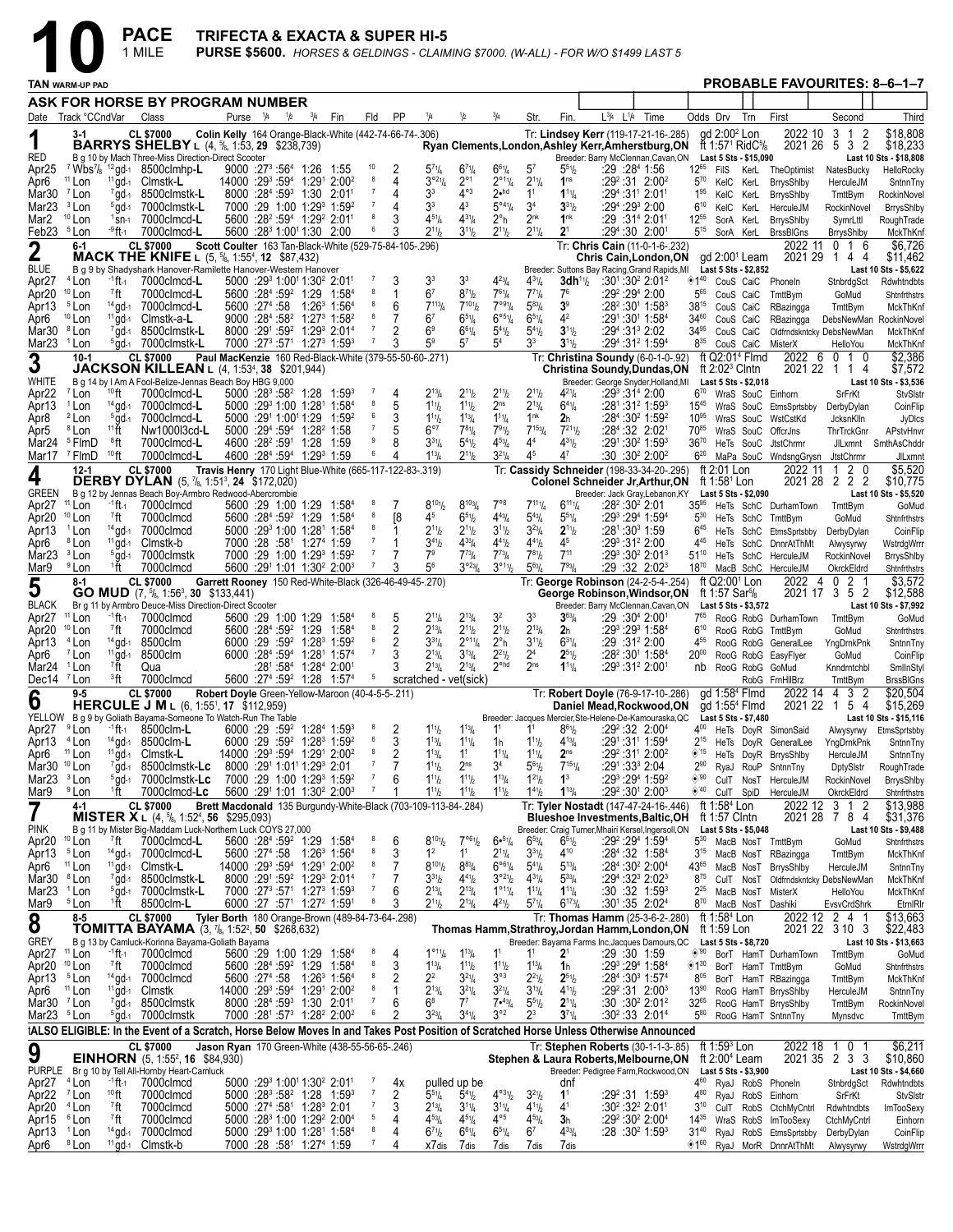# 10 PACE — 1 MILE

**TRIFECTA & EXACTA & SUPER HI-5**

**PURSE $5600.** *HORSES & GELDINGS - CLAIMING $7000. (W-ALL) - FOR W/O $1499 LAST 5*

TAN WARM-UP PAD

**PROBABLE FAVOURITES: 8–6–1–7**

**ASK FOR HORSE BY PROGRAM NUMBER**

## 1 — RED — 3-1

**CL $7000** — Colin Kelly 164 Orange-Black-White (442-74-66-74-.306) — Tr: Lindsey Kerr (119-17-21-16-.285) — gd 2:00² Lon — 2022: 10 3 1 2 $18,808

**BARRYS SHELBY** L (4, 5/8, 1:53, 29 $238,739) — Ryan Clements,London,Ashley Kerr,Amherstburg,ON — ft 1:57¹ RidC5/8 — 2021: 26 5 3 2 $18,233

B g 10 by Mach Three-Miss Direction-Direct Scooter — Breeder: Barry McClennan,Cavan,ON — Last 5 Sts - $15,090 — Last 10 Sts - $18,808

| Date | Track | °CCndVar | Class | Purse | 1/4 | 1/2 | 3/4 | Fin | Fld | PP | 1/4 | 1/2 | 3/4 | Str. | Fin. | L3/4 L1/4 Time | Odds | Drv | Trn | First | Second | Third |
|---|---|---|---|---|---|---|---|---|---|---|---|---|---|---|---|---|---|---|---|---|---|---|
| Apr25 | 7 Wbs7/8 | 12gd-1 | 8500clmhp-L | 9000 | :27³ | :56⁴ | 1:26 | 1:55 | 10 | 2 | 5⁷1/4 | 6⁷1/4 | 6⁶1/4 | 5⁷ | 5⁵1/2 | :29 :28⁴ 1:56 | 12⁶⁵ | FilS | KerL | TheOptimist | NatesBucky | HelloRocky |
| Apr6 | 11 Lon | 11gd-1 | Clmstk-L | 14000 | :29³ | :59⁴ | 1:29¹ | 2:00² | 8 | 4 | 3°²1/4 | 2°¹ | 2°¹1/4 | 2¹1/4 | 1ns | :29² :31 2:00² | 5⁷⁰ | KelC | KerL | BrrysShlby | HerculeJM | SntnnTny |
| Mar30 | 7 Lon | 7gd-1 | 8500clmstk-L | 8000 | :28⁴ | :59³ | 1:30 | 2:01¹ | 7 | 4 | 3³ | 4°³ | 2•hd | 1¹ | 1¹1/4 | :29⁴ :31¹ 2:01¹ | 1⁹⁵ | KelC | KerL | BrrysShlby | TmttBym | RockinNovel |
| Mar23 | 3 Lon | 5gd-1 | 7000clmstk-L | 7000 | :29 | 1:00 | 1:29³ | 1:59² | 7 | 4 | 3³ | 4³ | 5°⁴1/4 | 3⁴ | 3³1/2 | :29⁴ :29³ 2:00 | 6¹⁰ | KelC | KerL | HerculeJM | RockinNovel | BrrysShlby |
| Mar2 | 10 Lon | 1sn-1 | 7000clmcd-L | 5600 | :28² | :59⁴ | 1:29² | 2:01¹ | 8 | 3 | 4⁵1/4 | 4³1/4 | 2°h | 2nk | 1nk | :29 :31⁴ 2:01¹ | 12⁵⁵ | SorA | KerL | BrrysShlby | SymrLttl | RoughTrade |
| Feb23 | 5 Lon | -9ft-1 | 7000clmcd-L | 5600 | :28³ | 1:00¹ | 1:30 | 2:00 | 6 | 3 | 2¹1/2 | 3¹1/2 | 2¹1/2 | 2¹1/4 | 2¹ | :29⁴ :30 2:00¹ | 5¹⁵ | SorA | KerL | BrssBlGns | BrrysShlby | MckThKnf |

## 2 — BLUE — 6-1

**CL $7000** — Scott Coulter 163 Tan-Black-White (529-75-84-105-.296) — Tr: Chris Cain (11-0-1-6-.232) — 2022: 11 0 1 6 $6,726

**MACK THE KNIFE** L (5, 5/8, 1:55⁴, 12 $87,432) — Chris Cain,London,ON — gd 2:00¹ Leam — 2021: 29 1 4 4 $11,462

B g 9 by Shadyshark Hanover-Ramilette Hanover-Western Hanover — Breeder: Suttons Bay Racing,Grand Rapids,MI — Last 5 Sts - $2,852 — Last 10 Sts - $5,622

| Date | Track | °CCndVar | Class | Purse | 1/4 | 1/2 | 3/4 | Fin | Fld | PP | 1/4 | 1/2 | 3/4 | Str. | Fin. | L3/4 L1/4 Time | Odds | Drv | Trn | First | Second | Third |
|---|---|---|---|---|---|---|---|---|---|---|---|---|---|---|---|---|---|---|---|---|---|---|
| Apr27 | 4 Lon | -1ft-1 | 7000clmcd-L | 5000 | :29³ | 1:00¹ | 1:30² | 2:01¹ | 7 | 3 | 3³ | 3³ | 4²3/4 | 4³1/4 | 3dh1/2 | :30¹ :30² 2:01² | ◈1⁴⁰ | CouS | CaiC | Phoneln | StnbrdgSct | Rdwhtndbts |
| Apr20 | 10 Lon | 7ft | 7000clmcd-L | 5600 | :28⁴ | :59² | 1:29 | 1:58⁴ | 8 | 1 | 6⁷ | 8⁷1/2 | 7⁶1/4 | 7⁷1/4 | 7⁶ | :29² :29⁴ 2:00 | 5⁶⁵ | CouS | CaiC | TmttBym | GoMud | Shtnfrthstrs |
| Apr13 | 5 Lon | 14gd-1 | 7000clmcd-L | 5600 | :27⁴ | :58 | 1:26³ | 1:56⁴ | 8 | 6 | 7¹¹3/4 | 7¹⁰1/2 | 7°⁹1/4 | 5⁸3/4 | 3⁹ | :28² :30¹ 1:58³ | 38¹⁵ | CouS | CaiC | RBazingga | TmttBym | MckThKnf |
| Apr6 | 10 Lon | 11gd-1 | Clmstk-a-L | 9000 | :28⁴ | :58² | 1:27³ | 1:58² | 8 | 7 | 6⁷ | 6⁵1/4 | 6°⁵1/4 | 6⁵1/4 | 4² | :29¹ :30¹ 1:58⁴ | 34⁶⁰ | CouS | CaiC | RBazingga | DebsNewMan | RockinNovel |
| Mar30 | 8 Lon | 7gd-1 | 8500clmstk-L | 8000 | :29¹ | :59² | 1:29³ | 2:01⁴ | 7 | 2 | 6⁹ | 6⁶1/4 | 5⁴1/2 | 5⁴1/2 | 3¹1/2 | :29⁴ :31³ 2:02 | 34⁹⁵ | CouS | CaiC | Oldfrndskntcky | DebsNewMan | MckThKnf |
| Mar23 | 1 Lon | 5gd-1 | 7000clmstk-L | 7000 | :27³ | :57¹ | 1:27³ | 1:59³ | 7 | 3 | 5⁹ | 5⁷ | 5⁴ | 3³ | 3¹1/2 | :29⁴ :31² 1:59⁴ | 8³⁵ | CouS | CaiC | MisterX | HelloYou | MckThKnf |

## 3 — WHITE — 10-1

**CL $7000** — Paul MacKenzie 160 Red-Black-White (379-55-50-60-.271) — Tr: Christina Soundy (6-0-1-0-.92) — ft Q2:01⁴ Flmd — 2022: 6 0 1 0 $2,386

**JACKSON KILLEAN** L (4, 1:53⁴, 38 $201,944) — Christina Soundy,Dundas,ON — ft 2:02³ Clntn — 2021: 22 1 1 4 $7,572

B g 14 by I Am A Fool-Belize-Jennas Beach Boy HBG 9,000 — Breeder: George Snyder,Holland,MI — Last 5 Sts - $2,018 — Last 10 Sts - $3,536

| Date | Track | °CCndVar | Class | Purse | 1/4 | 1/2 | 3/4 | Fin | Fld | PP | 1/4 | 1/2 | 3/4 | Str. | Fin. | L3/4 L1/4 Time | Odds | Drv | Trn | First | Second | Third |
|---|---|---|---|---|---|---|---|---|---|---|---|---|---|---|---|---|---|---|---|---|---|---|
| Apr22 | 7 Lon | 10ft | 7000clmcd-L | 5000 | :28³ | :58² | 1:28 | 1:59³ | 7 | 4 | 2¹3/4 | 2¹1/2 | 2¹1/2 | 2¹1/2 | 4²1/4 | :29³ :31⁴ 2:00 | 6⁷⁰ | WraS | SouC | Einhorn | SrFrKt | StvSlstr |
| Apr13 | 1 Lon | 14gd-1 | 7000clmcd-L | 5000 | :29³ | 1:00 | 1:28¹ | 1:58⁴ | 8 | 5 | 1¹1/2 | 1¹1/2 | 2ns | 2¹3/4 | 6⁴1/4 | :28¹ :31² 1:59³ | 15⁴⁵ | WraS | SouC | EtmsSprtsbby | DerbyDylan | CoinFlip |
| Apr8 | 2 Lon | 5gd-1 | 7000clmcd-L | 5000 | :29¹ | 1:00¹ | 1:29 | 1:59² | 6 | 3 | 1¹1/2 | 1¹3/4 | 1¹1/4 | 1nk | 2h | :28⁴ :30² 1:59² | 10⁹⁵ | WraS | SouC | WstCstKd | JcksnKlln | JyDlcs |
| Apr5 | 8 Lon | 11ft | Nw1000l3cd-L | 5000 | :29⁴ | :59⁴ | 1:28² | 1:58 | 7 | 5 | 6°⁷ | 7⁸1/4 | 7⁹1/2 | 7¹⁵3/4 | 7²¹1/2 | :28⁴ :32 2:02¹ | 70⁸⁵ | WraS | SouC | OffcrJns | ThrTrckGnr | APstvHnvr |
| Mar24 | 5 FlmD | 8ft | 7000clmcd-L | 4600 | :28² | :59¹ | 1:28 | 1:59 | 9 | 8 | 3³1/4 | 5⁴1/2 | 4⁵3/4 | 4⁴ | 4³1/2 | :29¹ :30² 1:59³ | 36⁷⁰ | HeTs | SouC | JtstChrmr | JlLxmnt | SmthAsChddr |
| Mar17 | 7 FlmD | 10ft | 7000clmcd-L | 4600 | :28⁴ | :59⁴ | 1:29³ | 1:59 | 6 | 4 | 1¹3/4 | 2¹1/2 | 3²1/4 | 4⁵ | 4⁷ | :30 :30² 2:00² | 6²⁰ | MaPa | SouC | WndsngGrysn | JtstChrmr | JlLxmnt |

## 4 — GREEN — 12-1

**CL $7000** — Travis Henry 170 Light Blue-White (665-117-122-83-.319) — Tr: Cassidy Schneider (198-33-34-20-.295) — ft 2:01 Lon — 2022: 11 2 2 0 $5,520

**DERBY DYLAN** (5, 7/8, 1:51³, 24 $172,020) — Colonel Schneider Jr,Arthur,ON — ft 1:58¹ Lon — 2021: 28 2 2 2 $10,775

B g 12 by Jennas Beach Boy-Armbro Redwood-Abercrombie — Breeder: Jack Gray,Lebanon,KY — Last 5 Sts - $2,090 — Last 10 Sts - $5,520

| Date | Track | °CCndVar | Class | Purse | 1/4 | 1/2 | 3/4 | Fin | Fld | PP | 1/4 | 1/2 | 3/4 | Str. | Fin. | L3/4 L1/4 Time | Odds | Drv | Trn | First | Second | Third |
|---|---|---|---|---|---|---|---|---|---|---|---|---|---|---|---|---|---|---|---|---|---|---|
| Apr27 | 11 Lon | -1ft-1 | 7000clmcd | 5600 | :29 | 1:00 | 1:29 | 1:58⁴ | 8 | 7 | 8¹⁰1/2 | 8¹⁰3/4 | 7°⁸ | 7¹¹1/4 | 6¹¹1/4 | :28² :30² 2:01 | 35⁸⁵ | HeTs | SchC | DurhamTown | TmttBym | GoMud |
| Apr20 | 10 Lon | 7ft | 7000clmcd | 5600 | :28⁴ | :59² | 1:29 | 1:58⁴ | 8 | [8 | 4⁵ | 6⁵1/2 | 4⁴3/4 | 5⁴3/4 | 5⁵1/4 | :29³ :29⁴ 1:59⁴ | 5³⁰ | HeTs | SchC | TmttBym | GoMud | Shtnfrthstrs |
| Apr13 | 1 Lon | 14gd-1 | 7000clmcd | 5000 | :29³ | 1:00 | 1:28¹ | 1:58⁴ | 8 | 1 | 2¹1/2 | 2¹1/2 | 3¹1/2 | 3²3/4 | 2¹1/2 | :28¹ :30³ 1:59 | 6⁴⁵ | HeTs | SchC | EtmsSprtsbby | DerbyDylan | CoinFlip |
| Apr6 | 8 Lon | 11gd-1 | Clmstk-b | 7000 | :28 | :58¹ | 1:27⁴ | 1:59 | 7 | 1 | 3⁴1/2 | 4³3/4 | 4⁴1/2 | 4⁴1/2 | 4⁵ | :29³ :31² 2:00 | 4⁴⁵ | HeTs | SchC | DnnrAtThMt | Alwysyrwy | WstrdgWrrr |
| Mar23 | 3 Lon | 5gd-1 | 7000clmstk | 7000 | :29 | 1:00 | 1:29³ | 1:59² | 7 | 7 | 7⁹ | 7⁷3/4 | 7⁷3/4 | 7⁸1/2 | 7¹¹ | :29³ :30² 2:01³ | 51¹⁰ | HeTs | SchC | HerculeJM | RockinNovel | BrrysShlby |
| Mar9 | 9 Lon | 1ft | 7000clmcd | 5600 | :29¹ | 1:01 | 1:30² | 2:00³ | 7 | 3 | 5⁶ | 3°²3/4 | 3°¹1/2 | 5⁶3/4 | 7⁹3/4 | :29 :32 2:02³ | 18⁷⁰ | MacB | SchC | HerculeJM | OkrckEldrd | Shtnfrthstrs |

## 5 — BLACK — 8-1

**CL $7000** — Garrett Rooney 150 Red-White-Black (326-46-49-45-.270) — Tr: George Robinson (24-2-5-4-.254) — ft Q2:00¹ Lon — 2022: 4 0 2 1 $3,572

**GO MUD** (7, 5/8, 1:56³, 30 $133,441) — George Robinson,Windsor,ON — ft 1:57 Sar5/8 — 2021: 17 3 5 2 $12,588

Br g 11 by Armbro Deuce-Miss Direction-Direct Scooter — Breeder: Barry McClennan,Cavan,ON — Last 5 Sts - $3,572 — Last 10 Sts - $7,992

| Date | Track | °CCndVar | Class | Purse | 1/4 | 1/2 | 3/4 | Fin | Fld | PP | 1/4 | 1/2 | 3/4 | Str. | Fin. | L3/4 L1/4 Time | Odds | Drv | Trn | First | Second | Third |
|---|---|---|---|---|---|---|---|---|---|---|---|---|---|---|---|---|---|---|---|---|---|---|
| Apr27 | 11 Lon | -1ft-1 | 7000clmcd | 5600 | :29 | 1:00 | 1:29 | 1:58⁴ | 8 | 5 | 2¹1/4 | 2¹3/4 | 3² | 3³ | 3⁶3/4 | :29 :30⁴ 2:00¹ | 7⁶⁵ | RooG | RobG | DurhamTown | TmttBym | GoMud |
| Apr20 | 10 Lon | 7ft | 7000clmcd | 5600 | :28⁴ | :59² | 1:29 | 1:58⁴ | 8 | 2 | 2¹3/4 | 2¹1/2 | 2¹1/2 | 2¹3/4 | 2h | :29³ :29³ 1:58⁴ | 6¹⁰ | RooG | RobG | TmttBym | GoMud | Shtnfrthstrs |
| Apr13 | 4 Lon | 14gd-1 | 8500clm | 6000 | :29 | :59² | 1:28³ | 1:59² | 6 | 2 | 3³1/4 | 2°¹1/4 | 2°h | 3¹1/2 | 6³1/4 | :29 :31² 2:00 | 4⁵⁵ | RooG | RobG | GeneralLee | YngDrnkPnk | SntnnTny |
| Apr6 | 7 Lon | 11gd-1 | 8500clm | 6000 | :28⁴ | :59⁴ | 1:28¹ | 1:57⁴ | 7 | 3 | 2¹3/4 | 3¹3/4 | 2²1/2 | 2⁴ | 2⁵1/2 | :28² :30¹ 1:58⁴ | 20⁰⁰ | RooG | RobG | EasyFlyer | GoMud | CoinFlip |
| Mar24 | 1 Lon | 11ft | Qua | | :28¹ | :58⁴ | 1:28⁴ | 2:00¹ | | 3 | 2¹3/4 | 2¹3/4 | 2°hd | 2ns | 1¹1/4 | :29³ :31² 2:00¹ | nb | RooG | RobG | GoMud | Knndrntchbl | SmllnStyl |
| Dec14 | 7 Lon | 3ft | 7000clmcd | 5600 | :27⁴ | :59² | 1:28 | 1:57⁴ | 5 | | scratched - vet(sick) | | | | | | | | RobG | FrnHllBrz | TmttBym | BrssBlGns |

## 6 — YELLOW — 9-5

**CL $7000** — Robert Doyle Green-Yellow-Maroon (40-4-5-5-.211) — Tr: Robert Doyle (76-9-17-10-.286) — gd 1:58⁴ Flmd — 2022: 14 4 3 2 $20,504

**HERCULE J M** L (6, 1:55¹, 17 $112,959) — Daniel Mead,Rockwood,ON — gd 1:55⁴ Flmd — 2021: 22 1 5 4 $15,269

B g 9 by Goliath Bayama-Someone To Watch-Run The Table — Breeder: Jacques Mercier,Ste-Helene-De-Kamouraska,QC — Last 5 Sts - $7,480 — Last 10 Sts - $15,116

| Date | Track | °CCndVar | Class | Purse | 1/4 | 1/2 | 3/4 | Fin | Fld | PP | 1/4 | 1/2 | 3/4 | Str. | Fin. | L3/4 L1/4 Time | Odds | Drv | Trn | First | Second | Third |
|---|---|---|---|---|---|---|---|---|---|---|---|---|---|---|---|---|---|---|---|---|---|---|
| Apr27 | 9 Lon | -1ft-1 | 8500clm-L | 6000 | :29 | :59² | 1:28⁴ | 1:59³ | 8 | 2 | 1¹1/2 | 1¹3/4 | 1¹ | 1¹ | 8⁶1/2 | :29² :32 2:00⁴ | 4⁰⁰ | HeTs | DoyR | SimonSaid | Alwysyrwy | EtmsSprtsbby |
| Apr13 | 4 Lon | 14gd-1 | 8500clm-L | 6000 | :29 | :59² | 1:28³ | 1:59² | 6 | 3 | 1¹3/4 | 1¹1/4 | 1h | 1¹1/2 | 4³1/2 | :29¹ :31¹ 1:59⁴ | 2¹⁵ | HeTs | DoyR | GeneralLee | YngDrnkPnk | SntnnTny |
| Apr6 | 11 Lon | 11gd-1 | Clmstk-L | 14000 | :29³ | :59⁴ | 1:29¹ | 2:00² | 8 | 2 | 1¹3/4 | 1¹ | 1¹1/4 | 1¹1/4 | 2ns | :29² :31¹ 2:00² | ◈1⁵ | HeTs | DoyR | BrrysShlby | HerculeJM | SntnnTny |
| Mar30 | 10 Lon | 7gd-1 | 8500clmstk-Lc | 8000 | :29¹ | 1:01¹ | 1:29³ | 2:01 | 7 | 7 | 1¹1/2 | 2ns | 3⁴ | 5⁶1/2 | 7¹⁵1/4 | :29¹ :33³ 2:04 | 2⁸⁰ | RyaJ | RouP | SntnnTny | DptySlstr | RoughTrade |
| Mar23 | 3 Lon | 5gd-1 | 7000clmstk-Lc | 7000 | :29 | 1:00 | 1:29³ | 1:59² | 7 | 6 | 1¹1/2 | 1¹1/2 | 1³1/4 | 1²1/2 | 1³ | :29³ :29⁴ 1:59² | ◈⁹⁰ | CulT | NosT | HerculeJM | RockinNovel | BrrysShlby |
| Mar9 | 9 Lon | 1ft | 7000clmcd-Lc | 5600 | :29¹ | 1:01 | 1:30² | 2:00³ | 7 | 1 | 1¹1/2 | 1¹1/2 | 1¹1/2 | 1⁴1/2 | 1¹3/4 | :29² :30¹ 2:00³ | ◈⁴⁰ | CulT | SpiD | HerculeJM | OkrckEldrd | Shtnfrthstrs |

## 7 — PINK — 4-1

**CL $7000** — Brett Macdonald 135 Burgundy-White-Black (703-109-113-84-.284) — Tr: Tyler Nostadt (147-47-24-16-.446) — ft 1:58⁴ Lon — 2022: 12 3 1 2 $13,988

**MISTER X** L (4, 5/8, 1:52⁴, 56 $295,093) — Blueshoe Investments,Baltic,ON — ft 1:57 Clntn — 2021: 28 7 8 4 $31,376

B g 11 by Mister Big-Maddam Luck-Northern Luck COYS 27,000 — Breeder: Craig Turner,Mhairi Kersel,Ingersoll,ON — Last 5 Sts - $5,048 — Last 10 Sts - $9,488

| Date | Track | °CCndVar | Class | Purse | 1/4 | 1/2 | 3/4 | Fin | Fld | PP | 1/4 | 1/2 | 3/4 | Str. | Fin. | L3/4 L1/4 Time | Odds | Drv | Trn | First | Second | Third |
|---|---|---|---|---|---|---|---|---|---|---|---|---|---|---|---|---|---|---|---|---|---|---|
| Apr20 | 10 Lon | 7ft | 7000clmcd-L | 5600 | :28⁴ | :59² | 1:29 | 1:58⁴ | 8 | 6 | 8¹⁰1/2 | 7°⁸1/2 | 6•⁵1/4 | 6⁶3/4 | 6⁶1/2 | :29² :29⁴ 1:59⁴ | 5³⁰ | MacB | NosT | TmttBym | GoMud | Shtnfrthstrs |
| Apr13 | 5 Lon | 14gd-1 | 7000clmcd-L | 5600 | :27⁴ | :58 | 1:26³ | 1:56⁴ | 8 | 3 | 1² | 1¹ | 2¹1/4 | 3³1/2 | 4¹⁰ | :28⁴ :32 1:58⁴ | 3¹⁵ | MacB | NosT | RBazingga | TmttBym | MckThKnf |
| Apr6 | 11 Lon | 11gd-1 | Clmstk-L | 14000 | :29³ | :59⁴ | 1:29¹ | 2:00² | 8 | 7 | 8¹⁰1/2 | 8⁸3/4 | 6°⁶1/4 | 5⁴1/4 | 5¹3/4 | :28⁴ :30² 2:00⁴ | 43⁶⁵ | MacB | NosT | BrrysShlby | HerculeJM | SntnnTny |
| Mar30 | 8 Lon | 7gd-1 | 8500clmstk-L | 8000 | :29¹ | :59² | 1:29³ | 2:01⁴ | 7 | 7 | 3³1/2 | 4⁴1/2 | 3°²1/2 | 4³1/4 | 5³3/4 | :29⁴ :32³ 2:02³ | 8⁷⁵ | CulT | NosT | Oldfrndskntcky | DebsNewMan | MckThKnf |
| Mar23 | 1 Lon | 5gd-1 | 7000clmstk-L | 7000 | :27³ | :57¹ | 1:27³ | 1:59³ | 7 | 6 | 2¹3/4 | 2¹3/4 | 1°¹1/4 | 1¹1/4 | 1¹1/4 | :30 :32 1:59³ | 2²⁵ | MacB | NosT | MisterX | HelloYou | MckThKnf |
| Mar9 | 5 Lon | 1ft | 8500clm-L | 6000 | :27 | :57¹ | 1:27² | 1:59¹ | 8 | 3 | 2¹1/2 | 2¹3/4 | 4²1/2 | 5⁷1/4 | 6¹⁷3/4 | :30¹ :35 2:02⁴ | 8⁷⁰ | MacB | NosT | Dashiki | EvsvCrdShrk | EtrnlRlr |

## 8 — GREY — 8-5

**CL $7000** — Tyler Borth 180 Orange-Brown (489-84-73-64-.298) — Tr: Thomas Hamm (25-3-6-2-.280) — ft 1:58⁴ Lon — 2022: 12 2 4 1 $13,663

**TOMITA BAYAMA** (3, 7/8, 1:52², 50 $268,632) — Thomas Hamm,Strathroy,Jordan Hamm,London,ON — ft 1:59 Lon — 2021: 22 3 10 3 $22,483

B g 13 by Camluck-Korinna Bayama-Goliath Bayama — Breeder: Bayama Farms Inc,Jacques Damours,QC — Last 5 Sts - $8,720 — Last 10 Sts - $13,663

| Date | Track | °CCndVar | Class | Purse | 1/4 | 1/2 | 3/4 | Fin | Fld | PP | 1/4 | 1/2 | 3/4 | Str. | Fin. | L3/4 L1/4 Time | Odds | Drv | Trn | First | Second | Third |
|---|---|---|---|---|---|---|---|---|---|---|---|---|---|---|---|---|---|---|---|---|---|---|
| Apr27 | 11 Lon | -1ft-1 | 7000clmcd | 5600 | :29 | 1:00 | 1:29 | 1:58⁴ | 8 | 4 | 1°¹1/4 | 1¹3/4 | 1¹ | 1¹ | 2¹ | :29 :30 1:59 | ◈⁹⁰ | BorT | HamT | DurhamTown | TmttBym | GoMud |
| Apr20 | 10 Lon | 7ft | 7000clmcd | 5600 | :28⁴ | :59² | 1:29 | 1:58⁴ | 8 | 3 | 1¹3/4 | 1¹1/2 | 1¹1/2 | 1¹3/4 | 1h | :29³ :29⁴ 1:58⁴ | ◈1³⁰ | BorT | HamT | TmttBym | GoMud | Shtnfrthstrs |
| Apr13 | 5 Lon | 14gd-1 | 7000clmcd | 5600 | :27⁴ | :58 | 1:26³ | 1:56⁴ | 8 | 2 | 2² | 3²1/4 | 3°³ | 2²1/2 | 2⁵1/2 | :28⁴ :30³ 1:57⁴ | 8⁰⁵ | BorT | HamT | RBazingga | TmttBym | MckThKnf |
| Apr6 | 11 Lon | 11gd-1 | Clmstk | 14000 | :29³ | :59⁴ | 1:29¹ | 2:00² | 8 | 1 | 2¹3/4 | 3²1/4 | 3²1/4 | 3¹3/4 | 4¹1/2 | :29² :31 2:00³ | 13⁹⁰ | RooG | HamT | BrrysShlby | HerculeJM | SntnnTny |
| Mar30 | 7 Lon | 7gd-1 | 8500clmstk | 8000 | :28⁴ | :59³ | 1:30 | 2:01¹ | 7 | 6 | 6⁸ | 7⁷ | 7•⁴3/4 | 5⁵1/2 | 2¹1/4 | :30 :30² 2:01² | 32⁶⁵ | RooG | HamT | BrrysShlby | TmttBym | RockinNovel |
| Mar23 | 5 Lon | 5gd-1 | 7000clmstk | 7000 | :28¹ | :57³ | 1:28² | 2:00² | 6 | 2 | 3²3/4 | 3⁴1/4 | 3°² | 2³ | 3⁷1/4 | :30² :33 2:01⁴ | 5⁸⁰ | RooG | HamT | SntnnTny | Mynsdvc | TmttBym |

**†ALSO ELIGIBLE: In the Event of a Scratch, Horse Below Moves In and Takes Post Position of Scratched Horse Unless Otherwise Announced**

## 9 — PURPLE

**CL $7000** — Jason Ryan 170 Green-White (438-55-56-65-.246) — Tr: Stephen Roberts (30-1-1-3-.85) — ft 1:59³ Lon — 2022: 18 1 0 1 $6,211

**EINHORN** (5, 1:55², 16 $84,930) — Stephen & Laura Roberts,Melbourne,ON — ft 2:00⁴ Leam — 2021: 35 2 3 3 $10,860

Br g 10 by Tell All-Hornby Heart-Camluck — Breeder: Pedigree Farm,Rockwood,ON — Last 5 Sts - $3,900 — Last 10 Sts - $4,660

| Date | Track | °CCndVar | Class | Purse | 1/4 | 1/2 | 3/4 | Fin | Fld | PP | 1/4 | 1/2 | 3/4 | Str. | Fin. | L3/4 L1/4 Time | Odds | Drv | Trn | First | Second | Third |
|---|---|---|---|---|---|---|---|---|---|---|---|---|---|---|---|---|---|---|---|---|---|---|
| Apr27 | 4 Lon | -1ft-1 | 7000clmcd | 5000 | :29³ | 1:00¹ | 1:30² | 2:01¹ | 7 | 4x | pulled up be | | | | dnf | | 4⁶⁰ | RyaJ | RobS | Phoneln | StnbrdgSct | Rdwhtndbts |
| Apr22 | 7 Lon | 10ft | 7000clmcd | 5000 | :28³ | :58² | 1:28 | 1:59³ | 7 | 2 | 5⁵1/4 | 5⁴1/2 | 4°³1/2 | 3²1/2 | 1¹ | :29² :31 1:59³ | 4⁸⁰ | RyaJ | RobS | Einhorn | SrFrKt | StvSlstr |
| Apr20 | 4 Lon | 7ft | 7000clmcd | 5000 | :27⁴ | :58¹ | 1:28³ | 2:01 | 7 | 3 | 2¹3/4 | 3¹1/4 | 3¹1/4 | 4¹1/2 | 4¹ | :30² :32² 2:01¹ | 3¹⁰ | CulT | RobS | CtchMyCntrl | Rdwhtndbts | ImTooSexy |
| Apr15 | 6 Lon | 7ft | 7000clmcd | 5000 | :28³ | 1:00 | 1:29² | 2:00⁴ | 5 | 4 | 4⁵3/4 | 4⁵1/4 | 4°⁵ | 4⁵3/4 | 3h | :29² :30² 2:00⁴ | 14³⁵ | WraS | RobS | ImTooSexy | CtchMyCntrl | Einhorn |
| Apr13 | 1 Lon | 14gd-1 | 7000clmcd | 5000 | :29³ | 1:00 | 1:28¹ | 1:58⁴ | 8 | 4 | 6⁷1/2 | 6⁶1/4 | 6⁵1/4 | 6⁷ | 4³3/4 | :28 :30² 1:59³ | 31⁴⁰ | RyaJ | RobS | EtmsSprtsbby | DerbyDylan | CoinFlip |
| Apr6 | 8 Lon | 11gd-1 | Clmstk-b | 7000 | :28 | :58¹ | 1:27⁴ | 1:59 | 7 | 4 | x7dis | 7dis | 7dis | 7dis | 7dis | | ◈1⁶⁰ | RyaJ | MorR | DnnrAtThMt | Alwysyrwy | WstrdgWrrr |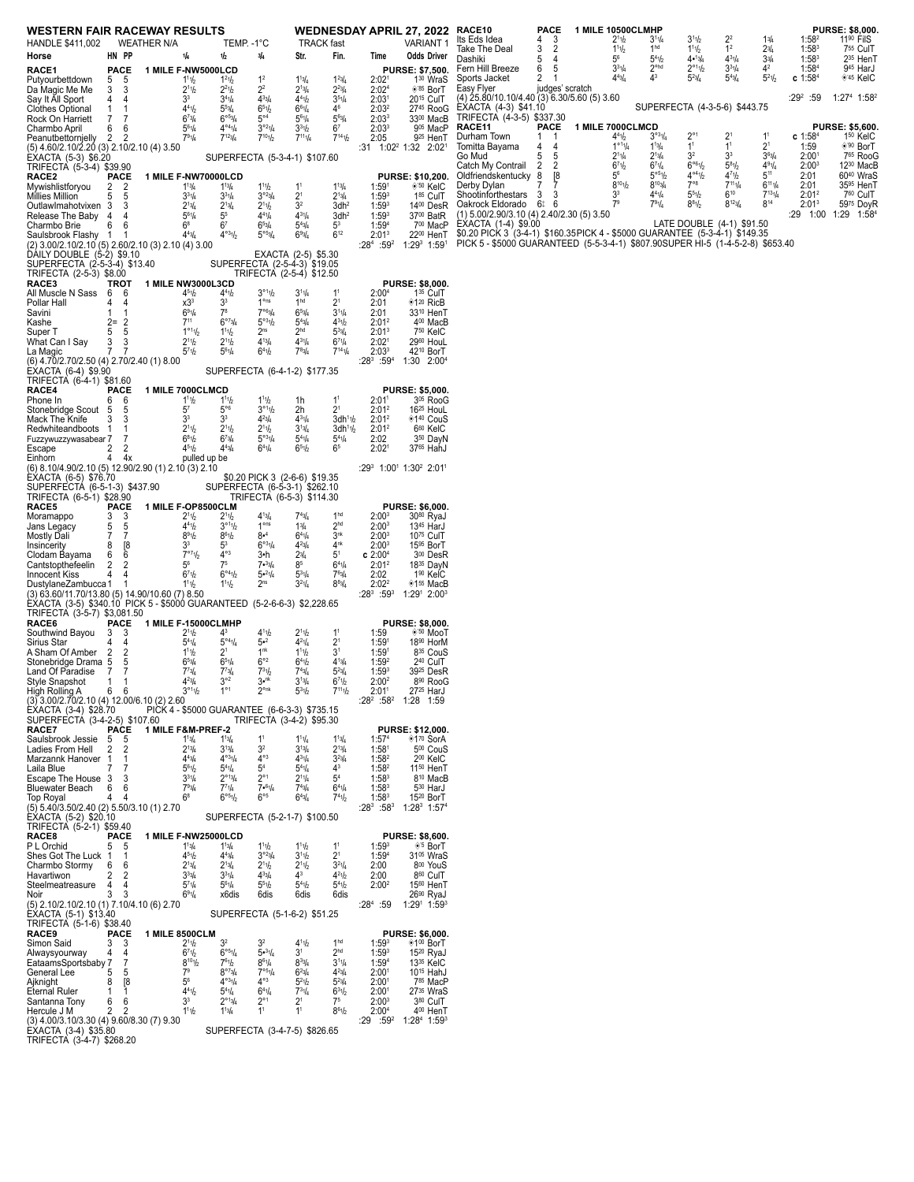# WESTERN FAIR RACEWAY RESULTS — WEDNESDAY APRIL 27, 2022

HANDLE $411,002 WEATHER N/A TEMP. -1°C TRACK fast VARIANT 1

## RACE1 — PACE — 1 MILE F-NW5000LCD — PURSE: $7,500.

| Horse | HN | PP | 1/4 | 1/2 | 3/4 | Str. | Fin. | Time | Odds Driver |
|---|---|---|---|---|---|---|---|---|---|
| Putyourbettdown | 5 | 5 | 1 1½ | 1 2½ | 1² | 1 3¼ | 1 2¾ | 2:02¹ | 1³⁰ WraS |
| Da Magic Me Me | 3 | 3 | 2 1½ | 2 2½ | 2² | 2 3¼ | 2 2¾ | 2:02⁴ | ⊛⁸⁵ BorT |
| Say It All Sport | 4 | 4 | 3³ | 3 4¼ | 4 3¾ | 4 4½ | 3 5¼ | 2:03¹ | 20¹⁵ CulT |
| Clothes Optional | 1 | 1 | 4 4½ | 5 5¾ | 6 5½ | 6 6¼ | 4⁶ | 2:03² | 27⁴⁵ RooG |
| Rock On Harriett | 7 | 7 | 6 7¾ | 6 •5¾ | 5 •⁴ | 5 6¼ | 5 6¾ | 2:03³ | 33⁰⁰ MacB |
| Charmbo April | 6 | 6 | 5 6¼ | 4 •4¼ | 3 •2¾ | 3 5½ | 6⁷ | 2:03³ | 9⁰⁵ MacP |
| Peanutbettornjelly | 2 | 2 | 7 9¼ | 7 12¼ | 7 10½ | 7 11¼ | 7 14½ | 2:05 | 9²⁵ HenT |

(5) 4.60/2.10/2.20 (3) 2.10/2.10 (4) 3.50 — :31 1:02² 1:32 2:02¹

EXACTA (5-3) $6.20 — SUPERFECTA (5-3-4-1) $107.60

TRIFECTA (5-3-4) $39.90

## RACE2 — PACE — 1 MILE F-NW70000LCD — PURSE: $10,200.

| Horse | HN | PP | 1/4 | 1/2 | 3/4 | Str. | Fin. | Time | Odds Driver |
|---|---|---|---|---|---|---|---|---|---|
| Mywishlistforyou | 2 | 2 | 1 1¾ | 1 1¾ | 1 1½ | 1¹ | 1 1¾ | 1:59¹ | ⊛⁵⁰ KelC |
| Millies Million | 5 | 5 | 3 3¼ | 3 3¼ | 3 •2¾ | 2¹ | 2 1¾ | 1:59³ | 1⁸⁵ CulT |
| Outlawlmahotvixen | 3 | 3 | 2 1¾ | 2 1¾ | 2 1½ | 3² | 3dh² | 1:59³ | 14⁰⁰ DesR |
| Release The Baby | 4 | 4 | 5 6½ | 5⁵ | 4 4¼ | 4 3¼ | 3dh² | 1:59³ | 37⁰⁰ BatR |
| Charmbo Brie | 6 | 6 | 6⁸ | 6⁷ | 6 5¾ | 5 4¾ | 5³ | 1:59⁴ | 7⁰⁰ MacP |
| Saulsbrook Flashy | 1 | 1 | 4 4¾ | 4 •3½ | 5 •5¾ | 6 9¼ | 6¹² | 2:01³ | 22⁰⁰ HenT |

(2) 3.00/2.10/2.10 (5) 2.60/2.10 (3) 2.10 (4) 3.00 — :28⁴ :59² 1:29³ 1:59¹

DAILY DOUBLE (5-2) $9.10 — EXACTA (2-5) $5.30

SUPERFECTA (2-5-3-4) $13.40 — SUPERFECTA (2-5-4-3) $19.05

TRIFECTA (2-5-3) $8.00 — TRIFECTA (2-5-4) $12.50

## RACE3 — TROT — 1 MILE NW3000L3CD — PURSE: $8,000.

| Horse | HN | PP | 1/4 | 1/2 | 3/4 | Str. | Fin. | Time | Odds Driver |
|---|---|---|---|---|---|---|---|---|---|
| All Muscle N Sass | 6 | 6 | 4 5½ | 4 4½ | 3 •1½ | 3 1¼ | 1¹ | 2:00⁴ | 1³⁵ CulT |
| Pollar Hall | 4 | 4 | x3³ | 3³ | 1 •ns | 1hd | 2¹ | 2:01 | ⊛¹²⁰ RicB |
| Savini | 1 | 1 | 6 9¼ | 7⁸ | 7 •6¾ | 6 3¾ | 3 1¼ | 2:01 | 33¹⁰ HenT |
| Kashe | 2= | 2 | 7¹¹ | 6 •7¾ | 5 •3½ | 5 4¾ | 4 3½ | 2:01² | 4⁰⁰ MacB |
| Super T | 5 | 5 | 1 •1½ | 1 1½ | 2ns | 2hd | 5 3¾ | 2:01³ | 7⁵⁰ KelC |
| What Can I Say | 3 | 3 | 2 1½ | 2 1½ | 4 1¾ | 4 3¼ | 6 7¼ | 2:02¹ | 29⁶⁰ HouL |
| La Magic | 7 | 7 | 5 7½ | 5 6¼ | 6 4½ | 7 8¾ | 7 14¼ | 2:03³ | 42¹⁰ BorT |

(6) 4.70/2.70/2.50 (4) 2.70/2.40 (1) 8.00 — :28³ :59⁴ 1:30 2:00⁴

EXACTA (6-4) $9.90 — SUPERFECTA (6-4-1-2) $177.35

TRIFECTA (6-4-1) $81.60

## RACE4 — PACE — 1 MILE 7000CLMCD — PURSE: $5,000.

| Horse | HN | PP | 1/4 | 1/2 | 3/4 | Str. | Fin. | Time | Odds Driver |
|---|---|---|---|---|---|---|---|---|---|
| Phone In | 6 | 6 | 1 1½ | 1 1½ | 1 1½ | 1h | 1¹ | 2:01¹ | 3⁰⁵ RooG |
| Stonebridge Scout | 5 | 5 | 5⁷ | 5 •6 | 3 •1½ | 2h | 2¹ | 2:01² | 16²⁵ HouL |
| Mack The Knife | 3 | 3 | 3³ | 3³ | 4 2¾ | 4 3¼ | 3dh1½ | 2:01² | ⊛¹⁴⁰ CouS |
| Redwhiteandboots | 1 | 1 | 2 1½ | 2 1½ | 2 1½ | 3 1¼ | 3dh1½ | 2:01² | 6⁶⁰ KelC |
| Fuzzywuzzywasabear | 7 | 7 | 6 8½ | 6 7¾ | 5 •3¼ | 5 4¼ | 5 4¼ | 2:02 | 3⁵⁰ DayN |
| Escape | 2 | 2 | 4 5½ | 4 4¾ | 6 4¼ | 6 5½ | 6⁵ | 2:02¹ | 37⁶⁵ HahJ |
| Einhorn | 4 | 4x | pulled up be | | | | | | |

(6) 8.10/4.90/2.10 (5) 12.90/2.90 (1) 2.10 (3) 2.10 — :29³ 1:00¹ 1:30² 2:01¹

EXACTA (6-5) $76.70 — $0.20 PICK 3 (2-6-6) $19.35

SUPERFECTA (6-5-1-3) $437.90 — SUPERFECTA (6-5-3-1) $262.10

TRIFECTA (6-5-1) $28.90 — TRIFECTA (6-5-3) $114.30

## RACE5 — PACE — 1 MILE F-OP8500CLM — PURSE: $6,000.

| Horse | HN | PP | 1/4 | 1/2 | 3/4 | Str. | Fin. | Time | Odds Driver |
|---|---|---|---|---|---|---|---|---|---|
| Moramappo | 3 | 3 | 2 1½ | 2 1½ | 4 1¾ | 7 4¾ | 1hd | 2:00³ | 30⁸⁰ RyaJ |
| Jans Legacy | 5 | 5 | 4 4½ | 3 •1½ | 1 •ns | 1¾ | 2hd | 2:00³ | 13⁴⁵ HarJ |
| Mostly Dali | 7 | 7 | 8 9½ | 8 6½ | 8 •⁴ | 6 4¼ | 3nk | 2:00³ | 10⁷⁵ CulT |
| Insincerity | 8 | [8 | 3³ | 5³ | 6 •3¼ | 4 2¾ | 4nk | 2:00³ | 15⁹⁵ BorT |
| Clodam Bayama | 6 | 6 | 7 •7½ | 4 •3 | 3•h | 2¾ | 5¹ | c 2:00⁴ | 3⁰⁰ DesR |
| Cantstopthefeelin | 2 | 2 | 5⁶ | 7⁵ | 7 •3¾ | 8⁵ | 6 4¼ | 2:01² | 18³⁵ DayN |
| Innocent Kiss | 4 | 4 | 6 7½ | 6 •4½ | 5 •2¼ | 5 3¼ | 7 6¾ | 2:02 | 1⁹⁰ KelC |
| DustylaneZambucca | 1 | 1 | 1 1½ | 1 1½ | 2ns | 3 2½ | 8 9¾ | 2:02² | ⊛¹⁵⁵ MacB |

(3) 63.60/11.70/13.80 (5) 14.90/10.60 (7) 8.50 — :28³ :59³ 1:29¹ 2:00³

EXACTA (3-5) $340.10 PICK 5 - $5000 GUARANTEED (5-2-6-6-3) $2,228.65

TRIFECTA (3-5-7) $3,081.50

## RACE6 — PACE — 1 MILE F-15000CLMHP — PURSE: $8,000.

| Horse | HN | PP | 1/4 | 1/2 | 3/4 | Str. | Fin. | Time | Odds Driver |
|---|---|---|---|---|---|---|---|---|---|
| Southwind Bayou | 3 | 3 | 2 1½ | 4³ | 4 1½ | 2 1½ | 1¹ | 1:59 | ⊛⁵⁰ MooT |
| Sirius Star | 4 | 4 | 5 4¼ | 5 •4¼ | 5 •² | 4 2¼ | 2¹ | 1:59¹ | 18⁹⁰ HorM |
| A Sham Of Amber | 2 | 2 | 1 1½ | 2¹ | 1nk | 1 1½ | 3¹ | 1:59¹ | 8³⁵ CouS |
| Stonebridge Drama | 5 | 5 | 6 5¾ | 6 5¼ | 6 •2 | 6 4½ | 4 1¾ | 1:59² | 2⁴⁰ CulT |
| Land Of Paradise | 7 | 7 | 7 7¾ | 7 7¾ | 7 3½ | 7 4¾ | 5 2¾ | 1:59³ | 39²⁵ DesR |
| Style Snapshot | 1 | 1 | 4 2¾ | 3 •2 | 3•nk | 3 1¾ | 6 7½ | 2:00² | 8⁹⁰ RooG |
| High Rolling A | 6 | 6 | 3 •1½ | 1 •1 | 2hnk | 5 3½ | 7 11½ | 2:01¹ | 27²⁵ HarJ |

(3) 3.00/2.70/2.10 (4) 12.00/6.10 (2) 2.60 — :28² :58² 1:28 1:59

EXACTA (3-4) $28.70 — PICK 4 - $5000 GUARANTEE (6-6-3-3) $735.15

SUPERFECTA (3-4-2-5) $107.60 — TRIFECTA (3-4-2) $95.30

## RACE7 — PACE — 1 MILE F&M-PREF-2 — PURSE: $12,000.

| Horse | HN | PP | 1/4 | 1/2 | 3/4 | Str. | Fin. | Time | Odds Driver |
|---|---|---|---|---|---|---|---|---|---|
| Saulsbrook Jessie | 5 | 5 | 1 1¾ | 1 1¾ | 1¹ | 1 1¼ | 1 1¾ | 1:57⁴ | ⊛¹⁷⁰ SorA |
| Ladies From Hell | 2 | 2 | 2 1¾ | 3 1¾ | 3² | 3 1¾ | 2 1¾ | 1:58¹ | 5⁰⁰ CouS |
| Marzannk Hanover | 1 | 1 | 4 4¾ | 4 •3¼ | 4 •3 | 4 3¼ | 3 2¾ | 1:58² | 2⁰⁰ KelC |
| Laila Blue | 7 | 7 | 5 6½ | 5 4¼ | 5⁴ | 5 4¼ | 4³ | 1:58² | 11⁵⁰ HenT |
| Escape The House | 3 | 3 | 3 3¼ | 2 •1¾ | 2 •1 | 2 1¼ | 5⁴ | 1:58³ | 8¹⁰ MacB |
| Bluewater Beach | 6 | 6 | 7 9¾ | 7 7¼ | 7 •6¼ | 7 6¾ | 6 4¼ | 1:58³ | 5³⁰ HarJ |
| Top Royal | 4 | 4 | 6⁸ | 6 •5½ | 6 •5 | 6 6¾ | 7 4½ | 1:58³ | 15²⁰ BorT |

(5) 5.40/3.50/2.40 (2) 5.50/3.10 (1) 2.70 — :28³ :58³ 1:28³ 1:57⁴

EXACTA (5-2) $20.10 — SUPERFECTA (5-2-1-7) $100.50

TRIFECTA (5-2-1) $59.40

## RACE8 — PACE — 1 MILE F-NW25000LCD — PURSE: $8,600.

| Horse | HN | PP | 1/4 | 1/2 | 3/4 | Str. | Fin. | Time | Odds Driver |
|---|---|---|---|---|---|---|---|---|---|
| P L Orchid | 5 | 5 | 1 1¾ | 1 1¾ | 1 1½ | 1 1½ | 1¹ | 1:59³ | ⊛⁵ BorT |
| Shes Got The Luck | 1 | 1 | 4 5½ | 4 4¾ | 3 •2¾ | 3 1½ | 2¹ | 1:59⁴ | 31⁰⁵ WraS |
| Charmbo Stormy | 6 | 6 | 2 1¾ | 2 1¾ | 2 1½ | 2 1½ | 3 2¼ | 2:00 | 8⁰⁰ YouS |
| Havartiwon | 2 | 2 | 3 3¾ | 3 3¼ | 4 3¾ | 4³ | 4 2½ | 2:00 | 8⁶⁰ CulT |
| Steelmeatreasure | 4 | 4 | 5 7¼ | 5 6¼ | 5 5½ | 5 4½ | 5 4½ | 2:00² | 15⁶⁰ HenT |
| Noir | 3 | 3 | 6 8¼ | x6dis | 6dis | 6dis | 6dis | | 26⁹⁰ RyaJ |

(5) 2.10/2.10/2.10 (1) 7.10/4.10 (6) 2.70 — :28⁴ :59 1:29¹ 1:59³

EXACTA (5-1) $13.40 — SUPERFECTA (5-1-6-2) $51.25

TRIFECTA (5-1-6) $38.40

## RACE9 — PACE — 1 MILE 8500CLM — PURSE: $6,000.

| Horse | HN | PP | 1/4 | 1/2 | 3/4 | Str. | Fin. | Time | Odds Driver |
|---|---|---|---|---|---|---|---|---|---|
| Simon Said | 3 | 3 | 2 1½ | 3² | 3² | 4 1½ | 1hd | 1:59³ | ⊛¹⁰⁰ BorT |
| Alwaysyourway | 4 | 4 | 6 7½ | 6 •5¼ | 5 •3¼ | 3¹ | 2hd | 1:59³ | 15²⁰ RyaJ |
| EataamsSportsbaby | 7 | 7 | 8 10½ | 7 8½ | 8 6¼ | 8 3¾ | 3 1¼ | 1:59⁴ | 13³⁵ KelC |
| General Lee | 5 | 5 | 7⁹ | 8 •7¾ | 7 •5¼ | 6 2¾ | 4 2¾ | 2:00¹ | 10¹⁵ HahJ |
| Ajknight | 8 | [8 | 5⁶ | 4 •3¼ | 4 •3 | 5 2½ | 5 2¾ | 2:00¹ | 7⁸⁵ MacP |
| Eternal Ruler | 1 | 1 | 4 4½ | 5 4¼ | 6 4¼ | 7 3¼ | 6 3½ | 2:00¹ | 27³⁵ WraS |
| Santanna Tony | 6 | 6 | 3³ | 2 •1¾ | 2 •1 | 2¹ | 7⁵ | 2:00³ | 3⁸⁰ CulT |
| Hercule J M | 2 | 2 | 1 1½ | 1 1¾ | 1¹ | 1¹ | 8 5½ | 2:00⁴ | 4⁰⁰ HenT |

(3) 4.00/3.10/3.30 (4) 9.60/8.30 (7) 9.30 — :29 :59² 1:28⁴ 1:59³

EXACTA (3-4) $35.80 — SUPERFECTA (3-4-7-5) $826.65

TRIFECTA (3-4-7) $268.20

## RACE10 — PACE — 1 MILE 10500CLMHP — PURSE: $8,000.

| Horse | HN | PP | 1/4 | 1/2 | 3/4 | Str. | Fin. | Time | Odds Driver |
|---|---|---|---|---|---|---|---|---|---|
| Its Eds Idea | 4 | 3 | 2 1½ | 3 1¼ | 3 1½ | 2² | 1¾ | 1:58² | 11⁹⁰ FilS |
| Take The Deal | 3 | 2 | 1 1½ | 1hd | 1 1½ | 1² | 2¾ | 1:58³ | 7⁵⁵ CulT |
| Dashiki | 5 | 4 | 5⁶ | 5 4½ | 4 •1¾ | 4 3¼ | 3¾ | 1:58³ | 2³⁵ HenT |
| Fern Hill Breeze | 6 | 5 | 3 1¼ | 2hd | 2 •1½ | 3 1¾ | 4² | 1:58⁴ | 9⁴⁵ HarJ |
| Sports Jacket | 2 | 1 | 4 3¼ | 4³ | 5 2¾ | 5 4¾ | 5 2½ | c 1:58⁴ | ⊛⁴⁵ KelC |
| Easy Flyer | | | judges' scratch | | | | | | |

(4) 25.80/10.10/4.40 (3) 6.30/5.60 (5) 3.60 — :29² :59 1:27⁴ 1:58²

EXACTA (4-3) $41.10 — SUPERFECTA (4-3-5-6) $443.75

TRIFECTA (4-3-5) $337.30

## RACE11 — PACE — 1 MILE 7000CLMCD — PURSE: $5,600.

| Horse | HN | PP | 1/4 | 1/2 | 3/4 | Str. | Fin. | Time | Odds Driver |
|---|---|---|---|---|---|---|---|---|---|
| Durham Town | 1 | 1 | 4 4½ | 3 •3¼ | 2 •1 | 2¹ | 1¹ | c 1:58⁴ | 1⁵⁰ KelC |
| Tomitta Bayama | 4 | 4 | 1 •1¼ | 1 3¾ | 1¹ | 1¹ | 2¹ | 1:59 | ⊛⁹⁰ BorT |
| Go Mud | 5 | 5 | 2 1¼ | 2 1¾ | 3² | 3³ | 3 6¾ | 2:00¹ | 7⁶⁵ RooG |
| Catch My Contrail | 2 | 2 | 6 7½ | 6 7¼ | 6 •6½ | 5 8½ | 4 9¼ | 2:00³ | 12³⁰ MacB |
| Oldfriendskentucky | 8 | [8 | 5⁶ | 5 •5½ | 4 •4½ | 4 7½ | 5¹¹ | 2:01 | 60⁴⁰ WraS |
| Derby Dylan | 7 | 7 | 8 10½ | 8 10¾ | 7 •8 | 7 11¼ | 6 11¼ | 2:01 | 35⁹⁵ HenT |
| Shootinforthestars | 3 | 3 | 3³ | 4 4¼ | 5 5½ | 6¹⁰ | 7 13¼ | 2:01² | 7⁶⁰ CulT |
| Oakrock Eldorado | 6‡ | 6 | 7⁹ | 7 9¼ | 8 8½ | 8 12¾ | 8¹⁴ | 2:01³ | 59⁷⁵ DoyR |

(1) 5.00/2.90/3.10 (4) 2.40/2.30 (5) 3.50 — :29 1:00 1:29 1:58⁴

EXACTA (1-4) $9.00 — LATE DOUBLE (4-1) $91.50

$0.20 PICK 3 (3-4-1) $160.35PICK 4 - $5000 GUARANTEE (5-3-4-1) $149.35

PICK 5 - $5000 GUARANTEED (5-5-3-4-1) $807.90SUPER HI-5 (1-4-5-2-8) $653.40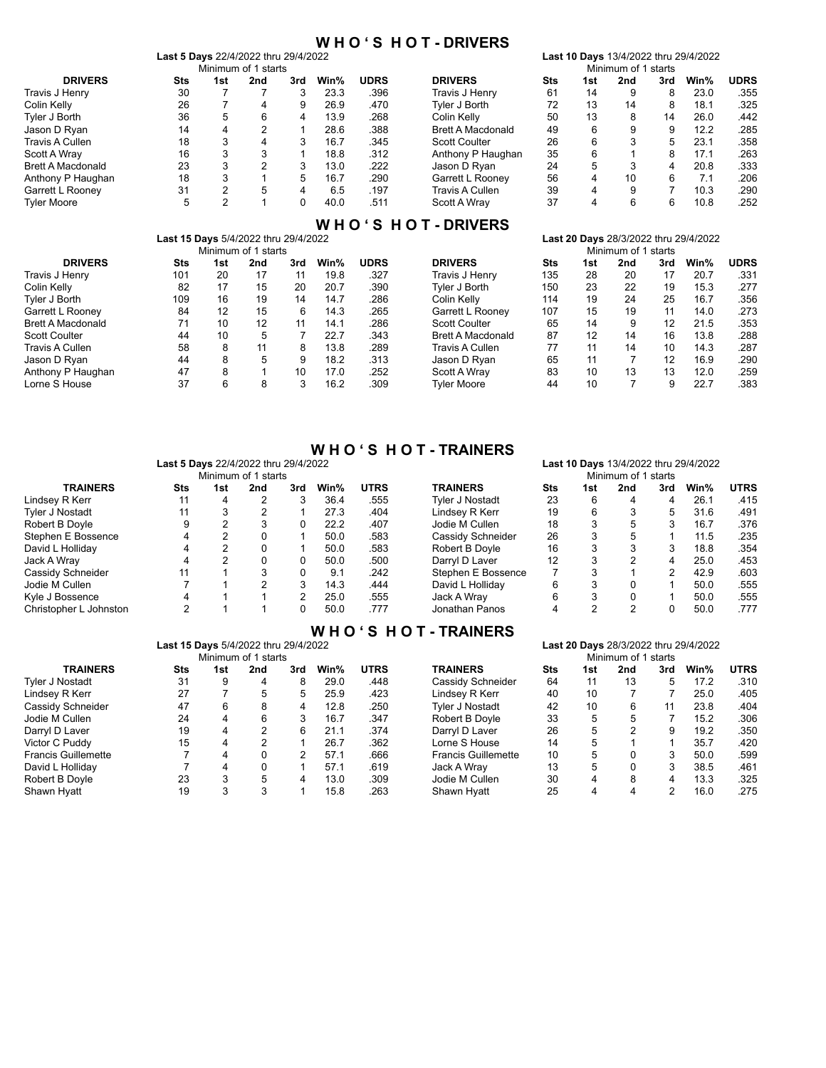# WHO'S HOT - DRIVERS

**Last 5 Days** 22/4/2022 thru 29/4/2022
Minimum of 1 starts

| DRIVERS | Sts | 1st | 2nd | 3rd | Win% | UDRS |
|---|---|---|---|---|---|---|
| Travis J Henry | 30 | 7 | 7 | 3 | 23.3 | .396 |
| Colin Kelly | 26 | 7 | 4 | 9 | 26.9 | .470 |
| Tyler J Borth | 36 | 5 | 6 | 4 | 13.9 | .268 |
| Jason D Ryan | 14 | 4 | 2 | 1 | 28.6 | .388 |
| Travis A Cullen | 18 | 3 | 4 | 3 | 16.7 | .345 |
| Scott A Wray | 16 | 3 | 3 | 1 | 18.8 | .312 |
| Brett A Macdonald | 23 | 3 | 2 | 3 | 13.0 | .222 |
| Anthony P Haughan | 18 | 3 | 1 | 5 | 16.7 | .290 |
| Garrett L Rooney | 31 | 2 | 5 | 4 | 6.5 | .197 |
| Tyler Moore | 5 | 2 | 1 | 0 | 40.0 | .511 |

**Last 10 Days** 13/4/2022 thru 29/4/2022
Minimum of 1 starts

| DRIVERS | Sts | 1st | 2nd | 3rd | Win% | UDRS |
|---|---|---|---|---|---|---|
| Travis J Henry | 61 | 14 | 9 | 8 | 23.0 | .355 |
| Tyler J Borth | 72 | 13 | 14 | 8 | 18.1 | .325 |
| Colin Kelly | 50 | 13 | 8 | 14 | 26.0 | .442 |
| Brett A Macdonald | 49 | 6 | 9 | 9 | 12.2 | .285 |
| Scott Coulter | 26 | 6 | 3 | 5 | 23.1 | .358 |
| Anthony P Haughan | 35 | 6 | 1 | 8 | 17.1 | .263 |
| Jason D Ryan | 24 | 5 | 3 | 4 | 20.8 | .333 |
| Garrett L Rooney | 56 | 4 | 10 | 6 | 7.1 | .206 |
| Travis A Cullen | 39 | 4 | 9 | 7 | 10.3 | .290 |
| Scott A Wray | 37 | 4 | 6 | 6 | 10.8 | .252 |

# WHO'S HOT - DRIVERS

**Last 15 Days** 5/4/2022 thru 29/4/2022
Minimum of 1 starts

| DRIVERS | Sts | 1st | 2nd | 3rd | Win% | UDRS |
|---|---|---|---|---|---|---|
| Travis J Henry | 101 | 20 | 17 | 11 | 19.8 | .327 |
| Colin Kelly | 82 | 17 | 15 | 20 | 20.7 | .390 |
| Tyler J Borth | 109 | 16 | 19 | 14 | 14.7 | .286 |
| Garrett L Rooney | 84 | 12 | 15 | 6 | 14.3 | .265 |
| Brett A Macdonald | 71 | 10 | 12 | 11 | 14.1 | .286 |
| Scott Coulter | 44 | 10 | 5 | 7 | 22.7 | .343 |
| Travis A Cullen | 58 | 8 | 11 | 8 | 13.8 | .289 |
| Jason D Ryan | 44 | 8 | 5 | 9 | 18.2 | .313 |
| Anthony P Haughan | 47 | 8 | 1 | 10 | 17.0 | .252 |
| Lorne S House | 37 | 6 | 8 | 3 | 16.2 | .309 |

**Last 20 Days** 28/3/2022 thru 29/4/2022
Minimum of 1 starts

| DRIVERS | Sts | 1st | 2nd | 3rd | Win% | UDRS |
|---|---|---|---|---|---|---|
| Travis J Henry | 135 | 28 | 20 | 17 | 20.7 | .331 |
| Tyler J Borth | 150 | 23 | 22 | 19 | 15.3 | .277 |
| Colin Kelly | 114 | 19 | 24 | 25 | 16.7 | .356 |
| Garrett L Rooney | 107 | 15 | 19 | 11 | 14.0 | .273 |
| Scott Coulter | 65 | 14 | 9 | 12 | 21.5 | .353 |
| Brett A Macdonald | 87 | 12 | 14 | 16 | 13.8 | .288 |
| Travis A Cullen | 77 | 11 | 14 | 10 | 14.3 | .287 |
| Jason D Ryan | 65 | 11 | 7 | 12 | 16.9 | .290 |
| Scott A Wray | 83 | 10 | 13 | 13 | 12.0 | .259 |
| Tyler Moore | 44 | 10 | 7 | 9 | 22.7 | .383 |

# WHO'S HOT - TRAINERS

**Last 5 Days** 22/4/2022 thru 29/4/2022
Minimum of 1 starts

| TRAINERS | Sts | 1st | 2nd | 3rd | Win% | UTRS |
|---|---|---|---|---|---|---|
| Lindsey R Kerr | 11 | 4 | 2 | 3 | 36.4 | .555 |
| Tyler J Nostadt | 11 | 3 | 2 | 1 | 27.3 | .404 |
| Robert B Doyle | 9 | 2 | 3 | 0 | 22.2 | .407 |
| Stephen E Bossence | 4 | 2 | 0 | 1 | 50.0 | .583 |
| David L Holliday | 4 | 2 | 0 | 1 | 50.0 | .583 |
| Jack A Wray | 4 | 2 | 0 | 0 | 50.0 | .500 |
| Cassidy Schneider | 11 | 1 | 3 | 0 | 9.1 | .242 |
| Jodie M Cullen | 7 | 1 | 2 | 3 | 14.3 | .444 |
| Kyle J Bossence | 4 | 1 | 1 | 2 | 25.0 | .555 |
| Christopher L Johnston | 2 | 1 | 1 | 0 | 50.0 | .777 |

**Last 10 Days** 13/4/2022 thru 29/4/2022
Minimum of 1 starts

| TRAINERS | Sts | 1st | 2nd | 3rd | Win% | UTRS |
|---|---|---|---|---|---|---|
| Tyler J Nostadt | 23 | 6 | 4 | 4 | 26.1 | .415 |
| Lindsey R Kerr | 19 | 6 | 3 | 5 | 31.6 | .491 |
| Jodie M Cullen | 18 | 3 | 5 | 3 | 16.7 | .376 |
| Cassidy Schneider | 26 | 3 | 5 | 1 | 11.5 | .235 |
| Robert B Doyle | 16 | 3 | 3 | 3 | 18.8 | .354 |
| Darryl D Laver | 12 | 3 | 2 | 4 | 25.0 | .453 |
| Stephen E Bossence | 7 | 3 | 1 | 2 | 42.9 | .603 |
| David L Holliday | 6 | 3 | 0 | 1 | 50.0 | .555 |
| Jack A Wray | 6 | 3 | 0 | 1 | 50.0 | .555 |
| Jonathan Panos | 4 | 2 | 2 | 0 | 50.0 | .777 |

# WHO'S HOT - TRAINERS

**Last 15 Days** 5/4/2022 thru 29/4/2022
Minimum of 1 starts

| TRAINERS | Sts | 1st | 2nd | 3rd | Win% | UTRS |
|---|---|---|---|---|---|---|
| Tyler J Nostadt | 31 | 9 | 4 | 8 | 29.0 | .448 |
| Lindsey R Kerr | 27 | 7 | 5 | 5 | 25.9 | .423 |
| Cassidy Schneider | 47 | 6 | 8 | 4 | 12.8 | .250 |
| Jodie M Cullen | 24 | 4 | 6 | 3 | 16.7 | .347 |
| Darryl D Laver | 19 | 4 | 2 | 6 | 21.1 | .374 |
| Victor C Puddy | 15 | 4 | 2 | 1 | 26.7 | .362 |
| Francis Guillemette | 7 | 4 | 0 | 2 | 57.1 | .666 |
| David L Holliday | 7 | 4 | 0 | 1 | 57.1 | .619 |
| Robert B Doyle | 23 | 3 | 5 | 4 | 13.0 | .309 |
| Shawn Hyatt | 19 | 3 | 3 | 1 | 15.8 | .263 |

**Last 20 Days** 28/3/2022 thru 29/4/2022
Minimum of 1 starts

| TRAINERS | Sts | 1st | 2nd | 3rd | Win% | UTRS |
|---|---|---|---|---|---|---|
| Cassidy Schneider | 64 | 11 | 13 | 5 | 17.2 | .310 |
| Lindsey R Kerr | 40 | 10 | 7 | 7 | 25.0 | .405 |
| Tyler J Nostadt | 42 | 10 | 6 | 11 | 23.8 | .404 |
| Robert B Doyle | 33 | 5 | 5 | 7 | 15.2 | .306 |
| Darryl D Laver | 26 | 5 | 2 | 9 | 19.2 | .350 |
| Lorne S House | 14 | 5 | 1 | 1 | 35.7 | .420 |
| Francis Guillemette | 10 | 5 | 0 | 3 | 50.0 | .599 |
| Jack A Wray | 13 | 5 | 0 | 3 | 38.5 | .461 |
| Jodie M Cullen | 30 | 4 | 8 | 4 | 13.3 | .325 |
| Shawn Hyatt | 25 | 4 | 4 | 2 | 16.0 | .275 |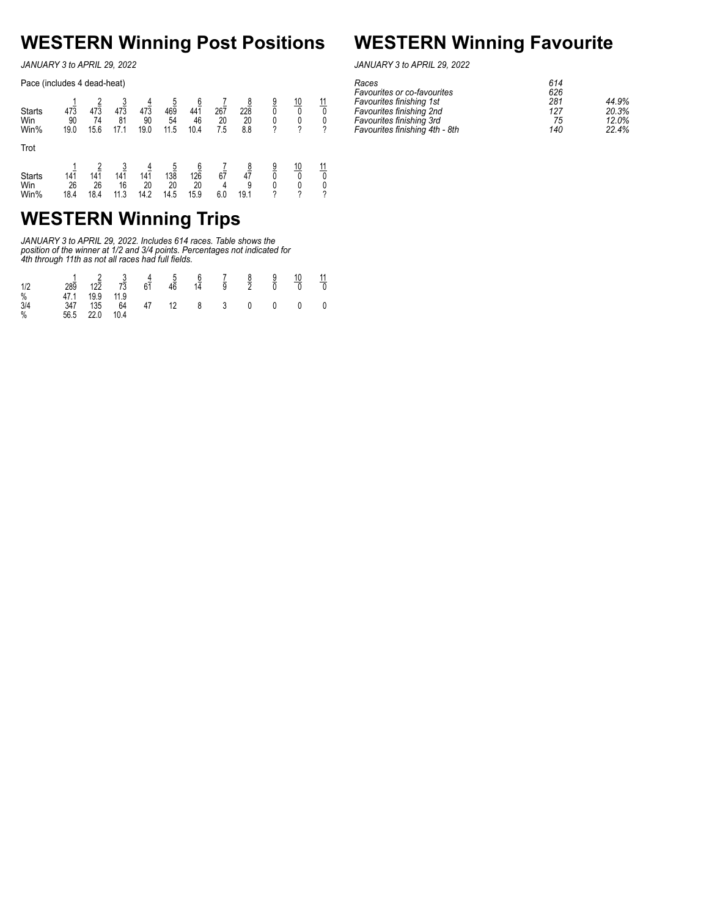# WESTERN Winning Post Positions

*JANUARY 3 to APRIL 29, 2022*

Pace (includes 4 dead-heat)

| | 1 | 2 | 3 | 4 | 5 | 6 | 7 | 8 | 9 | 10 | 11 |
|---|---|---|---|---|---|---|---|---|---|---|---|
| Starts | 473 | 473 | 473 | 473 | 469 | 441 | 267 | 228 | 0 | 0 | 0 |
| Win | 90 | 74 | 81 | 90 | 54 | 46 | 20 | 20 | 0 | 0 | 0 |
| Win% | 19.0 | 15.6 | 17.1 | 19.0 | 11.5 | 10.4 | 7.5 | 8.8 | ? | ? | ? |

Trot

| | 1 | 2 | 3 | 4 | 5 | 6 | 7 | 8 | 9 | 10 | 11 |
|---|---|---|---|---|---|---|---|---|---|---|---|
| Starts | 141 | 141 | 141 | 141 | 138 | 126 | 67 | 47 | 0 | 0 | 0 |
| Win | 26 | 26 | 16 | 20 | 20 | 20 | 4 | 9 | 0 | 0 | 0 |
| Win% | 18.4 | 18.4 | 11.3 | 14.2 | 14.5 | 15.9 | 6.0 | 19.1 | ? | ? | ? |

# WESTERN Winning Trips

*JANUARY 3 to APRIL 29, 2022. Includes 614 races. Table shows the position of the winner at 1/2 and 3/4 points. Percentages not indicated for 4th through 11th as not all races had full fields.*

| | 1 | 2 | 3 | 4 | 5 | 6 | 7 | 8 | 9 | 10 | 11 |
|---|---|---|---|---|---|---|---|---|---|---|---|
| 1/2 | 289 | 122 | 73 | 61 | 46 | 14 | 9 | 2 | 0 | 0 | 0 |
| % | 47.1 | 19.9 | 11.9 | | | | | | | | |
| 3/4 | 347 | 135 | 64 | 47 | 12 | 8 | 3 | 0 | 0 | 0 | 0 |
| % | 56.5 | 22.0 | 10.4 | | | | | | | | |

# WESTERN Winning Favourite

*JANUARY 3 to APRIL 29, 2022*

| | | |
|---|---|---|
| *Races* | *614* | |
| *Favourites or co-favourites* | *626* | |
| *Favourites finishing 1st* | *281* | *44.9%* |
| *Favourites finishing 2nd* | *127* | *20.3%* |
| *Favourites finishing 3rd* | *75* | *12.0%* |
| *Favourites finishing 4th - 8th* | *140* | *22.4%* |